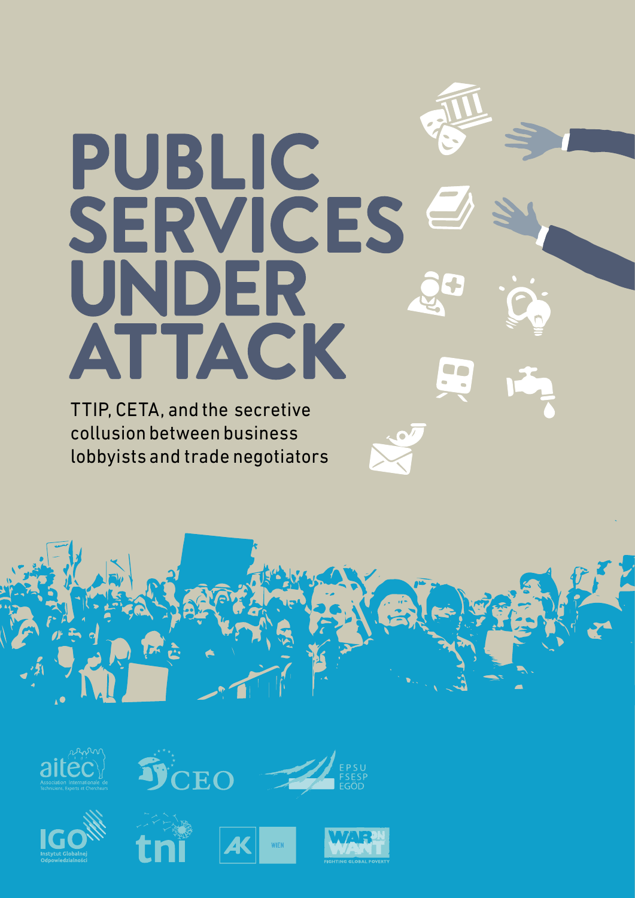# PUBLIC SERVICES UNDER ATTACK

TTIP, CETA, and the secretive collusion between business lobbyists and trade negotiators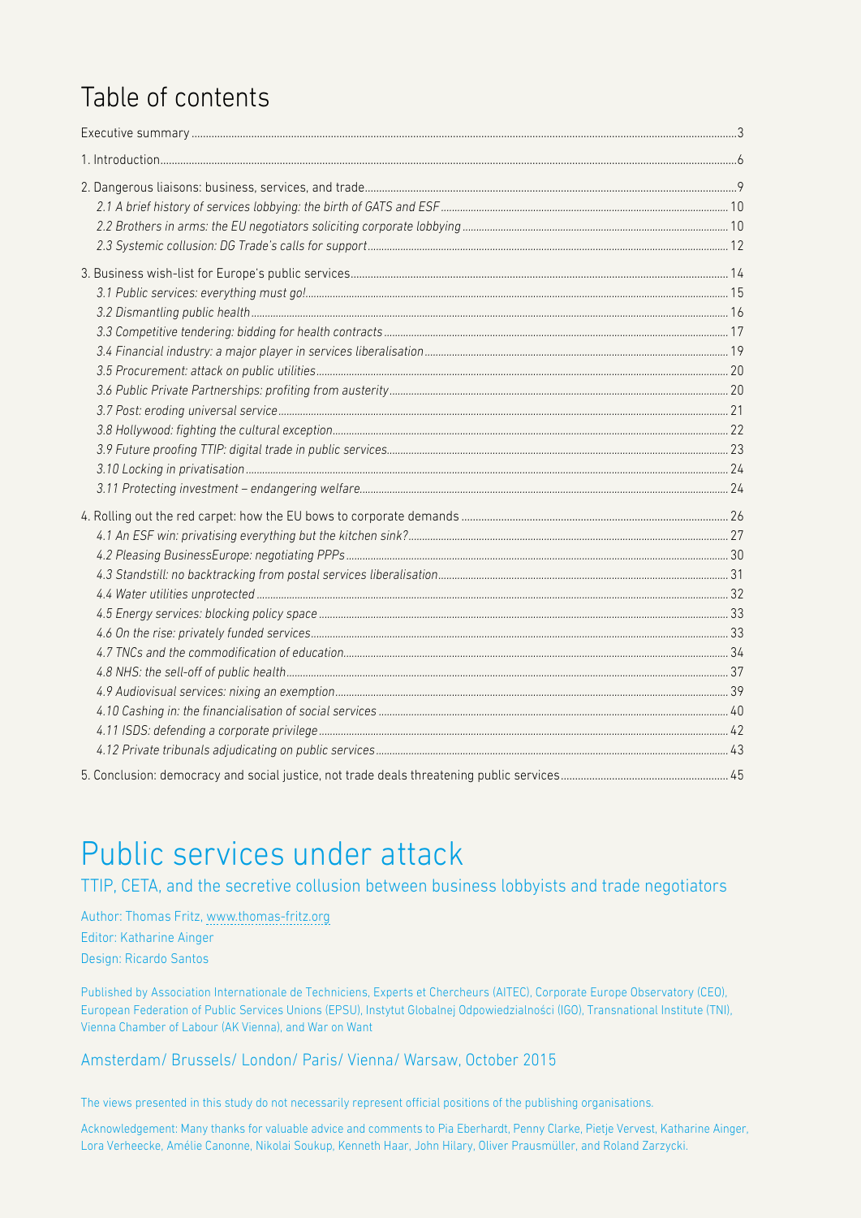# Table of contents

- Executive summary ... 3
- 1. Introduction ... 6
- 2. Dangerous liaisons: business, services, and trade ... 9
  - *2.1 A brief history of services lobbying: the birth of GATS and ESF* ... 10
  - *2.2 Brothers in arms: the EU negotiators soliciting corporate lobbying* ... 10
  - *2.3 Systemic collusion: DG Trade's calls for support* ... 12
- 3. Business wish-list for Europe's public services ... 14
  - *3.1 Public services: everything must go!* ... 15
  - *3.2 Dismantling public health* ... 16
  - *3.3 Competitive tendering: bidding for health contracts* ... 17
  - *3.4 Financial industry: a major player in services liberalisation* ... 19
  - *3.5 Procurement: attack on public utilities* ... 20
  - *3.6 Public Private Partnerships: profiting from austerity* ... 20
  - *3.7 Post: eroding universal service* ... 21
  - *3.8 Hollywood: fighting the cultural exception* ... 22
  - *3.9 Future proofing TTIP: digital trade in public services* ... 23
  - *3.10 Locking in privatisation* ... 24
  - *3.11 Protecting investment – endangering welfare* ... 24
- 4. Rolling out the red carpet: how the EU bows to corporate demands ... 26
  - *4.1 An ESF win: privatising everything but the kitchen sink?* ... 27
  - *4.2 Pleasing BusinessEurope: negotiating PPPs* ... 30
  - *4.3 Standstill: no backtracking from postal services liberalisation* ... 31
  - *4.4 Water utilities unprotected* ... 32
  - *4.5 Energy services: blocking policy space* ... 33
  - *4.6 On the rise: privately funded services* ... 33
  - *4.7 TNCs and the commodification of education* ... 34
  - *4.8 NHS: the sell-off of public health* ... 37
  - *4.9 Audiovisual services: nixing an exemption* ... 39
  - *4.10 Cashing in: the financialisation of social services* ... 40
  - *4.11 ISDS: defending a corporate privilege* ... 42
  - *4.12 Private tribunals adjudicating on public services* ... 43
- 5. Conclusion: democracy and social justice, not trade deals threatening public services ... 45

# Public services under attack

## TTIP, CETA, and the secretive collusion between business lobbyists and trade negotiators

Author: Thomas Fritz, www.thomas-fritz.org

Editor: Katharine Ainger

Design: Ricardo Santos

Published by Association Internationale de Techniciens, Experts et Chercheurs (AITEC), Corporate Europe Observatory (CEO), European Federation of Public Services Unions (EPSU), Instytut Globalnej Odpowiedzialności (IGO), Transnational Institute (TNI), Vienna Chamber of Labour (AK Vienna), and War on Want

Amsterdam/ Brussels/ London/ Paris/ Vienna/ Warsaw, October 2015

The views presented in this study do not necessarily represent official positions of the publishing organisations.

Acknowledgement: Many thanks for valuable advice and comments to Pia Eberhardt, Penny Clarke, Pietje Vervest, Katharine Ainger, Lora Verheecke, Amélie Canonne, Nikolai Soukup, Kenneth Haar, John Hilary, Oliver Prausmüller, and Roland Zarzycki.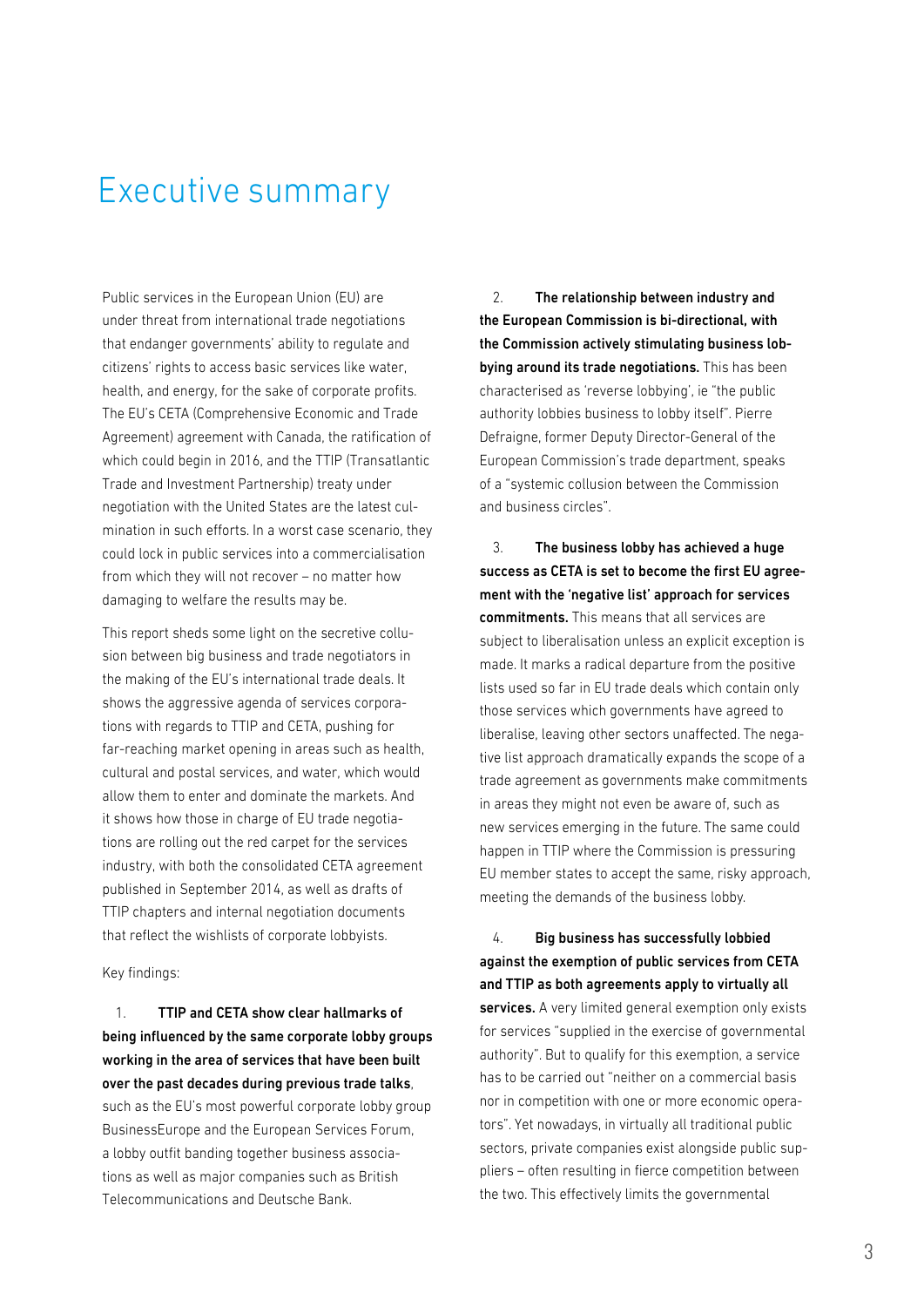# Executive summary

Public services in the European Union (EU) are under threat from international trade negotiations that endanger governments' ability to regulate and citizens' rights to access basic services like water, health, and energy, for the sake of corporate profits. The EU's CETA (Comprehensive Economic and Trade Agreement) agreement with Canada, the ratification of which could begin in 2016, and the TTIP (Transatlantic Trade and Investment Partnership) treaty under negotiation with the United States are the latest culmination in such efforts. In a worst case scenario, they could lock in public services into a commercialisation from which they will not recover – no matter how damaging to welfare the results may be.

This report sheds some light on the secretive collusion between big business and trade negotiators in the making of the EU's international trade deals. It shows the aggressive agenda of services corporations with regards to TTIP and CETA, pushing for far-reaching market opening in areas such as health, cultural and postal services, and water, which would allow them to enter and dominate the markets. And it shows how those in charge of EU trade negotiations are rolling out the red carpet for the services industry, with both the consolidated CETA agreement published in September 2014, as well as drafts of TTIP chapters and internal negotiation documents that reflect the wishlists of corporate lobbyists.

Key findings:

1. **TTIP and CETA show clear hallmarks of being influenced by the same corporate lobby groups working in the area of services that have been built over the past decades during previous trade talks**, such as the EU's most powerful corporate lobby group BusinessEurope and the European Services Forum, a lobby outfit banding together business associations as well as major companies such as British Telecommunications and Deutsche Bank.

2. **The relationship between industry and the European Commission is bi-directional, with the Commission actively stimulating business lobbying around its trade negotiations.** This has been characterised as 'reverse lobbying', ie "the public authority lobbies business to lobby itself". Pierre Defraigne, former Deputy Director-General of the European Commission's trade department, speaks of a "systemic collusion between the Commission and business circles".

3. **The business lobby has achieved a huge success as CETA is set to become the first EU agreement with the 'negative list' approach for services commitments.** This means that all services are subject to liberalisation unless an explicit exception is made. It marks a radical departure from the positive lists used so far in EU trade deals which contain only those services which governments have agreed to liberalise, leaving other sectors unaffected. The negative list approach dramatically expands the scope of a trade agreement as governments make commitments in areas they might not even be aware of, such as new services emerging in the future. The same could happen in TTIP where the Commission is pressuring EU member states to accept the same, risky approach, meeting the demands of the business lobby.

4. **Big business has successfully lobbied against the exemption of public services from CETA and TTIP as both agreements apply to virtually all services.** A very limited general exemption only exists for services "supplied in the exercise of governmental authority". But to qualify for this exemption, a service has to be carried out "neither on a commercial basis nor in competition with one or more economic operators". Yet nowadays, in virtually all traditional public sectors, private companies exist alongside public suppliers – often resulting in fierce competition between the two. This effectively limits the governmental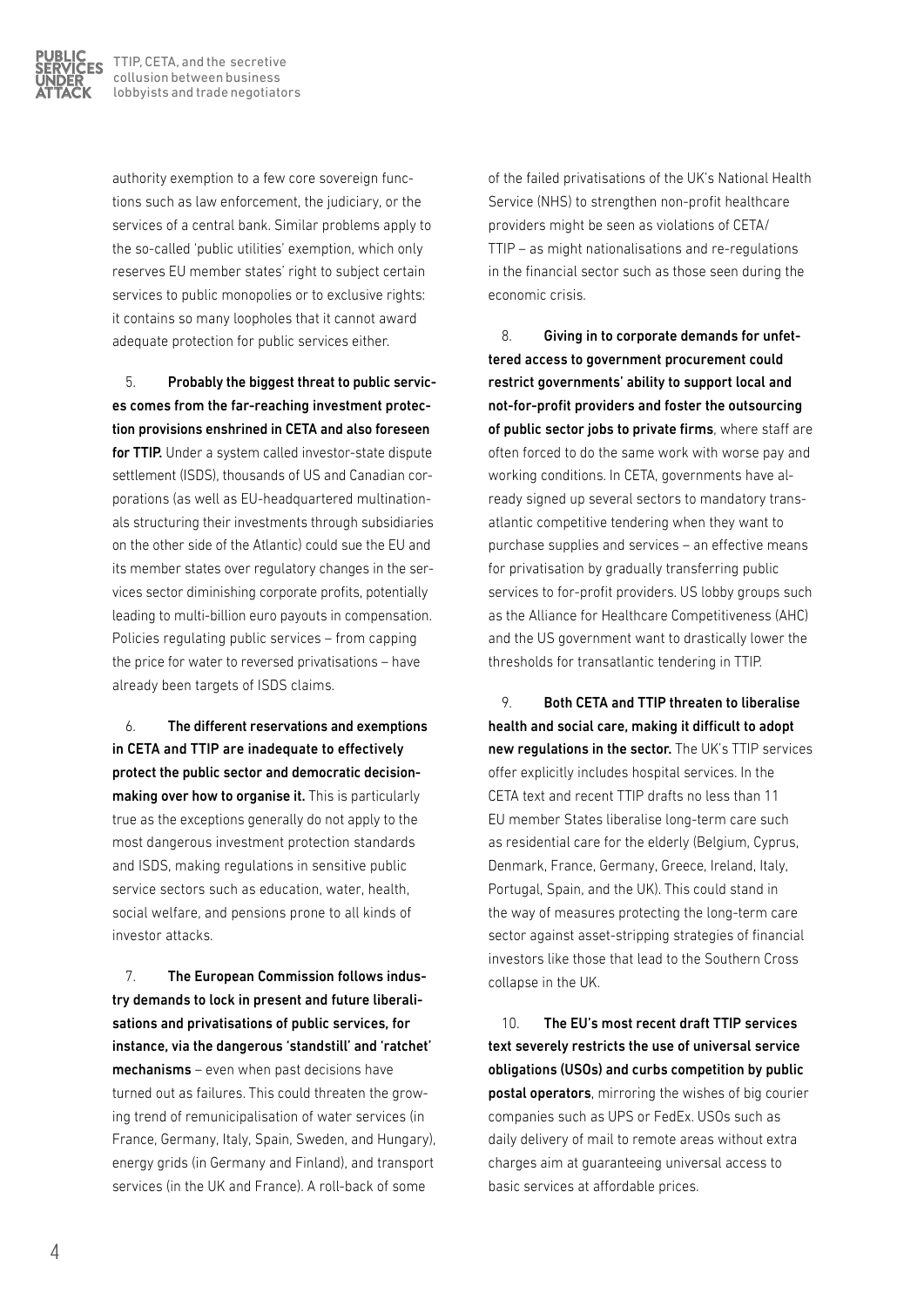authority exemption to a few core sovereign functions such as law enforcement, the judiciary, or the services of a central bank. Similar problems apply to the so-called 'public utilities' exemption, which only reserves EU member states' right to subject certain services to public monopolies or to exclusive rights: it contains so many loopholes that it cannot award adequate protection for public services either.

5. **Probably the biggest threat to public services comes from the far-reaching investment protection provisions enshrined in CETA and also foreseen for TTIP.** Under a system called investor-state dispute settlement (ISDS), thousands of US and Canadian corporations (as well as EU-headquartered multinationals structuring their investments through subsidiaries on the other side of the Atlantic) could sue the EU and its member states over regulatory changes in the services sector diminishing corporate profits, potentially leading to multi-billion euro payouts in compensation. Policies regulating public services – from capping the price for water to reversed privatisations – have already been targets of ISDS claims.

6. **The different reservations and exemptions in CETA and TTIP are inadequate to effectively protect the public sector and democratic decision-making over how to organise it.** This is particularly true as the exceptions generally do not apply to the most dangerous investment protection standards and ISDS, making regulations in sensitive public service sectors such as education, water, health, social welfare, and pensions prone to all kinds of investor attacks.

7. **The European Commission follows industry demands to lock in present and future liberalisations and privatisations of public services, for instance, via the dangerous 'standstill' and 'ratchet' mechanisms** – even when past decisions have turned out as failures. This could threaten the growing trend of remunicipalisation of water services (in France, Germany, Italy, Spain, Sweden, and Hungary), energy grids (in Germany and Finland), and transport services (in the UK and France). A roll-back of some of the failed privatisations of the UK's National Health Service (NHS) to strengthen non-profit healthcare providers might be seen as violations of CETA/TTIP – as might nationalisations and re-regulations in the financial sector such as those seen during the economic crisis.

8. **Giving in to corporate demands for unfettered access to government procurement could restrict governments' ability to support local and not-for-profit providers and foster the outsourcing of public sector jobs to private firms**, where staff are often forced to do the same work with worse pay and working conditions. In CETA, governments have already signed up several sectors to mandatory transatlantic competitive tendering when they want to purchase supplies and services – an effective means for privatisation by gradually transferring public services to for-profit providers. US lobby groups such as the Alliance for Healthcare Competitiveness (AHC) and the US government want to drastically lower the thresholds for transatlantic tendering in TTIP.

9. **Both CETA and TTIP threaten to liberalise health and social care, making it difficult to adopt new regulations in the sector.** The UK's TTIP services offer explicitly includes hospital services. In the CETA text and recent TTIP drafts no less than 11 EU member States liberalise long-term care such as residential care for the elderly (Belgium, Cyprus, Denmark, France, Germany, Greece, Ireland, Italy, Portugal, Spain, and the UK). This could stand in the way of measures protecting the long-term care sector against asset-stripping strategies of financial investors like those that lead to the Southern Cross collapse in the UK.

10. **The EU's most recent draft TTIP services text severely restricts the use of universal service obligations (USOs) and curbs competition by public postal operators**, mirroring the wishes of big courier companies such as UPS or FedEx. USOs such as daily delivery of mail to remote areas without extra charges aim at guaranteeing universal access to basic services at affordable prices.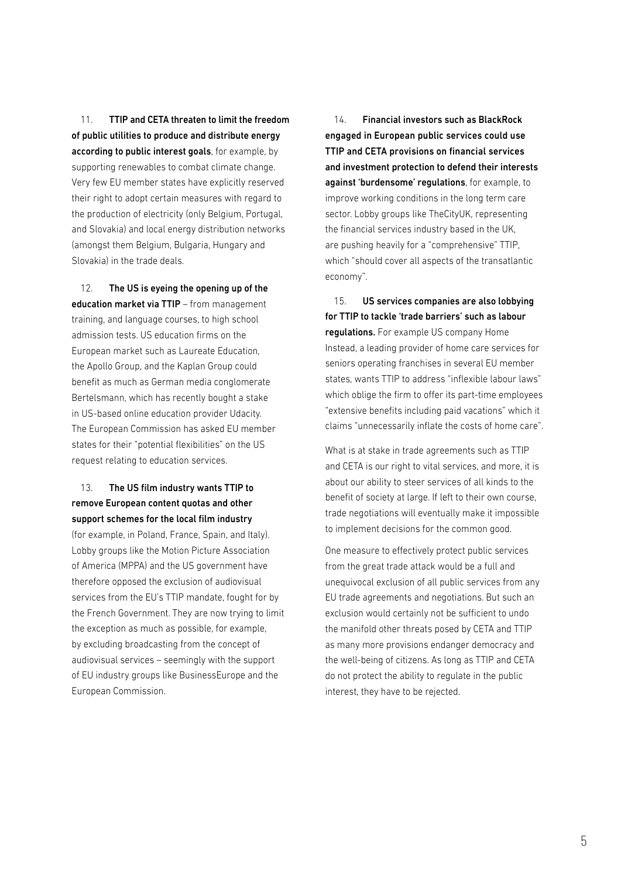11. **TTIP and CETA threaten to limit the freedom of public utilities to produce and distribute energy according to public interest goals**, for example, by supporting renewables to combat climate change. Very few EU member states have explicitly reserved their right to adopt certain measures with regard to the production of electricity (only Belgium, Portugal, and Slovakia) and local energy distribution networks (amongst them Belgium, Bulgaria, Hungary and Slovakia) in the trade deals.

12. **The US is eyeing the opening up of the education market via TTIP** – from management training, and language courses, to high school admission tests. US education firms on the European market such as Laureate Education, the Apollo Group, and the Kaplan Group could benefit as much as German media conglomerate Bertelsmann, which has recently bought a stake in US-based online education provider Udacity. The European Commission has asked EU member states for their "potential flexibilities" on the US request relating to education services.

13. **The US film industry wants TTIP to remove European content quotas and other support schemes for the local film industry** (for example, in Poland, France, Spain, and Italy). Lobby groups like the Motion Picture Association of America (MPPA) and the US government have therefore opposed the exclusion of audiovisual services from the EU's TTIP mandate, fought for by the French Government. They are now trying to limit the exception as much as possible, for example, by excluding broadcasting from the concept of audiovisual services – seemingly with the support of EU industry groups like BusinessEurope and the European Commission.

14. **Financial investors such as BlackRock engaged in European public services could use TTIP and CETA provisions on financial services and investment protection to defend their interests against 'burdensome' regulations**, for example, to improve working conditions in the long term care sector. Lobby groups like TheCityUK, representing the financial services industry based in the UK, are pushing heavily for a "comprehensive" TTIP, which "should cover all aspects of the transatlantic economy".

15. **US services companies are also lobbying for TTIP to tackle 'trade barriers' such as labour regulations.** For example US company Home Instead, a leading provider of home care services for seniors operating franchises in several EU member states, wants TTIP to address "inflexible labour laws" which oblige the firm to offer its part-time employees "extensive benefits including paid vacations" which it claims "unnecessarily inflate the costs of home care".

What is at stake in trade agreements such as TTIP and CETA is our right to vital services, and more, it is about our ability to steer services of all kinds to the benefit of society at large. If left to their own course, trade negotiations will eventually make it impossible to implement decisions for the common good.

One measure to effectively protect public services from the great trade attack would be a full and unequivocal exclusion of all public services from any EU trade agreements and negotiations. But such an exclusion would certainly not be sufficient to undo the manifold other threats posed by CETA and TTIP as many more provisions endanger democracy and the well-being of citizens. As long as TTIP and CETA do not protect the ability to regulate in the public interest, they have to be rejected.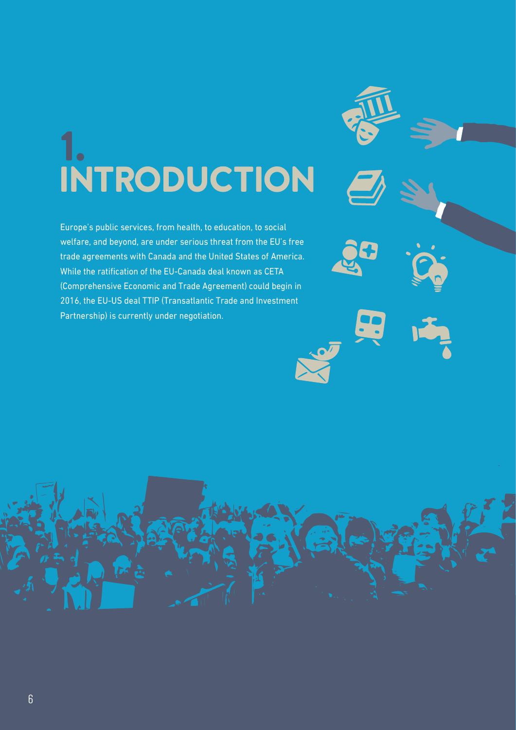# 1. INTRODUCTION

Europe's public services, from health, to education, to social welfare, and beyond, are under serious threat from the EU's free trade agreements with Canada and the United States of America. While the ratification of the EU-Canada deal known as CETA (Comprehensive Economic and Trade Agreement) could begin in 2016, the EU-US deal TTIP (Transatlantic Trade and Investment Partnership) is currently under negotiation.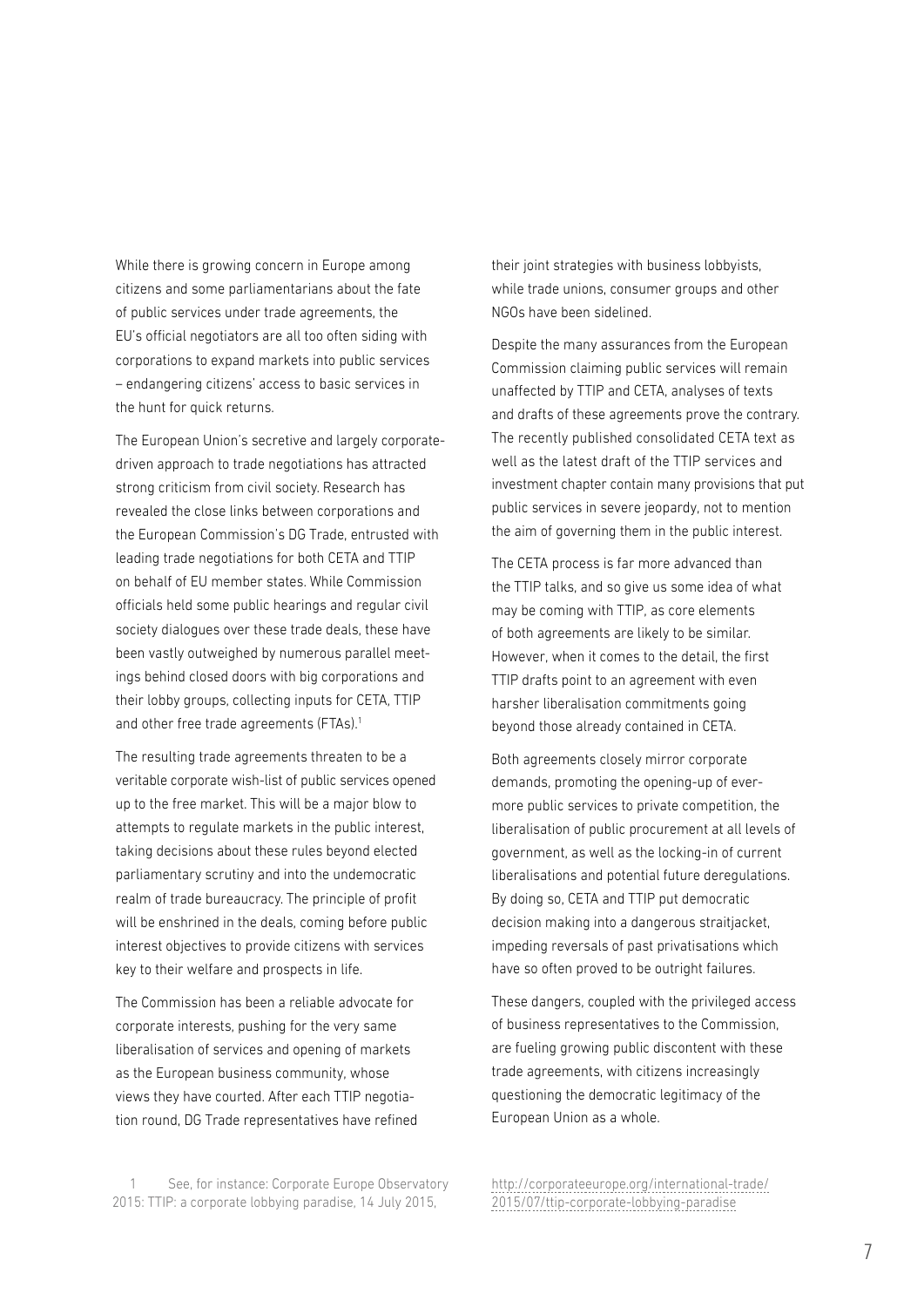While there is growing concern in Europe among citizens and some parliamentarians about the fate of public services under trade agreements, the EU's official negotiators are all too often siding with corporations to expand markets into public services – endangering citizens' access to basic services in the hunt for quick returns.

The European Union's secretive and largely corporate-driven approach to trade negotiations has attracted strong criticism from civil society. Research has revealed the close links between corporations and the European Commission's DG Trade, entrusted with leading trade negotiations for both CETA and TTIP on behalf of EU member states. While Commission officials held some public hearings and regular civil society dialogues over these trade deals, these have been vastly outweighed by numerous parallel meetings behind closed doors with big corporations and their lobby groups, collecting inputs for CETA, TTIP and other free trade agreements (FTAs).[1]

The resulting trade agreements threaten to be a veritable corporate wish-list of public services opened up to the free market. This will be a major blow to attempts to regulate markets in the public interest, taking decisions about these rules beyond elected parliamentary scrutiny and into the undemocratic realm of trade bureaucracy. The principle of profit will be enshrined in the deals, coming before public interest objectives to provide citizens with services key to their welfare and prospects in life.

The Commission has been a reliable advocate for corporate interests, pushing for the very same liberalisation of services and opening of markets as the European business community, whose views they have courted. After each TTIP negotiation round, DG Trade representatives have refined their joint strategies with business lobbyists, while trade unions, consumer groups and other NGOs have been sidelined.

Despite the many assurances from the European Commission claiming public services will remain unaffected by TTIP and CETA, analyses of texts and drafts of these agreements prove the contrary. The recently published consolidated CETA text as well as the latest draft of the TTIP services and investment chapter contain many provisions that put public services in severe jeopardy, not to mention the aim of governing them in the public interest.

The CETA process is far more advanced than the TTIP talks, and so give us some idea of what may be coming with TTIP, as core elements of both agreements are likely to be similar. However, when it comes to the detail, the first TTIP drafts point to an agreement with even harsher liberalisation commitments going beyond those already contained in CETA.

Both agreements closely mirror corporate demands, promoting the opening-up of ever-more public services to private competition, the liberalisation of public procurement at all levels of government, as well as the locking-in of current liberalisations and potential future deregulations. By doing so, CETA and TTIP put democratic decision making into a dangerous straitjacket, impeding reversals of past privatisations which have so often proved to be outright failures.

These dangers, coupled with the privileged access of business representatives to the Commission, are fueling growing public discontent with these trade agreements, with citizens increasingly questioning the democratic legitimacy of the European Union as a whole.

---

1 See, for instance: Corporate Europe Observatory 2015: TTIP: a corporate lobbying paradise, 14 July 2015, http://corporateeurope.org/international-trade/2015/07/ttip-corporate-lobbying-paradise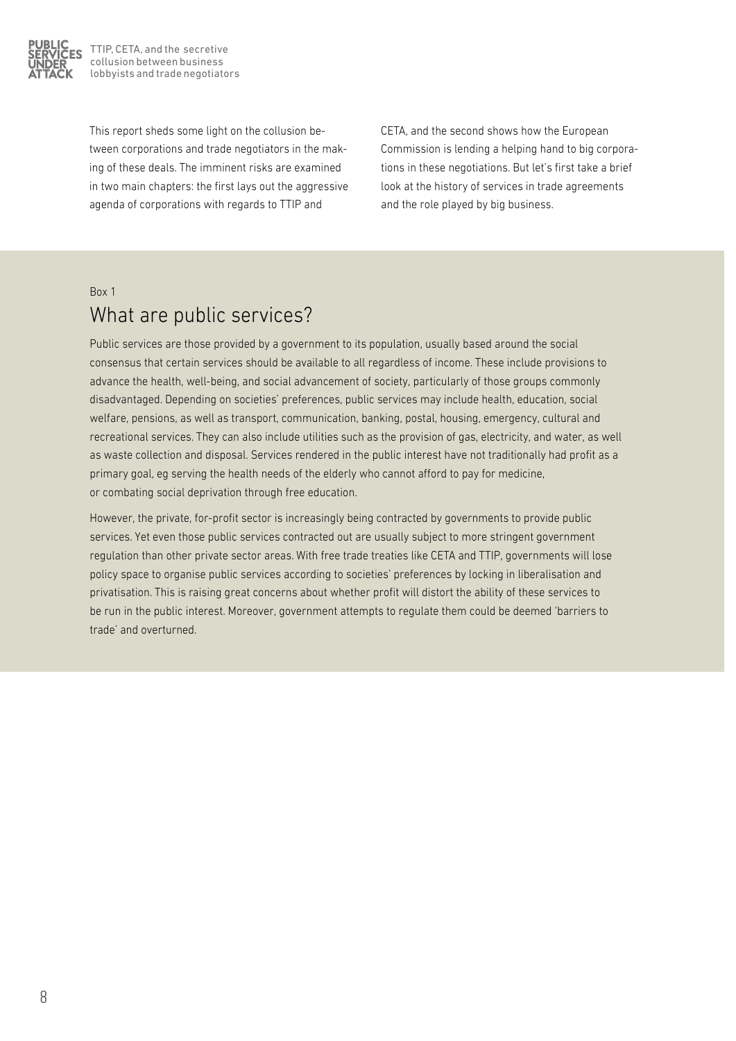This report sheds some light on the collusion between corporations and trade negotiators in the making of these deals. The imminent risks are examined in two main chapters: the first lays out the aggressive agenda of corporations with regards to TTIP and CETA, and the second shows how the European Commission is lending a helping hand to big corporations in these negotiations. But let's first take a brief look at the history of services in trade agreements and the role played by big business.

Box 1

## What are public services?

Public services are those provided by a government to its population, usually based around the social consensus that certain services should be available to all regardless of income. These include provisions to advance the health, well-being, and social advancement of society, particularly of those groups commonly disadvantaged. Depending on societies' preferences, public services may include health, education, social welfare, pensions, as well as transport, communication, banking, postal, housing, emergency, cultural and recreational services. They can also include utilities such as the provision of gas, electricity, and water, as well as waste collection and disposal. Services rendered in the public interest have not traditionally had profit as a primary goal, eg serving the health needs of the elderly who cannot afford to pay for medicine, or combating social deprivation through free education.

However, the private, for-profit sector is increasingly being contracted by governments to provide public services. Yet even those public services contracted out are usually subject to more stringent government regulation than other private sector areas. With free trade treaties like CETA and TTIP, governments will lose policy space to organise public services according to societies' preferences by locking in liberalisation and privatisation. This is raising great concerns about whether profit will distort the ability of these services to be run in the public interest. Moreover, government attempts to regulate them could be deemed 'barriers to trade' and overturned.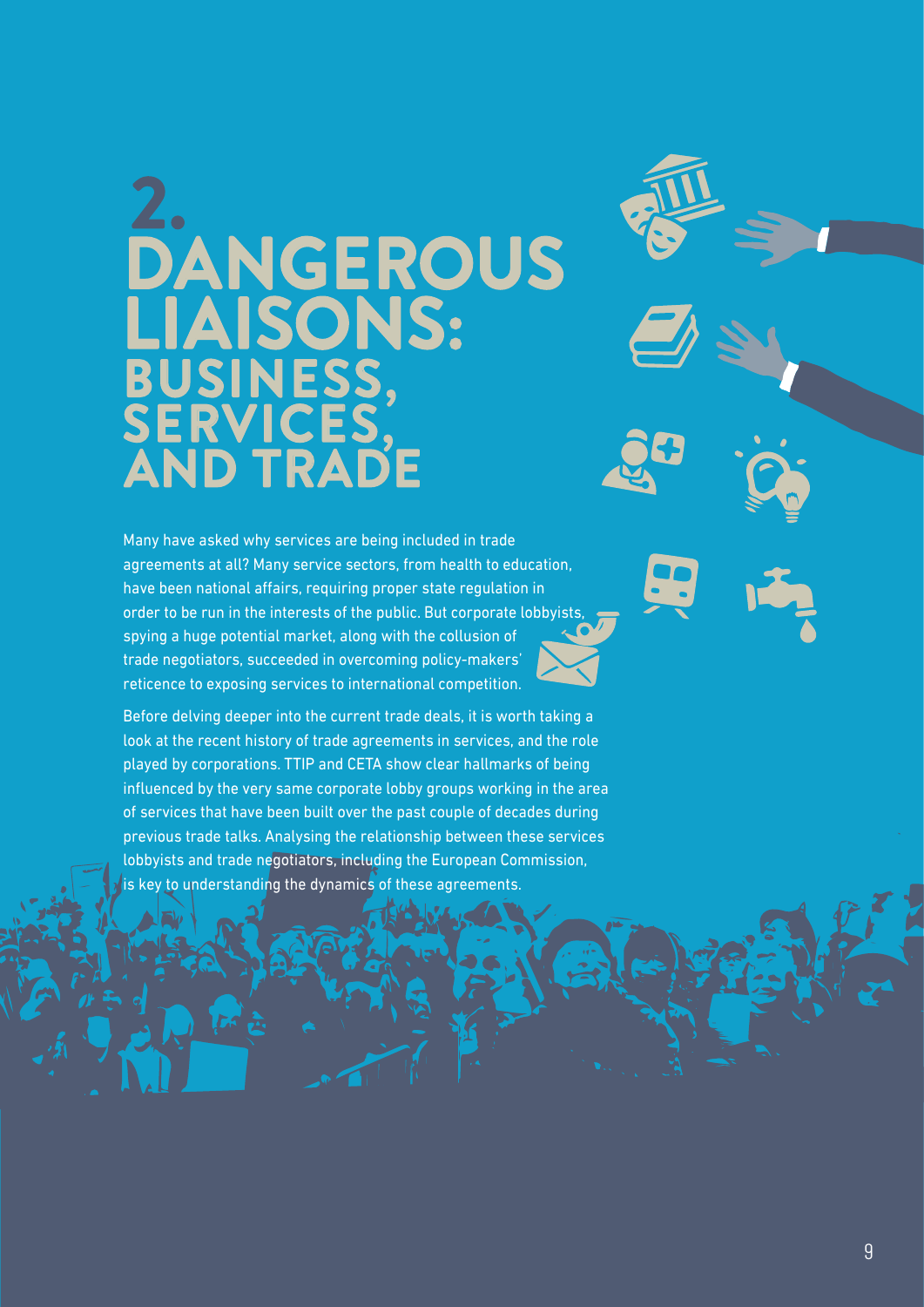# 2. DANGEROUS LIAISONS: BUSINESS, SERVICES, AND TRADE

Many have asked why services are being included in trade agreements at all? Many service sectors, from health to education, have been national affairs, requiring proper state regulation in order to be run in the interests of the public. But corporate lobbyists, spying a huge potential market, along with the collusion of trade negotiators, succeeded in overcoming policy-makers' reticence to exposing services to international competition.

Before delving deeper into the current trade deals, it is worth taking a look at the recent history of trade agreements in services, and the role played by corporations. TTIP and CETA show clear hallmarks of being influenced by the very same corporate lobby groups working in the area of services that have been built over the past couple of decades during previous trade talks. Analysing the relationship between these services lobbyists and trade negotiators, including the European Commission, is key to understanding the dynamics of these agreements.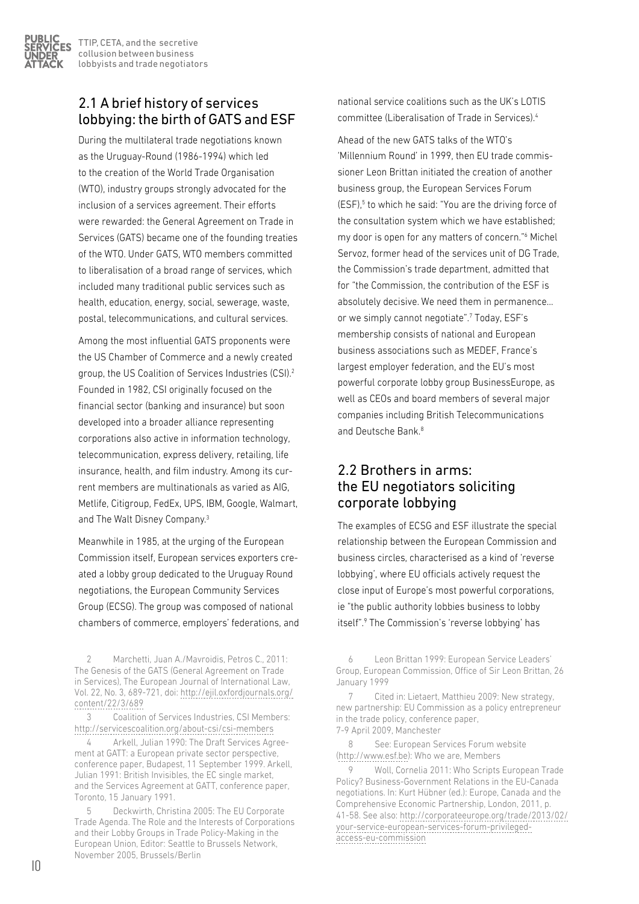## 2.1 A brief history of services lobbying: the birth of GATS and ESF

During the multilateral trade negotiations known as the Uruguay-Round (1986-1994) which led to the creation of the World Trade Organisation (WTO), industry groups strongly advocated for the inclusion of a services agreement. Their efforts were rewarded: the General Agreement on Trade in Services (GATS) became one of the founding treaties of the WTO. Under GATS, WTO members committed to liberalisation of a broad range of services, which included many traditional public services such as health, education, energy, social, sewerage, waste, postal, telecommunications, and cultural services.

Among the most influential GATS proponents were the US Chamber of Commerce and a newly created group, the US Coalition of Services Industries (CSI).[2] Founded in 1982, CSI originally focused on the financial sector (banking and insurance) but soon developed into a broader alliance representing corporations also active in information technology, telecommunication, express delivery, retailing, life insurance, health, and film industry. Among its current members are multinationals as varied as AIG, Metlife, Citigroup, FedEx, UPS, IBM, Google, Walmart, and The Walt Disney Company.[3]

Meanwhile in 1985, at the urging of the European Commission itself, European services exporters created a lobby group dedicated to the Uruguay Round negotiations, the European Community Services Group (ECSG). The group was composed of national chambers of commerce, employers' federations, and national service coalitions such as the UK's LOTIS committee (Liberalisation of Trade in Services).[4]

Ahead of the new GATS talks of the WTO's 'Millennium Round' in 1999, then EU trade commissioner Leon Brittan initiated the creation of another business group, the European Services Forum (ESF),[5] to which he said: "You are the driving force of the consultation system which we have established; my door is open for any matters of concern."[6] Michel Servoz, former head of the services unit of DG Trade, the Commission's trade department, admitted that for "the Commission, the contribution of the ESF is absolutely decisive. We need them in permanence… or we simply cannot negotiate".[7] Today, ESF's membership consists of national and European business associations such as MEDEF, France's largest employer federation, and the EU's most powerful corporate lobby group BusinessEurope, as well as CEOs and board members of several major companies including British Telecommunications and Deutsche Bank.[8]

## 2.2 Brothers in arms: the EU negotiators soliciting corporate lobbying

The examples of ECSG and ESF illustrate the special relationship between the European Commission and business circles, characterised as a kind of 'reverse lobbying', where EU officials actively request the close input of Europe's most powerful corporations, ie "the public authority lobbies business to lobby itself".[9] The Commission's 'reverse lobbying' has

---

2 Marchetti, Juan A./Mavroidis, Petros C., 2011: The Genesis of the GATS (General Agreement on Trade in Services), The European Journal of International Law, Vol. 22, No. 3, 689-721, doi: http://ejil.oxfordjournals.org/content/22/3/689

3 Coalition of Services Industries, CSI Members: http://servicescoalition.org/about-csi/csi-members

4 Arkell, Julian 1990: The Draft Services Agreement at GATT: a European private sector perspective, conference paper, Budapest, 11 September 1999. Arkell, Julian 1991: British Invisibles, the EC single market, and the Services Agreement at GATT, conference paper, Toronto, 15 January 1991.

5 Deckwirth, Christina 2005: The EU Corporate Trade Agenda. The Role and the Interests of Corporations and their Lobby Groups in Trade Policy-Making in the European Union, Editor: Seattle to Brussels Network, November 2005, Brussels/Berlin

6 Leon Brittan 1999: European Service Leaders' Group, European Commission, Office of Sir Leon Brittan, 26 January 1999

7 Cited in: Lietaert, Matthieu 2009: New strategy, new partnership: EU Commission as a policy entrepreneur in the trade policy, conference paper, 7-9 April 2009, Manchester

8 See: European Services Forum website (http://www.esf.be): Who we are, Members

9 Woll, Cornelia 2011: Who Scripts European Trade Policy? Business-Government Relations in the EU-Canada negotiations. In: Kurt Hübner (ed.): Europe, Canada and the Comprehensive Economic Partnership, London, 2011, p. 41-58. See also: http://corporateeurope.org/trade/2013/02/your-service-european-services-forum-privileged-access-eu-commission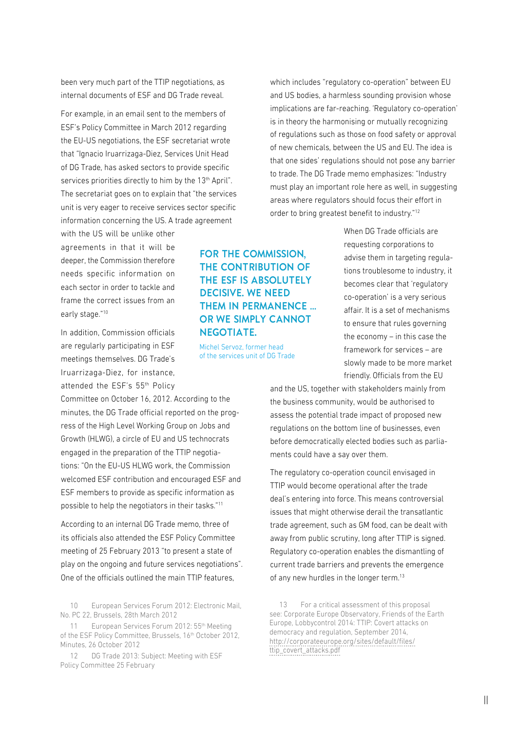been very much part of the TTIP negotiations, as internal documents of ESF and DG Trade reveal.

For example, in an email sent to the members of ESF's Policy Committee in March 2012 regarding the EU-US negotiations, the ESF secretariat wrote that "Ignacio Iruarrizaga-Diez, Services Unit Head of DG Trade, has asked sectors to provide specific services priorities directly to him by the 13th April". The secretariat goes on to explain that "the services unit is very eager to receive services sector specific information concerning the US. A trade agreement with the US will be unlike other agreements in that it will be deeper, the Commission therefore needs specific information on each sector in order to tackle and frame the correct issues from an early stage."[10]

In addition, Commission officials are regularly participating in ESF meetings themselves. DG Trade's Iruarrizaga-Diez, for instance, attended the ESF's 55th Policy Committee on October 16, 2012. According to the minutes, the DG Trade official reported on the progress of the High Level Working Group on Jobs and Growth (HLWG), a circle of EU and US technocrats engaged in the preparation of the TTIP negotiations: "On the EU-US HLWG work, the Commission welcomed ESF contribution and encouraged ESF and ESF members to provide as specific information as possible to help the negotiators in their tasks."[11]

According to an internal DG Trade memo, three of its officials also attended the ESF Policy Committee meeting of 25 February 2013 "to present a state of play on the ongoing and future services negotiations". One of the officials outlined the main TTIP features, which includes "regulatory co-operation" between EU and US bodies, a harmless sounding provision whose implications are far-reaching. 'Regulatory co-operation' is in theory the harmonising or mutually recognizing of regulations such as those on food safety or approval of new chemicals, between the US and EU. The idea is that one sides' regulations should not pose any barrier to trade. The DG Trade memo emphasizes: "Industry must play an important role here as well, in suggesting areas where regulators should focus their effort in order to bring greatest benefit to industry."[12]

> **FOR THE COMMISSION, THE CONTRIBUTION OF THE ESF IS ABSOLUTELY DECISIVE. WE NEED THEM IN PERMANENCE ... OR WE SIMPLY CANNOT NEGOTIATE.**
>
> Michel Servoz, former head of the services unit of DG Trade

When DG Trade officials are requesting corporations to advise them in targeting regulations troublesome to industry, it becomes clear that 'regulatory co-operation' is a very serious affair. It is a set of mechanisms to ensure that rules governing the economy – in this case the framework for services – are slowly made to be more market friendly. Officials from the EU and the US, together with stakeholders mainly from the business community, would be authorised to assess the potential trade impact of proposed new regulations on the bottom line of businesses, even before democratically elected bodies such as parliaments could have a say over them.

The regulatory co-operation council envisaged in TTIP would become operational after the trade deal's entering into force. This means controversial issues that might otherwise derail the transatlantic trade agreement, such as GM food, can be dealt with away from public scrutiny, long after TTIP is signed. Regulatory co-operation enables the dismantling of current trade barriers and prevents the emergence of any new hurdles in the longer term.[13]

---

10 European Services Forum 2012: Electronic Mail, No. PC 22, Brussels, 28th March 2012

11 European Services Forum 2012: 55th Meeting of the ESF Policy Committee, Brussels, 16th October 2012, Minutes, 26 October 2012

12 DG Trade 2013: Subject: Meeting with ESF Policy Committee 25 February

13 For a critical assessment of this proposal see: Corporate Europe Observatory, Friends of the Earth Europe, Lobbycontrol 2014: TTIP: Covert attacks on democracy and regulation, September 2014, http://corporateeurope.org/sites/default/files/ttip_covert_attacks.pdf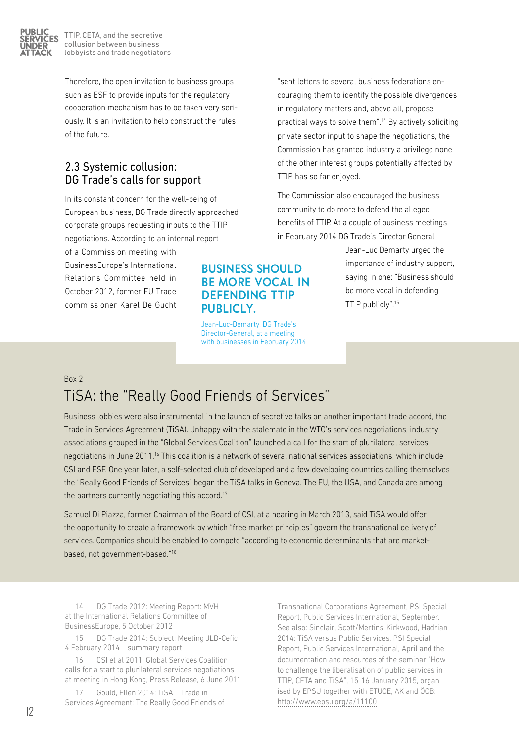Therefore, the open invitation to business groups such as ESF to provide inputs for the regulatory cooperation mechanism has to be taken very seriously. It is an invitation to help construct the rules of the future.

## 2.3 Systemic collusion: DG Trade's calls for support

In its constant concern for the well-being of European business, DG Trade directly approached corporate groups requesting inputs to the TTIP negotiations. According to an internal report of a Commission meeting with BusinessEurope's International Relations Committee held in October 2012, former EU Trade commissioner Karel De Gucht "sent letters to several business federations encouraging them to identify the possible divergences in regulatory matters and, above all, propose practical ways to solve them".[14] By actively soliciting private sector input to shape the negotiations, the Commission has granted industry a privilege none of the other interest groups potentially affected by TTIP has so far enjoyed.

The Commission also encouraged the business community to do more to defend the alleged benefits of TTIP. At a couple of business meetings in February 2014 DG Trade's Director General Jean-Luc Demarty urged the importance of industry support, saying in one: "Business should be more vocal in defending TTIP publicly".[15]

**BUSINESS SHOULD BE MORE VOCAL IN DEFENDING TTIP PUBLICLY.**

Jean-Luc-Demarty, DG Trade's Director-General, at a meeting with businesses in February 2014

Box 2

### TiSA: the "Really Good Friends of Services"

Business lobbies were also instrumental in the launch of secretive talks on another important trade accord, the Trade in Services Agreement (TiSA). Unhappy with the stalemate in the WTO's services negotiations, industry associations grouped in the "Global Services Coalition" launched a call for the start of plurilateral services negotiations in June 2011.[16] This coalition is a network of several national services associations, which include CSI and ESF. One year later, a self-selected club of developed and a few developing countries calling themselves the "Really Good Friends of Services" began the TiSA talks in Geneva. The EU, the USA, and Canada are among the partners currently negotiating this accord.[17]

Samuel Di Piazza, former Chairman of the Board of CSI, at a hearing in March 2013, said TiSA would offer the opportunity to create a framework by which "free market principles" govern the transnational delivery of services. Companies should be enabled to compete "according to economic determinants that are market-based, not government-based."[18]

14 DG Trade 2012: Meeting Report: MVH at the International Relations Committee of BusinessEurope, 5 October 2012

15 DG Trade 2014: Subject: Meeting JLD-Cefic 4 February 2014 – summary report

16 CSI et al 2011: Global Services Coalition calls for a start to plurilateral services negotiations at meeting in Hong Kong, Press Release, 6 June 2011

17 Gould, Ellen 2014: TiSA – Trade in Services Agreement: The Really Good Friends of Transnational Corporations Agreement, PSI Special Report, Public Services International, September. See also: Sinclair, Scott/Mertins-Kirkwood, Hadrian 2014: TiSA versus Public Services, PSI Special Report, Public Services International, April and the documentation and resources of the seminar "How to challenge the liberalisation of public services in TTIP, CETA and TiSA", 15-16 January 2015, organised by EPSU together with ETUCE, AK and ÖGB: http://www.epsu.org/a/11100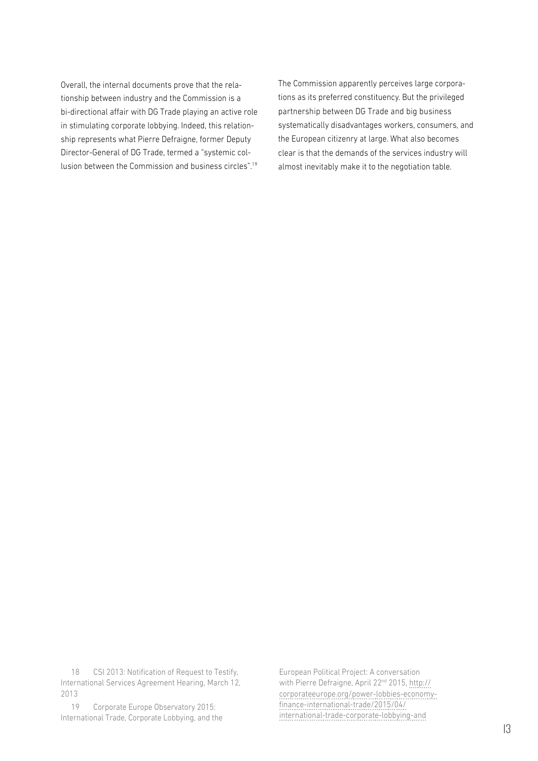Overall, the internal documents prove that the relationship between industry and the Commission is a bi-directional affair with DG Trade playing an active role in stimulating corporate lobbying. Indeed, this relationship represents what Pierre Defraigne, former Deputy Director-General of DG Trade, termed a "systemic collusion between the Commission and business circles".[19]

The Commission apparently perceives large corporations as its preferred constituency. But the privileged partnership between DG Trade and big business systematically disadvantages workers, consumers, and the European citizenry at large. What also becomes clear is that the demands of the services industry will almost inevitably make it to the negotiation table.

18 CSI 2013: Notification of Request to Testify, International Services Agreement Hearing, March 12, 2013

19 Corporate Europe Observatory 2015: International Trade, Corporate Lobbying, and the European Political Project: A conversation with Pierre Defraigne, April 22nd 2015, http://corporateeurope.org/power-lobbies-economy-finance-international-trade/2015/04/international-trade-corporate-lobbying-and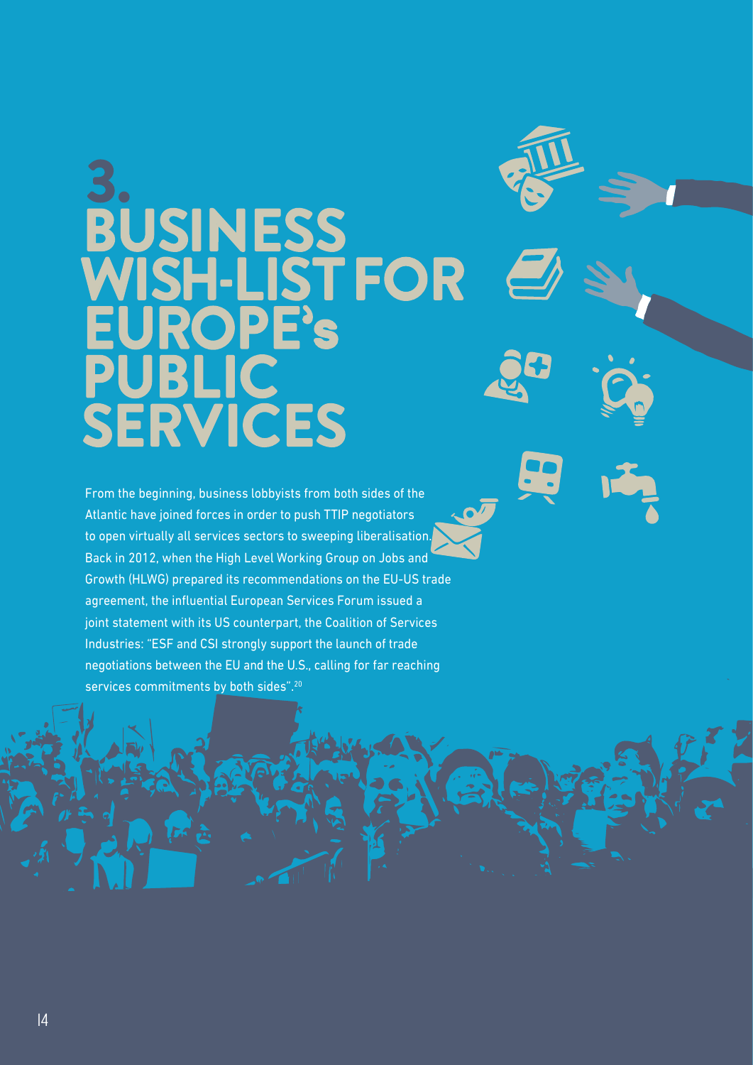# 3. BUSINESS WISH-LIST FOR EUROPE's PUBLIC SERVICES

From the beginning, business lobbyists from both sides of the Atlantic have joined forces in order to push TTIP negotiators to open virtually all services sectors to sweeping liberalisation. Back in 2012, when the High Level Working Group on Jobs and Growth (HLWG) prepared its recommendations on the EU-US trade agreement, the influential European Services Forum issued a joint statement with its US counterpart, the Coalition of Services Industries: "ESF and CSI strongly support the launch of trade negotiations between the EU and the U.S., calling for far reaching services commitments by both sides".[20]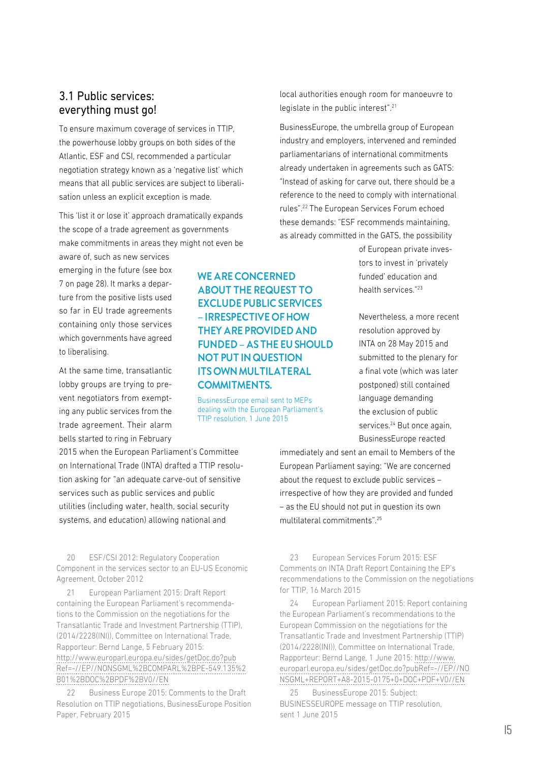## 3.1 Public services: everything must go!

To ensure maximum coverage of services in TTIP, the powerhouse lobby groups on both sides of the Atlantic, ESF and CSI, recommended a particular negotiation strategy known as a 'negative list' which means that all public services are subject to liberalisation unless an explicit exception is made.

This 'list it or lose it' approach dramatically expands the scope of a trade agreement as governments make commitments in areas they might not even be aware of, such as new services emerging in the future (see box 7 on page 28). It marks a departure from the positive lists used so far in EU trade agreements containing only those services which governments have agreed to liberalising.

At the same time, transatlantic lobby groups are trying to prevent negotiators from exempting any public services from the trade agreement. Their alarm bells started to ring in February 2015 when the European Parliament's Committee on International Trade (INTA) drafted a TTIP resolution asking for "an adequate carve-out of sensitive services such as public services and public utilities (including water, health, social security systems, and education) allowing national and local authorities enough room for manoeuvre to legislate in the public interest".[21]

BusinessEurope, the umbrella group of European industry and employers, intervened and reminded parliamentarians of international commitments already undertaken in agreements such as GATS: "Instead of asking for carve out, there should be a reference to the need to comply with international rules".[22] The European Services Forum echoed these demands: "ESF recommends maintaining, as already committed in the GATS, the possibility of European private investors to invest in 'privately funded' education and health services."[23]

Nevertheless, a more recent resolution approved by INTA on 28 May 2015 and submitted to the plenary for a final vote (which was later postponed) still contained language demanding the exclusion of public services.[24] But once again, BusinessEurope reacted immediately and sent an email to Members of the European Parliament saying: "We are concerned about the request to exclude public services – irrespective of how they are provided and funded – as the EU should not put in question its own multilateral commitments".[25]

> **WE ARE CONCERNED ABOUT THE REQUEST TO EXCLUDE PUBLIC SERVICES – IRRESPECTIVE OF HOW THEY ARE PROVIDED AND FUNDED – AS THE EU SHOULD NOT PUT IN QUESTION ITS OWN MULTILATERAL COMMITMENTS.**
>
> BusinessEurope email sent to MEPs dealing with the European Parliament's TTIP resolution, 1 June 2015

20 ESF/CSI 2012: Regulatory Cooperation Component in the services sector to an EU-US Economic Agreement, October 2012

21 European Parliament 2015: Draft Report containing the European Parliament's recommendations to the Commission on the negotiations for the Transatlantic Trade and Investment Partnership (TTIP), (2014/2228(INI)), Committee on International Trade, Rapporteur: Bernd Lange, 5 February 2015: http://www.europarl.europa.eu/sides/getDoc.do?pubRef=-//EP//NONSGML%2BCOMPARL%2BPE-549.135%2B01%2BDOC%2BPDF%2BV0//EN

22 Business Europe 2015: Comments to the Draft Resolution on TTIP negotiations, BusinessEurope Position Paper, February 2015

23 European Services Forum 2015: ESF Comments on INTA Draft Report Containing the EP's recommendations to the Commission on the negotiations for TTIP, 16 March 2015

24 European Parliament 2015: Report containing the European Parliament's recommendations to the European Commission on the negotiations for the Transatlantic Trade and Investment Partnership (TTIP) (2014/2228(INI)), Committee on International Trade, Rapporteur: Bernd Lange, 1 June 2015: http://www.europarl.europa.eu/sides/getDoc.do?pubRef=-//EP//NONSGML+REPORT+A8-2015-0175+0+DOC+PDF+V0//EN

25 BusinessEurope 2015: Subject: BUSINESSEUROPE message on TTIP resolution, sent 1 June 2015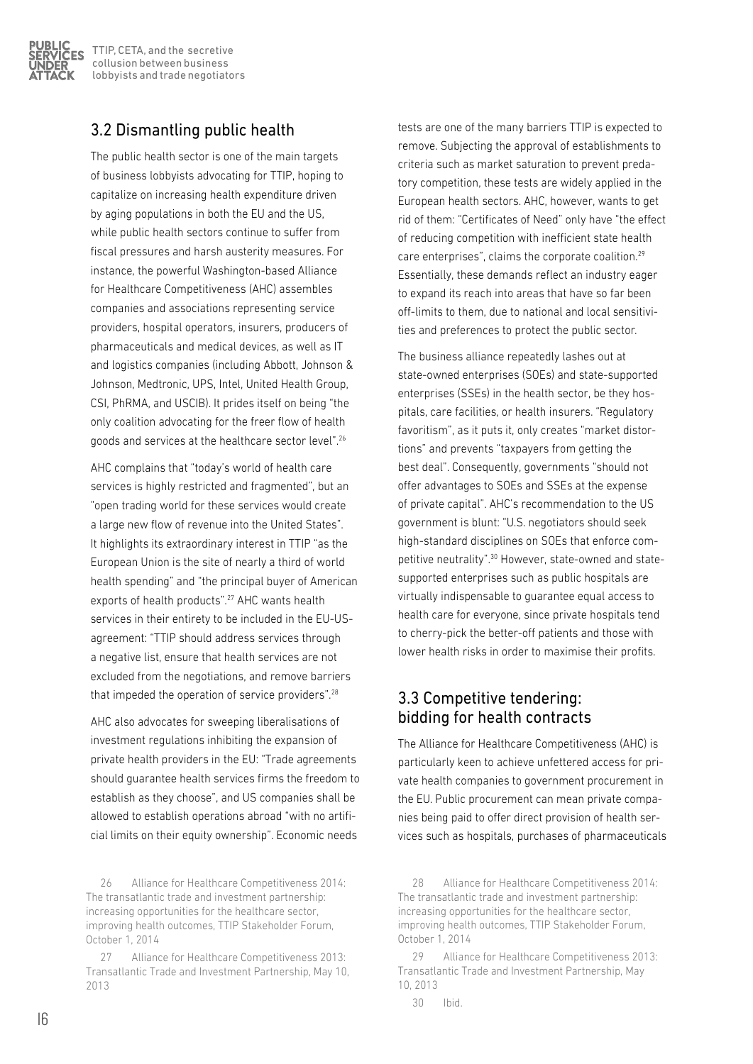## 3.2 Dismantling public health

The public health sector is one of the main targets of business lobbyists advocating for TTIP, hoping to capitalize on increasing health expenditure driven by aging populations in both the EU and the US, while public health sectors continue to suffer from fiscal pressures and harsh austerity measures. For instance, the powerful Washington-based Alliance for Healthcare Competitiveness (AHC) assembles companies and associations representing service providers, hospital operators, insurers, producers of pharmaceuticals and medical devices, as well as IT and logistics companies (including Abbott, Johnson & Johnson, Medtronic, UPS, Intel, United Health Group, CSI, PhRMA, and USCIB). It prides itself on being "the only coalition advocating for the freer flow of health goods and services at the healthcare sector level".[26]

AHC complains that "today's world of health care services is highly restricted and fragmented", but an "open trading world for these services would create a large new flow of revenue into the United States". It highlights its extraordinary interest in TTIP "as the European Union is the site of nearly a third of world health spending" and "the principal buyer of American exports of health products".[27] AHC wants health services in their entirety to be included in the EU-US-agreement: "TTIP should address services through a negative list, ensure that health services are not excluded from the negotiations, and remove barriers that impeded the operation of service providers".[28]

AHC also advocates for sweeping liberalisations of investment regulations inhibiting the expansion of private health providers in the EU: "Trade agreements should guarantee health services firms the freedom to establish as they choose", and US companies shall be allowed to establish operations abroad "with no artificial limits on their equity ownership". Economic needs tests are one of the many barriers TTIP is expected to remove. Subjecting the approval of establishments to criteria such as market saturation to prevent predatory competition, these tests are widely applied in the European health sectors. AHC, however, wants to get rid of them: "Certificates of Need" only have "the effect of reducing competition with inefficient state health care enterprises", claims the corporate coalition.[29] Essentially, these demands reflect an industry eager to expand its reach into areas that have so far been off-limits to them, due to national and local sensitivities and preferences to protect the public sector.

The business alliance repeatedly lashes out at state-owned enterprises (SOEs) and state-supported enterprises (SSEs) in the health sector, be they hospitals, care facilities, or health insurers. "Regulatory favoritism", as it puts it, only creates "market distortions" and prevents "taxpayers from getting the best deal". Consequently, governments "should not offer advantages to SOEs and SSEs at the expense of private capital". AHC's recommendation to the US government is blunt: "U.S. negotiators should seek high-standard disciplines on SOEs that enforce competitive neutrality".[30] However, state-owned and state-supported enterprises such as public hospitals are virtually indispensable to guarantee equal access to health care for everyone, since private hospitals tend to cherry-pick the better-off patients and those with lower health risks in order to maximise their profits.

## 3.3 Competitive tendering: bidding for health contracts

The Alliance for Healthcare Competitiveness (AHC) is particularly keen to achieve unfettered access for private health companies to government procurement in the EU. Public procurement can mean private companies being paid to offer direct provision of health services such as hospitals, purchases of pharmaceuticals

---

26 Alliance for Healthcare Competitiveness 2014: The transatlantic trade and investment partnership: increasing opportunities for the healthcare sector, improving health outcomes, TTIP Stakeholder Forum, October 1, 2014

27 Alliance for Healthcare Competitiveness 2013: Transatlantic Trade and Investment Partnership, May 10, 2013

28 Alliance for Healthcare Competitiveness 2014: The transatlantic trade and investment partnership: increasing opportunities for the healthcare sector, improving health outcomes, TTIP Stakeholder Forum, October 1, 2014

29 Alliance for Healthcare Competitiveness 2013: Transatlantic Trade and Investment Partnership, May 10, 2013

30 Ibid.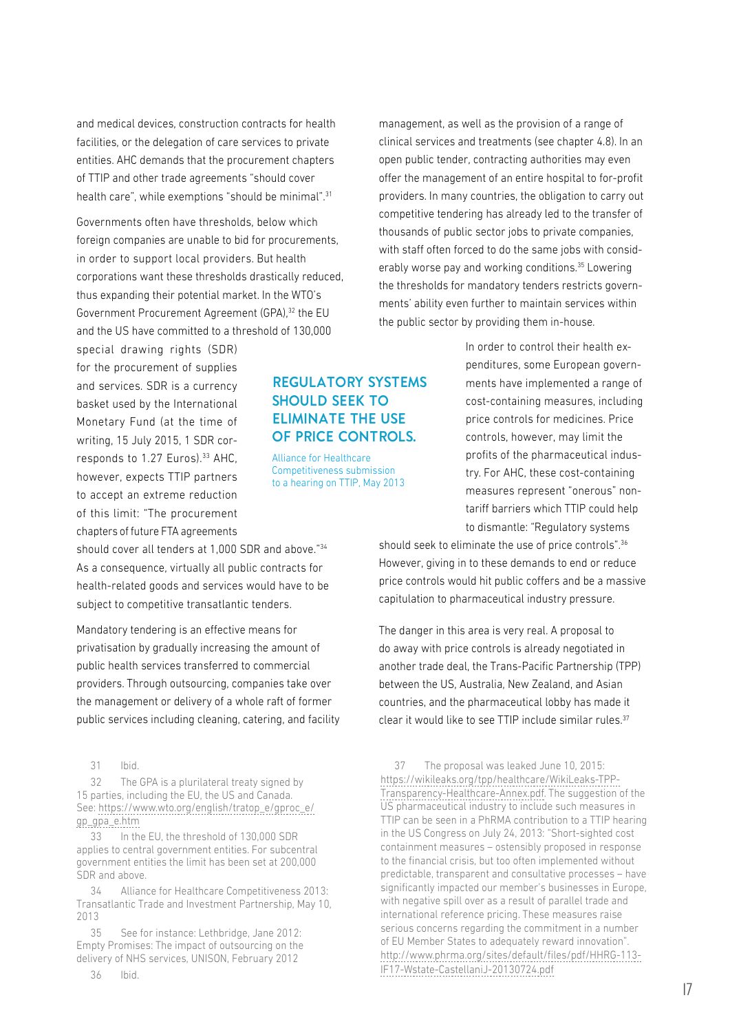and medical devices, construction contracts for health facilities, or the delegation of care services to private entities. AHC demands that the procurement chapters of TTIP and other trade agreements "should cover health care", while exemptions "should be minimal".[31]

Governments often have thresholds, below which foreign companies are unable to bid for procurements, in order to support local providers. But health corporations want these thresholds drastically reduced, thus expanding their potential market. In the WTO's Government Procurement Agreement (GPA),[32] the EU and the US have committed to a threshold of 130,000 special drawing rights (SDR) for the procurement of supplies and services. SDR is a currency basket used by the International Monetary Fund (at the time of writing, 15 July 2015, 1 SDR corresponds to 1.27 Euros).[33] AHC, however, expects TTIP partners to accept an extreme reduction of this limit: "The procurement chapters of future FTA agreements should cover all tenders at 1,000 SDR and above."[34] As a consequence, virtually all public contracts for health-related goods and services would have to be subject to competitive transatlantic tenders.

Mandatory tendering is an effective means for privatisation by gradually increasing the amount of public health services transferred to commercial providers. Through outsourcing, companies take over the management or delivery of a whole raft of former public services including cleaning, catering, and facility management, as well as the provision of a range of clinical services and treatments (see chapter 4.8). In an open public tender, contracting authorities may even offer the management of an entire hospital to for-profit providers. In many countries, the obligation to carry out competitive tendering has already led to the transfer of thousands of public sector jobs to private companies, with staff often forced to do the same jobs with considerably worse pay and working conditions.[35] Lowering the thresholds for mandatory tenders restricts governments' ability even further to maintain services within the public sector by providing them in-house.

**REGULATORY SYSTEMS SHOULD SEEK TO ELIMINATE THE USE OF PRICE CONTROLS.**

Alliance for Healthcare Competitiveness submission to a hearing on TTIP, May 2013

In order to control their health expenditures, some European governments have implemented a range of cost-containing measures, including price controls for medicines. Price controls, however, may limit the profits of the pharmaceutical industry. For AHC, these cost-containing measures represent "onerous" non-tariff barriers which TTIP could help to dismantle: "Regulatory systems should seek to eliminate the use of price controls".[36] However, giving in to these demands to end or reduce price controls would hit public coffers and be a massive capitulation to pharmaceutical industry pressure.

The danger in this area is very real. A proposal to do away with price controls is already negotiated in another trade deal, the Trans-Pacific Partnership (TPP) between the US, Australia, New Zealand, and Asian countries, and the pharmaceutical lobby has made it clear it would like to see TTIP include similar rules.[37]

---

31 Ibid.

32 The GPA is a plurilateral treaty signed by 15 parties, including the EU, the US and Canada. See: https://www.wto.org/english/tratop_e/gproc_e/gp_gpa_e.htm

33 In the EU, the threshold of 130,000 SDR applies to central government entities. For subcentral government entities the limit has been set at 200,000 SDR and above.

34 Alliance for Healthcare Competitiveness 2013: Transatlantic Trade and Investment Partnership, May 10, 2013

35 See for instance: Lethbridge, Jane 2012: Empty Promises: The impact of outsourcing on the delivery of NHS services, UNISON, February 2012

36 Ibid.

37 The proposal was leaked June 10, 2015: https://wikileaks.org/tpp/healthcare/WikiLeaks-TPP-Transparency-Healthcare-Annex.pdf. The suggestion of the US pharmaceutical industry to include such measures in TTIP can be seen in a PhRMA contribution to a TTIP hearing in the US Congress on July 24, 2013: "Short-sighted cost containment measures – ostensibly proposed in response to the financial crisis, but too often implemented without predictable, transparent and consultative processes – have significantly impacted our member's businesses in Europe, with negative spill over as a result of parallel trade and international reference pricing. These measures raise serious concerns regarding the commitment in a number of EU Member States to adequately reward innovation". http://www.phrma.org/sites/default/files/pdf/HHRG-113-IF17-Wstate-CastellaniJ-20130724.pdf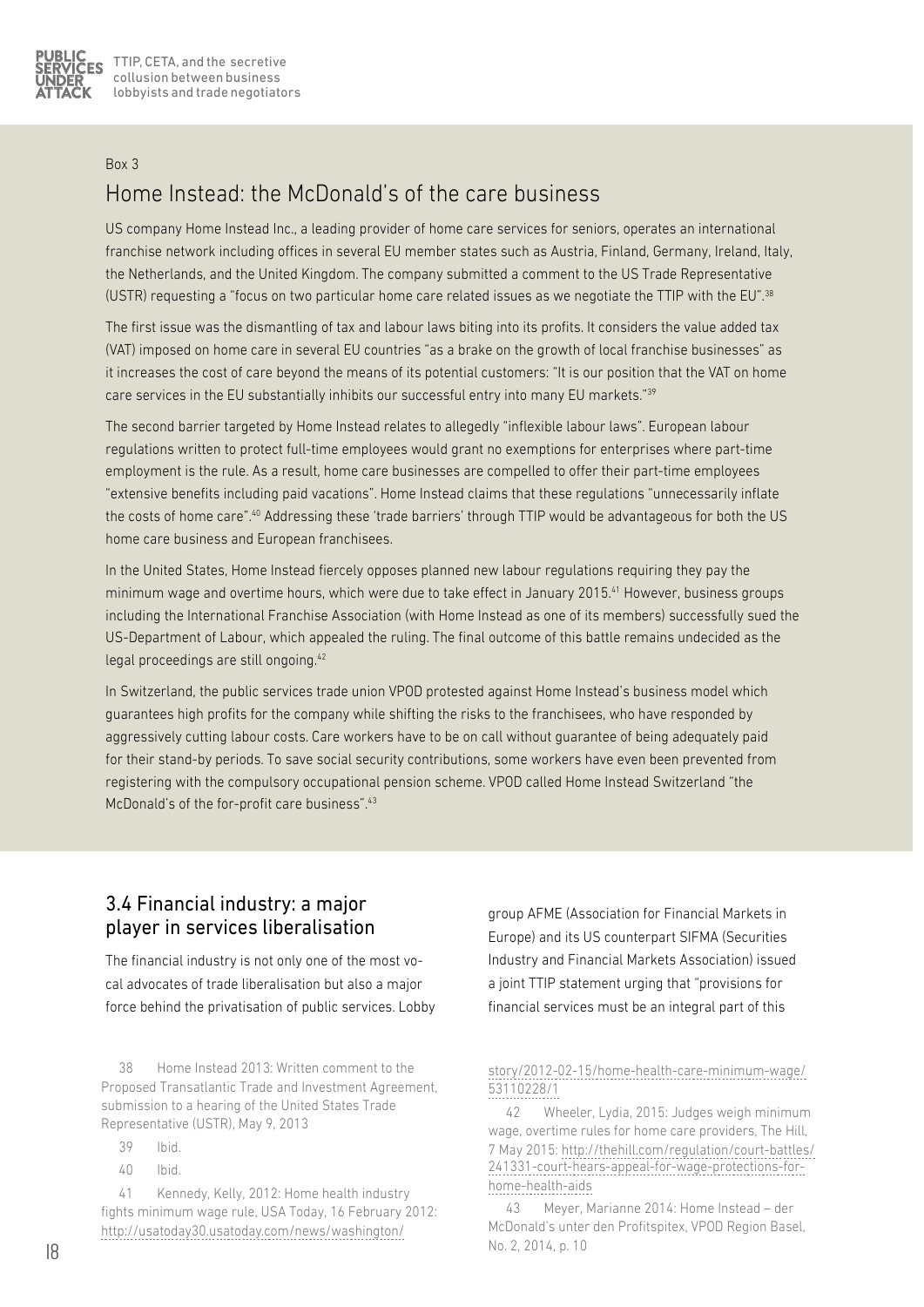Box 3

## Home Instead: the McDonald's of the care business

US company Home Instead Inc., a leading provider of home care services for seniors, operates an international franchise network including offices in several EU member states such as Austria, Finland, Germany, Ireland, Italy, the Netherlands, and the United Kingdom. The company submitted a comment to the US Trade Representative (USTR) requesting a "focus on two particular home care related issues as we negotiate the TTIP with the EU".[38]

The first issue was the dismantling of tax and labour laws biting into its profits. It considers the value added tax (VAT) imposed on home care in several EU countries "as a brake on the growth of local franchise businesses" as it increases the cost of care beyond the means of its potential customers: "It is our position that the VAT on home care services in the EU substantially inhibits our successful entry into many EU markets."[39]

The second barrier targeted by Home Instead relates to allegedly "inflexible labour laws". European labour regulations written to protect full-time employees would grant no exemptions for enterprises where part-time employment is the rule. As a result, home care businesses are compelled to offer their part-time employees "extensive benefits including paid vacations". Home Instead claims that these regulations "unnecessarily inflate the costs of home care".[40] Addressing these 'trade barriers' through TTIP would be advantageous for both the US home care business and European franchisees.

In the United States, Home Instead fiercely opposes planned new labour regulations requiring they pay the minimum wage and overtime hours, which were due to take effect in January 2015.[41] However, business groups including the International Franchise Association (with Home Instead as one of its members) successfully sued the US-Department of Labour, which appealed the ruling. The final outcome of this battle remains undecided as the legal proceedings are still ongoing.[42]

In Switzerland, the public services trade union VPOD protested against Home Instead's business model which guarantees high profits for the company while shifting the risks to the franchisees, who have responded by aggressively cutting labour costs. Care workers have to be on call without guarantee of being adequately paid for their stand-by periods. To save social security contributions, some workers have even been prevented from registering with the compulsory occupational pension scheme. VPOD called Home Instead Switzerland "the McDonald's of the for-profit care business".[43]

## 3.4 Financial industry: a major player in services liberalisation

The financial industry is not only one of the most vocal advocates of trade liberalisation but also a major force behind the privatisation of public services. Lobby group AFME (Association for Financial Markets in Europe) and its US counterpart SIFMA (Securities Industry and Financial Markets Association) issued a joint TTIP statement urging that "provisions for financial services must be an integral part of this

38 Home Instead 2013: Written comment to the Proposed Transatlantic Trade and Investment Agreement, submission to a hearing of the United States Trade Representative (USTR), May 9, 2013

39 Ibid.

40 Ibid.

41 Kennedy, Kelly, 2012: Home health industry fights minimum wage rule, USA Today, 16 February 2012: http://usatoday30.usatoday.com/news/washington/story/2012-02-15/home-health-care-minimum-wage/53110228/1

42 Wheeler, Lydia, 2015: Judges weigh minimum wage, overtime rules for home care providers, The Hill, 7 May 2015: http://thehill.com/regulation/court-battles/241331-court-hears-appeal-for-wage-protections-for-home-health-aids

43 Meyer, Marianne 2014: Home Instead – der McDonald's unter den Profitspitex, VPOD Region Basel, No. 2, 2014, p. 10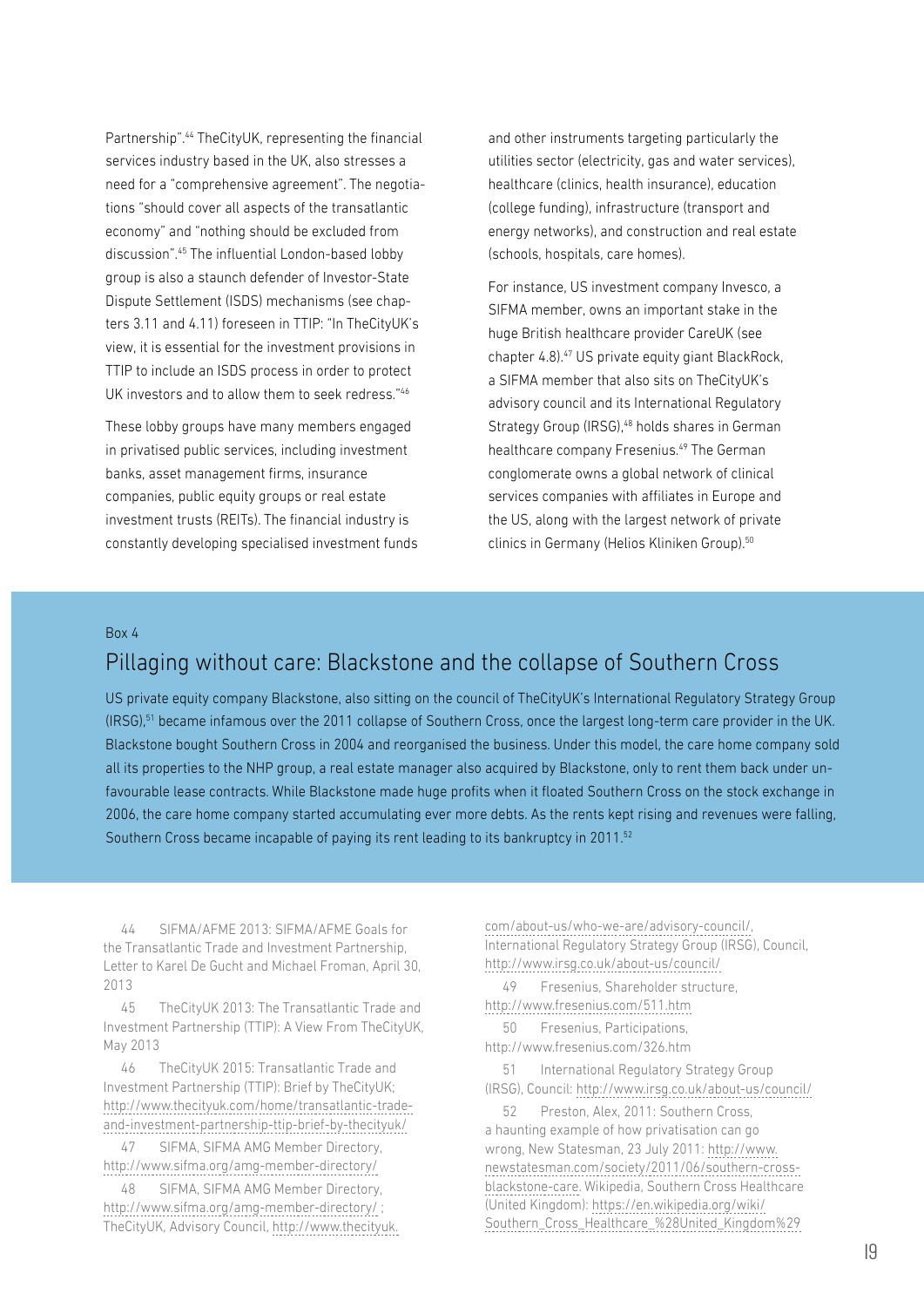Partnership".[44] TheCityUK, representing the financial services industry based in the UK, also stresses a need for a "comprehensive agreement". The negotiations "should cover all aspects of the transatlantic economy" and "nothing should be excluded from discussion".[45] The influential London-based lobby group is also a staunch defender of Investor-State Dispute Settlement (ISDS) mechanisms (see chapters 3.11 and 4.11) foreseen in TTIP: "In TheCityUK's view, it is essential for the investment provisions in TTIP to include an ISDS process in order to protect UK investors and to allow them to seek redress."[46]

These lobby groups have many members engaged in privatised public services, including investment banks, asset management firms, insurance companies, public equity groups or real estate investment trusts (REITs). The financial industry is constantly developing specialised investment funds and other instruments targeting particularly the utilities sector (electricity, gas and water services), healthcare (clinics, health insurance), education (college funding), infrastructure (transport and energy networks), and construction and real estate (schools, hospitals, care homes).

For instance, US investment company Invesco, a SIFMA member, owns an important stake in the huge British healthcare provider CareUK (see chapter 4.8).[47] US private equity giant BlackRock, a SIFMA member that also sits on TheCityUK's advisory council and its International Regulatory Strategy Group (IRSG),[48] holds shares in German healthcare company Fresenius.[49] The German conglomerate owns a global network of clinical services companies with affiliates in Europe and the US, along with the largest network of private clinics in Germany (Helios Kliniken Group).[50]

Box 4

## Pillaging without care: Blackstone and the collapse of Southern Cross

US private equity company Blackstone, also sitting on the council of TheCityUK's International Regulatory Strategy Group (IRSG),[51] became infamous over the 2011 collapse of Southern Cross, once the largest long-term care provider in the UK. Blackstone bought Southern Cross in 2004 and reorganised the business. Under this model, the care home company sold all its properties to the NHP group, a real estate manager also acquired by Blackstone, only to rent them back under unfavourable lease contracts. While Blackstone made huge profits when it floated Southern Cross on the stock exchange in 2006, the care home company started accumulating ever more debts. As the rents kept rising and revenues were falling, Southern Cross became incapable of paying its rent leading to its bankruptcy in 2011.[52]

---

44 SIFMA/AFME 2013: SIFMA/AFME Goals for the Transatlantic Trade and Investment Partnership, Letter to Karel De Gucht and Michael Froman, April 30, 2013

45 TheCityUK 2013: The Transatlantic Trade and Investment Partnership (TTIP): A View From TheCityUK, May 2013

46 TheCityUK 2015: Transatlantic Trade and Investment Partnership (TTIP): Brief by TheCityUK; http://www.thecityuk.com/home/transatlantic-trade-and-investment-partnership-ttip-brief-by-thecityuk/

47 SIFMA, SIFMA AMG Member Directory, http://www.sifma.org/amg-member-directory/

48 SIFMA, SIFMA AMG Member Directory, http://www.sifma.org/amg-member-directory/ ; TheCityUK, Advisory Council, http://www.thecityuk.com/about-us/who-we-are/advisory-council/, International Regulatory Strategy Group (IRSG), Council, http://www.irsg.co.uk/about-us/council/

49 Fresenius, Shareholder structure, http://www.fresenius.com/511.htm

50 Fresenius, Participations, http://www.fresenius.com/326.htm

51 International Regulatory Strategy Group (IRSG), Council: http://www.irsg.co.uk/about-us/council/

52 Preston, Alex, 2011: Southern Cross, a haunting example of how privatisation can go wrong, New Statesman, 23 July 2011: http://www.newstatesman.com/society/2011/06/southern-cross-blackstone-care. Wikipedia, Southern Cross Healthcare (United Kingdom): https://en.wikipedia.org/wiki/Southern_Cross_Healthcare_%28United_Kingdom%29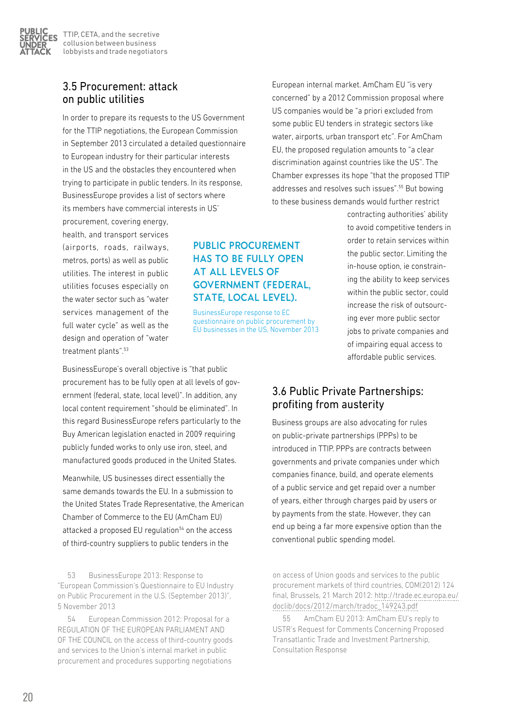## 3.5 Procurement: attack on public utilities

In order to prepare its requests to the US Government for the TTIP negotiations, the European Commission in September 2013 circulated a detailed questionnaire to European industry for their particular interests in the US and the obstacles they encountered when trying to participate in public tenders. In its response, BusinessEurope provides a list of sectors where its members have commercial interests in US' procurement, covering energy, health, and transport services (airports, roads, railways, metros, ports) as well as public utilities. The interest in public utilities focuses especially on the water sector such as "water services management of the full water cycle" as well as the design and operation of "water treatment plants".[53]

> **PUBLIC PROCUREMENT HAS TO BE FULLY OPEN AT ALL LEVELS OF GOVERNMENT (FEDERAL, STATE, LOCAL LEVEL).**
>
> BusinessEurope response to EC questionnaire on public procurement by EU businesses in the US, November 2013

BusinessEurope's overall objective is "that public procurement has to be fully open at all levels of government (federal, state, local level)". In addition, any local content requirement "should be eliminated". In this regard BusinessEurope refers particularly to the Buy American legislation enacted in 2009 requiring publicly funded works to only use iron, steel, and manufactured goods produced in the United States.

Meanwhile, US businesses direct essentially the same demands towards the EU. In a submission to the United States Trade Representative, the American Chamber of Commerce to the EU (AmCham EU) attacked a proposed EU regulation[54] on the access of third-country suppliers to public tenders in the European internal market. AmCham EU "is very concerned" by a 2012 Commission proposal where US companies would be "a priori excluded from some public EU tenders in strategic sectors like water, airports, urban transport etc". For AmCham EU, the proposed regulation amounts to "a clear discrimination against countries like the US". The Chamber expresses its hope "that the proposed TTIP addresses and resolves such issues".[55] But bowing to these business demands would further restrict contracting authorities' ability to avoid competitive tenders in order to retain services within the public sector. Limiting the in-house option, ie constraining the ability to keep services within the public sector, could increase the risk of outsourcing ever more public sector jobs to private companies and of impairing equal access to affordable public services.

## 3.6 Public Private Partnerships: profiting from austerity

Business groups are also advocating for rules on public-private partnerships (PPPs) to be introduced in TTIP. PPPs are contracts between governments and private companies under which companies finance, build, and operate elements of a public service and get repaid over a number of years, either through charges paid by users or by payments from the state. However, they can end up being a far more expensive option than the conventional public spending model.

---

53 BusinessEurope 2013: Response to "European Commission's Questionnaire to EU Industry on Public Procurement in the U.S. (September 2013)", 5 November 2013

54 European Commission 2012: Proposal for a REGULATION OF THE EUROPEAN PARLIAMENT AND OF THE COUNCIL on the access of third-country goods and services to the Union's internal market in public procurement and procedures supporting negotiations on access of Union goods and services to the public procurement markets of third countries, COM(2012) 124 final, Brussels, 21 March 2012: http://trade.ec.europa.eu/doclib/docs/2012/march/tradoc_149243.pdf

55 AmCham EU 2013: AmCham EU's reply to USTR's Request for Comments Concerning Proposed Transatlantic Trade and Investment Partnership, Consultation Response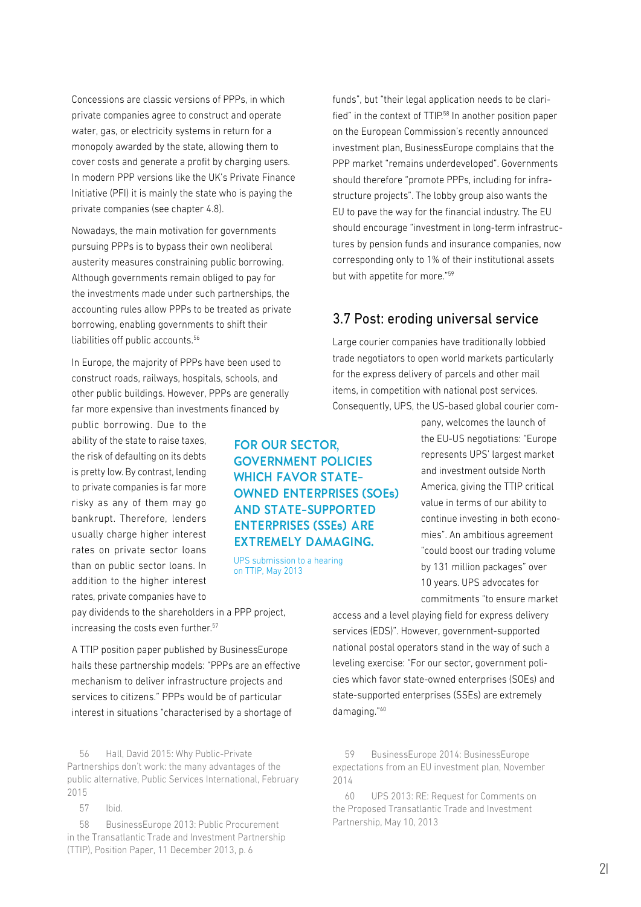Concessions are classic versions of PPPs, in which private companies agree to construct and operate water, gas, or electricity systems in return for a monopoly awarded by the state, allowing them to cover costs and generate a profit by charging users. In modern PPP versions like the UK's Private Finance Initiative (PFI) it is mainly the state who is paying the private companies (see chapter 4.8).

Nowadays, the main motivation for governments pursuing PPPs is to bypass their own neoliberal austerity measures constraining public borrowing. Although governments remain obliged to pay for the investments made under such partnerships, the accounting rules allow PPPs to be treated as private borrowing, enabling governments to shift their liabilities off public accounts.[56]

In Europe, the majority of PPPs have been used to construct roads, railways, hospitals, schools, and other public buildings. However, PPPs are generally far more expensive than investments financed by public borrowing. Due to the ability of the state to raise taxes, the risk of defaulting on its debts is pretty low. By contrast, lending to private companies is far more risky as any of them may go bankrupt. Therefore, lenders usually charge higher interest rates on private sector loans than on public sector loans. In addition to the higher interest rates, private companies have to pay dividends to the shareholders in a PPP project, increasing the costs even further.[57]

A TTIP position paper published by BusinessEurope hails these partnership models: "PPPs are an effective mechanism to deliver infrastructure projects and services to citizens." PPPs would be of particular interest in situations "characterised by a shortage of funds", but "their legal application needs to be clarified" in the context of TTIP.[58] In another position paper on the European Commission's recently announced investment plan, BusinessEurope complains that the PPP market "remains underdeveloped". Governments should therefore "promote PPPs, including for infrastructure projects". The lobby group also wants the EU to pave the way for the financial industry. The EU should encourage "investment in long-term infrastructures by pension funds and insurance companies, now corresponding only to 1% of their institutional assets but with appetite for more."[59]

## 3.7 Post: eroding universal service

Large courier companies have traditionally lobbied trade negotiators to open world markets particularly for the express delivery of parcels and other mail items, in competition with national post services. Consequently, UPS, the US-based global courier company, welcomes the launch of the EU-US negotiations: "Europe represents UPS' largest market and investment outside North America, giving the TTIP critical value in terms of our ability to continue investing in both economies". An ambitious agreement "could boost our trading volume by 131 million packages" over 10 years. UPS advocates for commitments "to ensure market access and a level playing field for express delivery services (EDS)". However, government-supported national postal operators stand in the way of such a leveling exercise: "For our sector, government policies which favor state-owned enterprises (SOEs) and state-supported enterprises (SSEs) are extremely damaging."[60]

> **FOR OUR SECTOR, GOVERNMENT POLICIES WHICH FAVOR STATE-OWNED ENTERPRISES (SOEs) AND STATE-SUPPORTED ENTERPRISES (SSEs) ARE EXTREMELY DAMAGING.**
>
> UPS submission to a hearing on TTIP, May 2013

---

56 Hall, David 2015: Why Public-Private Partnerships don't work: the many advantages of the public alternative, Public Services International, February 2015

57 Ibid.

58 BusinessEurope 2013: Public Procurement in the Transatlantic Trade and Investment Partnership (TTIP), Position Paper, 11 December 2013, p. 6

59 BusinessEurope 2014: BusinessEurope expectations from an EU investment plan, November 2014

60 UPS 2013: RE: Request for Comments on the Proposed Transatlantic Trade and Investment Partnership, May 10, 2013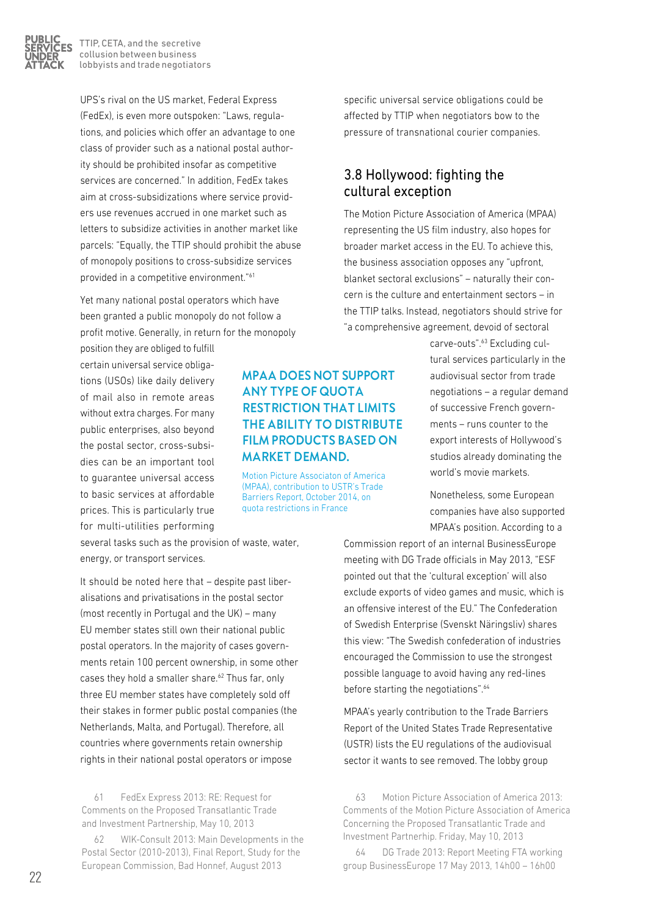UPS's rival on the US market, Federal Express (FedEx), is even more outspoken: "Laws, regulations, and policies which offer an advantage to one class of provider such as a national postal authority should be prohibited insofar as competitive services are concerned." In addition, FedEx takes aim at cross-subsidizations where service providers use revenues accrued in one market such as letters to subsidize activities in another market like parcels: "Equally, the TTIP should prohibit the abuse of monopoly positions to cross-subsidize services provided in a competitive environment."[61]

Yet many national postal operators which have been granted a public monopoly do not follow a profit motive. Generally, in return for the monopoly position they are obliged to fulfill certain universal service obligations (USOs) like daily delivery of mail also in remote areas without extra charges. For many public enterprises, also beyond the postal sector, cross-subsidies can be an important tool to guarantee universal access to basic services at affordable prices. This is particularly true for multi-utilities performing several tasks such as the provision of waste, water, energy, or transport services.

It should be noted here that – despite past liberalisations and privatisations in the postal sector (most recently in Portugal and the UK) – many EU member states still own their national public postal operators. In the majority of cases governments retain 100 percent ownership, in some other cases they hold a smaller share.[62] Thus far, only three EU member states have completely sold off their stakes in former public postal companies (the Netherlands, Malta, and Portugal). Therefore, all countries where governments retain ownership rights in their national postal operators or impose specific universal service obligations could be affected by TTIP when negotiators bow to the pressure of transnational courier companies.

## 3.8 Hollywood: fighting the cultural exception

The Motion Picture Association of America (MPAA) representing the US film industry, also hopes for broader market access in the EU. To achieve this, the business association opposes any "upfront, blanket sectoral exclusions" – naturally their concern is the culture and entertainment sectors – in the TTIP talks. Instead, negotiators should strive for "a comprehensive agreement, devoid of sectoral carve-outs".[63] Excluding cultural services particularly in the audiovisual sector from trade negotiations – a regular demand of successive French governments – runs counter to the export interests of Hollywood's studios already dominating the world's movie markets.

> **MPAA DOES NOT SUPPORT ANY TYPE OF QUOTA RESTRICTION THAT LIMITS THE ABILITY TO DISTRIBUTE FILM PRODUCTS BASED ON MARKET DEMAND.**
>
> Motion Picture Associaton of America (MPAA), contribution to USTR's Trade Barriers Report, October 2014, on quota restrictions in France

Nonetheless, some European companies have also supported MPAA's position. According to a Commission report of an internal BusinessEurope meeting with DG Trade officials in May 2013, "ESF pointed out that the 'cultural exception' will also exclude exports of video games and music, which is an offensive interest of the EU." The Confederation of Swedish Enterprise (Svenskt Näringsliv) shares this view: "The Swedish confederation of industries encouraged the Commission to use the strongest possible language to avoid having any red-lines before starting the negotiations".[64]

MPAA's yearly contribution to the Trade Barriers Report of the United States Trade Representative (USTR) lists the EU regulations of the audiovisual sector it wants to see removed. The lobby group

---

61 FedEx Express 2013: RE: Request for Comments on the Proposed Transatlantic Trade and Investment Partnership, May 10, 2013

62 WIK-Consult 2013: Main Developments in the Postal Sector (2010-2013), Final Report, Study for the European Commission, Bad Honnef, August 2013

63 Motion Picture Association of America 2013: Comments of the Motion Picture Association of America Concerning the Proposed Transatlantic Trade and Investment Partnerhip. Friday, May 10, 2013

64 DG Trade 2013: Report Meeting FTA working group BusinessEurope 17 May 2013, 14h00 – 16h00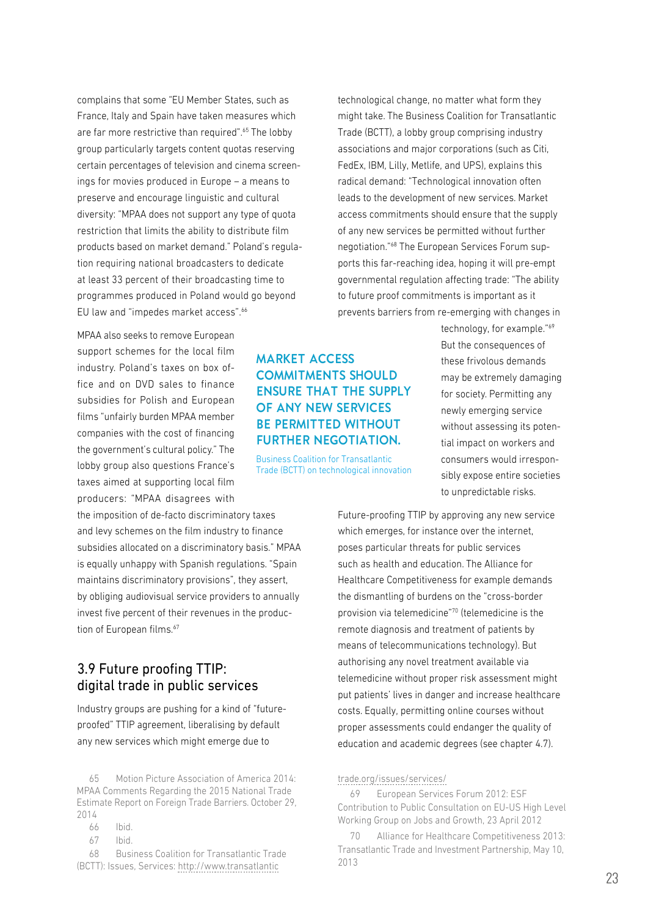complains that some "EU Member States, such as France, Italy and Spain have taken measures which are far more restrictive than required".[65] The lobby group particularly targets content quotas reserving certain percentages of television and cinema screenings for movies produced in Europe – a means to preserve and encourage linguistic and cultural diversity: "MPAA does not support any type of quota restriction that limits the ability to distribute film products based on market demand." Poland's regulation requiring national broadcasters to dedicate at least 33 percent of their broadcasting time to programmes produced in Poland would go beyond EU law and "impedes market access".[66]

MPAA also seeks to remove European support schemes for the local film industry. Poland's taxes on box office and on DVD sales to finance subsidies for Polish and European films "unfairly burden MPAA member companies with the cost of financing the government's cultural policy." The lobby group also questions France's taxes aimed at supporting local film producers: "MPAA disagrees with the imposition of de-facto discriminatory taxes and levy schemes on the film industry to finance subsidies allocated on a discriminatory basis." MPAA is equally unhappy with Spanish regulations. "Spain maintains discriminatory provisions", they assert, by obliging audiovisual service providers to annually invest five percent of their revenues in the production of European films.[67]

## 3.9 Future proofing TTIP: digital trade in public services

Industry groups are pushing for a kind of "future-proofed" TTIP agreement, liberalising by default any new services which might emerge due to technological change, no matter what form they might take. The Business Coalition for Transatlantic Trade (BCTT), a lobby group comprising industry associations and major corporations (such as Citi, FedEx, IBM, Lilly, Metlife, and UPS), explains this radical demand: "Technological innovation often leads to the development of new services. Market access commitments should ensure that the supply of any new services be permitted without further negotiation."[68] The European Services Forum supports this far-reaching idea, hoping it will pre-empt governmental regulation affecting trade: "The ability to future proof commitments is important as it prevents barriers from re-emerging with changes in technology, for example."[69] But the consequences of these frivolous demands may be extremely damaging for society. Permitting any newly emerging service without assessing its potential impact on workers and consumers would irresponsibly expose entire societies to unpredictable risks.

**MARKET ACCESS COMMITMENTS SHOULD ENSURE THAT THE SUPPLY OF ANY NEW SERVICES BE PERMITTED WITHOUT FURTHER NEGOTIATION.**

Business Coalition for Transatlantic Trade (BCTT) on technological innovation

Future-proofing TTIP by approving any new service which emerges, for instance over the internet, poses particular threats for public services such as health and education. The Alliance for Healthcare Competitiveness for example demands the dismantling of burdens on the "cross-border provision via telemedicine"[70] (telemedicine is the remote diagnosis and treatment of patients by means of telecommunications technology). But authorising any novel treatment available via telemedicine without proper risk assessment might put patients' lives in danger and increase healthcare costs. Equally, permitting online courses without proper assessments could endanger the quality of education and academic degrees (see chapter 4.7).

65 Motion Picture Association of America 2014: MPAA Comments Regarding the 2015 National Trade Estimate Report on Foreign Trade Barriers. October 29, 2014

66 Ibid.

67 Ibid.

68 Business Coalition for Transatlantic Trade (BCTT): Issues, Services: http://www.transatlantictrade.org/issues/services/

69 European Services Forum 2012: ESF Contribution to Public Consultation on EU-US High Level Working Group on Jobs and Growth, 23 April 2012

70 Alliance for Healthcare Competitiveness 2013: Transatlantic Trade and Investment Partnership, May 10, 2013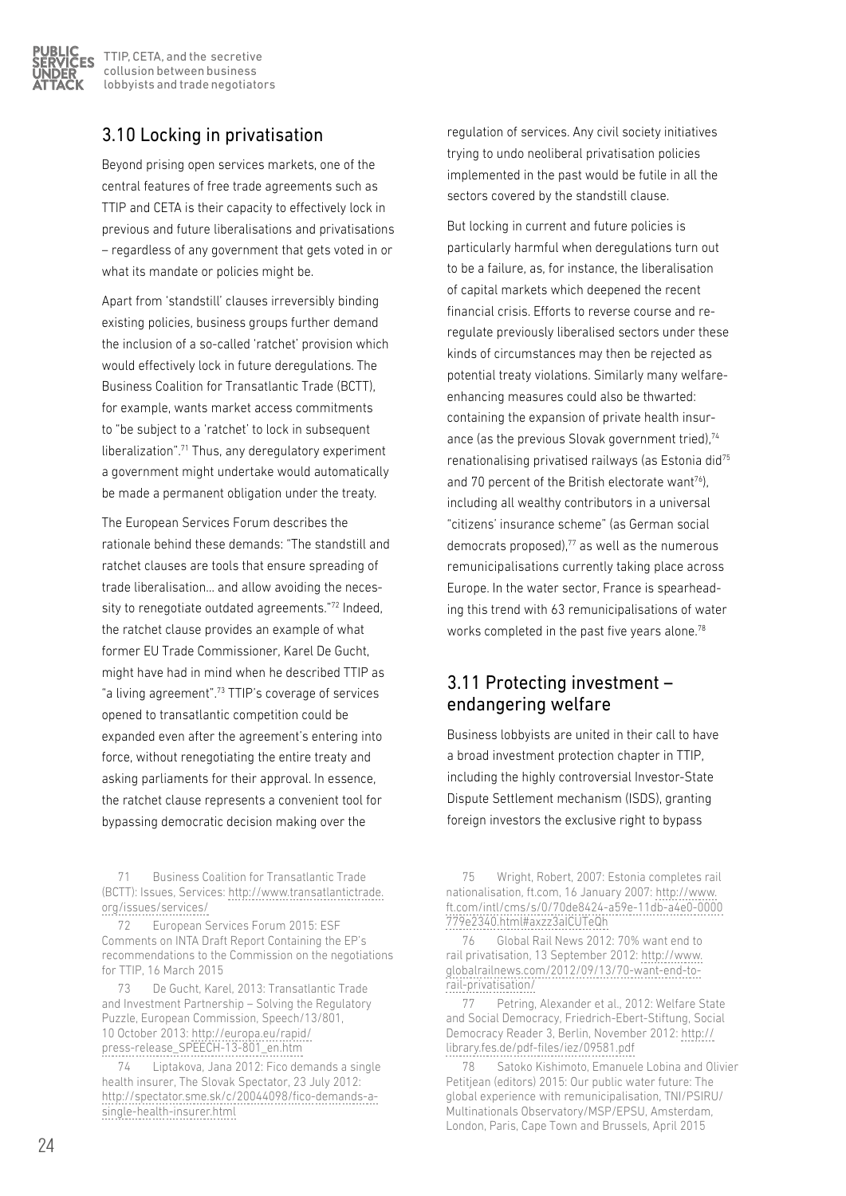## 3.10 Locking in privatisation

Beyond prising open services markets, one of the central features of free trade agreements such as TTIP and CETA is their capacity to effectively lock in previous and future liberalisations and privatisations – regardless of any government that gets voted in or what its mandate or policies might be.

Apart from 'standstill' clauses irreversibly binding existing policies, business groups further demand the inclusion of a so-called 'ratchet' provision which would effectively lock in future deregulations. The Business Coalition for Transatlantic Trade (BCTT), for example, wants market access commitments to "be subject to a 'ratchet' to lock in subsequent liberalization".[71] Thus, any deregulatory experiment a government might undertake would automatically be made a permanent obligation under the treaty.

The European Services Forum describes the rationale behind these demands: "The standstill and ratchet clauses are tools that ensure spreading of trade liberalisation… and allow avoiding the necessity to renegotiate outdated agreements."[72] Indeed, the ratchet clause provides an example of what former EU Trade Commissioner, Karel De Gucht, might have had in mind when he described TTIP as "a living agreement".[73] TTIP's coverage of services opened to transatlantic competition could be expanded even after the agreement's entering into force, without renegotiating the entire treaty and asking parliaments for their approval. In essence, the ratchet clause represents a convenient tool for bypassing democratic decision making over the regulation of services. Any civil society initiatives trying to undo neoliberal privatisation policies implemented in the past would be futile in all the sectors covered by the standstill clause.

But locking in current and future policies is particularly harmful when deregulations turn out to be a failure, as, for instance, the liberalisation of capital markets which deepened the recent financial crisis. Efforts to reverse course and re-regulate previously liberalised sectors under these kinds of circumstances may then be rejected as potential treaty violations. Similarly many welfare-enhancing measures could also be thwarted: containing the expansion of private health insurance (as the previous Slovak government tried),[74] renationalising privatised railways (as Estonia did[75] and 70 percent of the British electorate want[76]), including all wealthy contributors in a universal "citizens' insurance scheme" (as German social democrats proposed),[77] as well as the numerous remunicipalisations currently taking place across Europe. In the water sector, France is spearheading this trend with 63 remunicipalisations of water works completed in the past five years alone.[78]

## 3.11 Protecting investment – endangering welfare

Business lobbyists are united in their call to have a broad investment protection chapter in TTIP, including the highly controversial Investor-State Dispute Settlement mechanism (ISDS), granting foreign investors the exclusive right to bypass

---

71 Business Coalition for Transatlantic Trade (BCTT): Issues, Services: http://www.transatlantictrade.org/issues/services/

72 European Services Forum 2015: ESF Comments on INTA Draft Report Containing the EP's recommendations to the Commission on the negotiations for TTIP, 16 March 2015

73 De Gucht, Karel, 2013: Transatlantic Trade and Investment Partnership – Solving the Regulatory Puzzle, European Commission, Speech/13/801, 10 October 2013: http://europa.eu/rapid/press-release_SPEECH-13-801_en.htm

74 Liptakova, Jana 2012: Fico demands a single health insurer, The Slovak Spectator, 23 July 2012: http://spectator.sme.sk/c/20044098/fico-demands-a-single-health-insurer.html

75 Wright, Robert, 2007: Estonia completes rail nationalisation, ft.com, 16 January 2007: http://www.ft.com/intl/cms/s/0/70de8424-a59e-11db-a4e0-0000779e2340.html#axzz3aICUTeQh

76 Global Rail News 2012: 70% want end to rail privatisation, 13 September 2012: http://www.globalrailnews.com/2012/09/13/70-want-end-to-rail-privatisation/

77 Petring, Alexander et al., 2012: Welfare State and Social Democracy, Friedrich-Ebert-Stiftung, Social Democracy Reader 3, Berlin, November 2012: http://library.fes.de/pdf-files/iez/09581.pdf

78 Satoko Kishimoto, Emanuele Lobina and Olivier Petitjean (editors) 2015: Our public water future: The global experience with remunicipalisation, TNI/PSIRU/Multinationals Observatory/MSP/EPSU, Amsterdam, London, Paris, Cape Town and Brussels, April 2015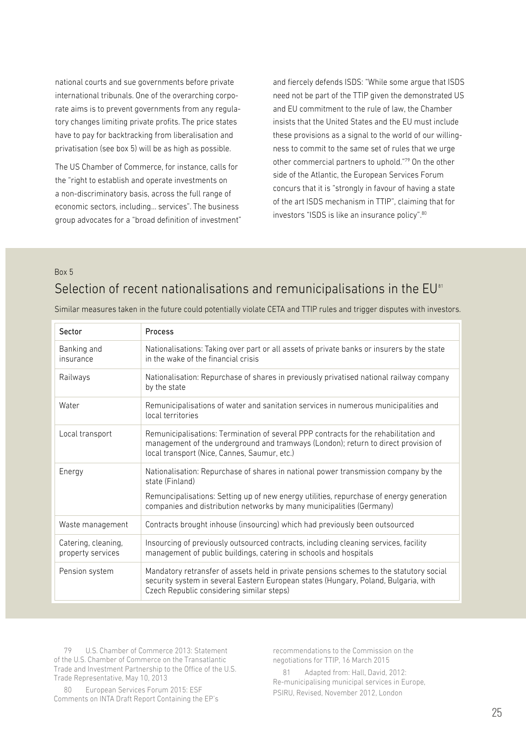national courts and sue governments before private international tribunals. One of the overarching corporate aims is to prevent governments from any regulatory changes limiting private profits. The price states have to pay for backtracking from liberalisation and privatisation (see box 5) will be as high as possible.

The US Chamber of Commerce, for instance, calls for the "right to establish and operate investments on a non-discriminatory basis, across the full range of economic sectors, including... services". The business group advocates for a "broad definition of investment" and fiercely defends ISDS: "While some argue that ISDS need not be part of the TTIP given the demonstrated US and EU commitment to the rule of law, the Chamber insists that the United States and the EU must include these provisions as a signal to the world of our willingness to commit to the same set of rules that we urge other commercial partners to uphold."[79] On the other side of the Atlantic, the European Services Forum concurs that it is "strongly in favour of having a state of the art ISDS mechanism in TTIP", claiming that for investors "ISDS is like an insurance policy".[80]

Box 5

## Selection of recent nationalisations and remunicipalisations in the EU[81]

Similar measures taken in the future could potentially violate CETA and TTIP rules and trigger disputes with investors.

| Sector | Process |
|---|---|
| Banking and insurance | Nationalisations: Taking over part or all assets of private banks or insurers by the state in the wake of the financial crisis |
| Railways | Nationalisation: Repurchase of shares in previously privatised national railway company by the state |
| Water | Remunicipalisations of water and sanitation services in numerous municipalities and local territories |
| Local transport | Remunicipalisations: Termination of several PPP contracts for the rehabilitation and management of the underground and tramways (London); return to direct provision of local transport (Nice, Cannes, Saumur, etc.) |
| Energy | Nationalisation: Repurchase of shares in national power transmission company by the state (Finland)<br>Remuncipalisations: Setting up of new energy utilities, repurchase of energy generation companies and distribution networks by many municipalities (Germany) |
| Waste management | Contracts brought inhouse (insourcing) which had previously been outsourced |
| Catering, cleaning, property services | Insourcing of previously outsourced contracts, including cleaning services, facility management of public buildings, catering in schools and hospitals |
| Pension system | Mandatory retransfer of assets held in private pensions schemes to the statutory social security system in several Eastern European states (Hungary, Poland, Bulgaria, with Czech Republic considering similar steps) |

79 U.S. Chamber of Commerce 2013: Statement of the U.S. Chamber of Commerce on the Transatlantic Trade and Investment Partnership to the Office of the U.S. Trade Representative, May 10, 2013

80 European Services Forum 2015: ESF Comments on INTA Draft Report Containing the EP's recommendations to the Commission on the negotiations for TTIP, 16 March 2015

81 Adapted from: Hall, David, 2012: Re-municipalising municipal services in Europe, PSIRU, Revised, November 2012, London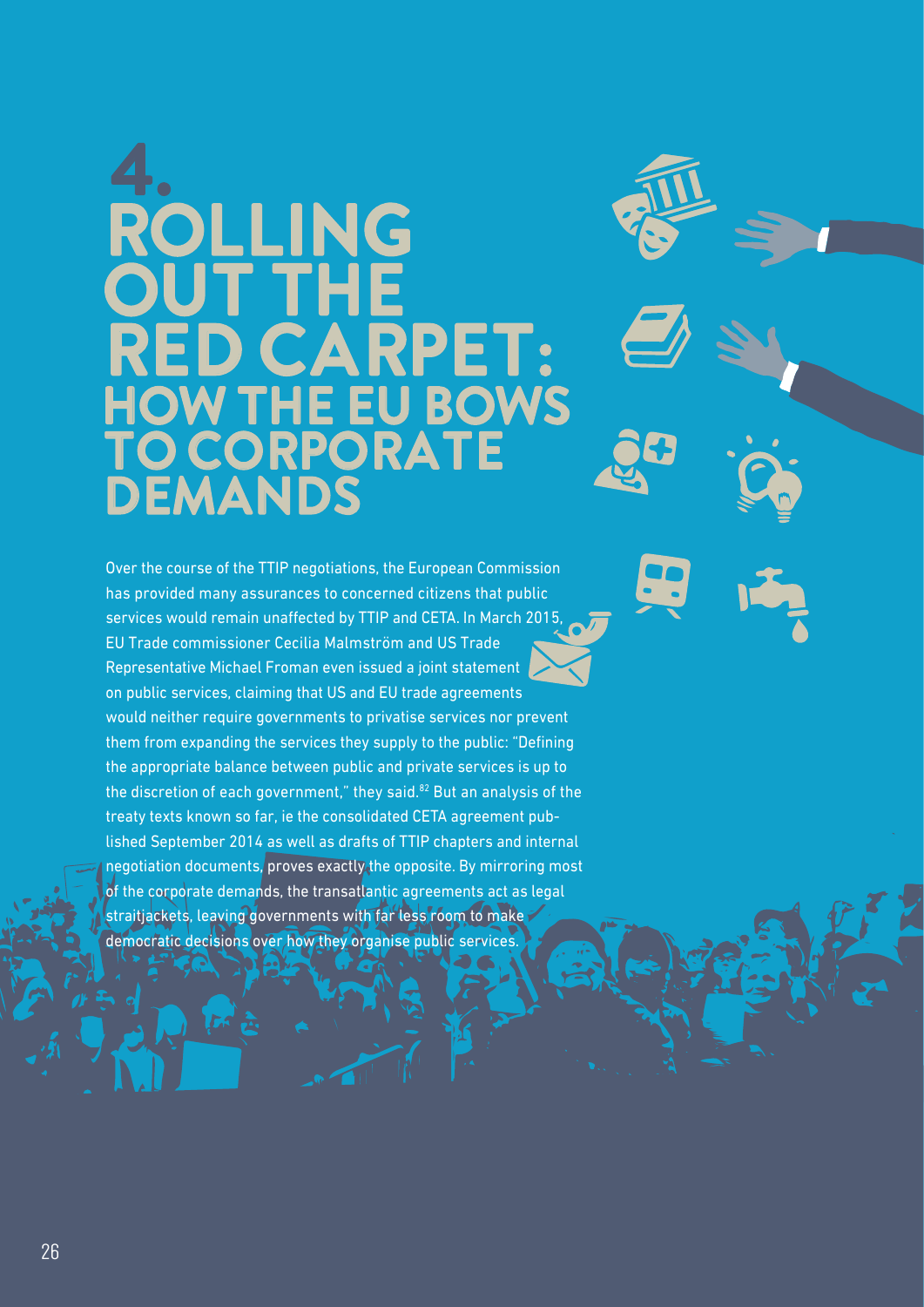# 4. ROLLING OUT THE RED CARPET: HOW THE EU BOWS TO CORPORATE DEMANDS

Over the course of the TTIP negotiations, the European Commission has provided many assurances to concerned citizens that public services would remain unaffected by TTIP and CETA. In March 2015, EU Trade commissioner Cecilia Malmström and US Trade Representative Michael Froman even issued a joint statement on public services, claiming that US and EU trade agreements would neither require governments to privatise services nor prevent them from expanding the services they supply to the public: "Defining the appropriate balance between public and private services is up to the discretion of each government," they said.[82] But an analysis of the treaty texts known so far, ie the consolidated CETA agreement published September 2014 as well as drafts of TTIP chapters and internal negotiation documents, proves exactly the opposite. By mirroring most of the corporate demands, the transatlantic agreements act as legal straitjackets, leaving governments with far less room to make democratic decisions over how they organise public services.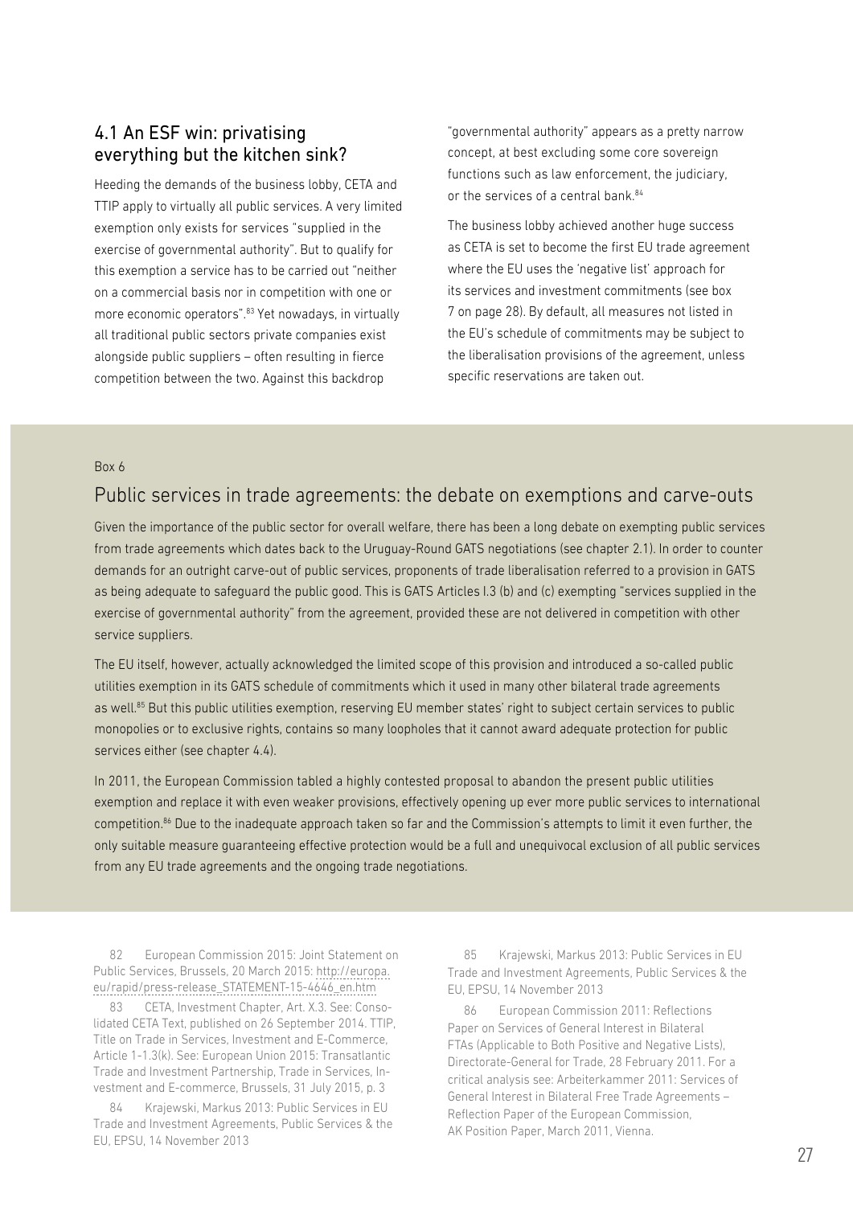## 4.1 An ESF win: privatising everything but the kitchen sink?

Heeding the demands of the business lobby, CETA and TTIP apply to virtually all public services. A very limited exemption only exists for services "supplied in the exercise of governmental authority". But to qualify for this exemption a service has to be carried out "neither on a commercial basis nor in competition with one or more economic operators".[83] Yet nowadays, in virtually all traditional public sectors private companies exist alongside public suppliers – often resulting in fierce competition between the two. Against this backdrop "governmental authority" appears as a pretty narrow concept, at best excluding some core sovereign functions such as law enforcement, the judiciary, or the services of a central bank.[84]

The business lobby achieved another huge success as CETA is set to become the first EU trade agreement where the EU uses the 'negative list' approach for its services and investment commitments (see box 7 on page 28). By default, all measures not listed in the EU's schedule of commitments may be subject to the liberalisation provisions of the agreement, unless specific reservations are taken out.

Box 6

### Public services in trade agreements: the debate on exemptions and carve-outs

Given the importance of the public sector for overall welfare, there has been a long debate on exempting public services from trade agreements which dates back to the Uruguay-Round GATS negotiations (see chapter 2.1). In order to counter demands for an outright carve-out of public services, proponents of trade liberalisation referred to a provision in GATS as being adequate to safeguard the public good. This is GATS Articles I.3 (b) and (c) exempting "services supplied in the exercise of governmental authority" from the agreement, provided these are not delivered in competition with other service suppliers.

The EU itself, however, actually acknowledged the limited scope of this provision and introduced a so-called public utilities exemption in its GATS schedule of commitments which it used in many other bilateral trade agreements as well.[85] But this public utilities exemption, reserving EU member states' right to subject certain services to public monopolies or to exclusive rights, contains so many loopholes that it cannot award adequate protection for public services either (see chapter 4.4).

In 2011, the European Commission tabled a highly contested proposal to abandon the present public utilities exemption and replace it with even weaker provisions, effectively opening up ever more public services to international competition.[86] Due to the inadequate approach taken so far and the Commission's attempts to limit it even further, the only suitable measure guaranteeing effective protection would be a full and unequivocal exclusion of all public services from any EU trade agreements and the ongoing trade negotiations.

---

82 European Commission 2015: Joint Statement on Public Services, Brussels, 20 March 2015: http://europa.eu/rapid/press-release_STATEMENT-15-4646_en.htm

83 CETA, Investment Chapter, Art. X.3. See: Consolidated CETA Text, published on 26 September 2014. TTIP, Title on Trade in Services, Investment and E-Commerce, Article 1-1.3(k). See: European Union 2015: Transatlantic Trade and Investment Partnership, Trade in Services, Investment and E-commerce, Brussels, 31 July 2015, p. 3

84 Krajewski, Markus 2013: Public Services in EU Trade and Investment Agreements, Public Services & the EU, EPSU, 14 November 2013

85 Krajewski, Markus 2013: Public Services in EU Trade and Investment Agreements, Public Services & the EU, EPSU, 14 November 2013

86 European Commission 2011: Reflections Paper on Services of General Interest in Bilateral FTAs (Applicable to Both Positive and Negative Lists), Directorate-General for Trade, 28 February 2011. For a critical analysis see: Arbeiterkammer 2011: Services of General Interest in Bilateral Free Trade Agreements – Reflection Paper of the European Commission, AK Position Paper, March 2011, Vienna.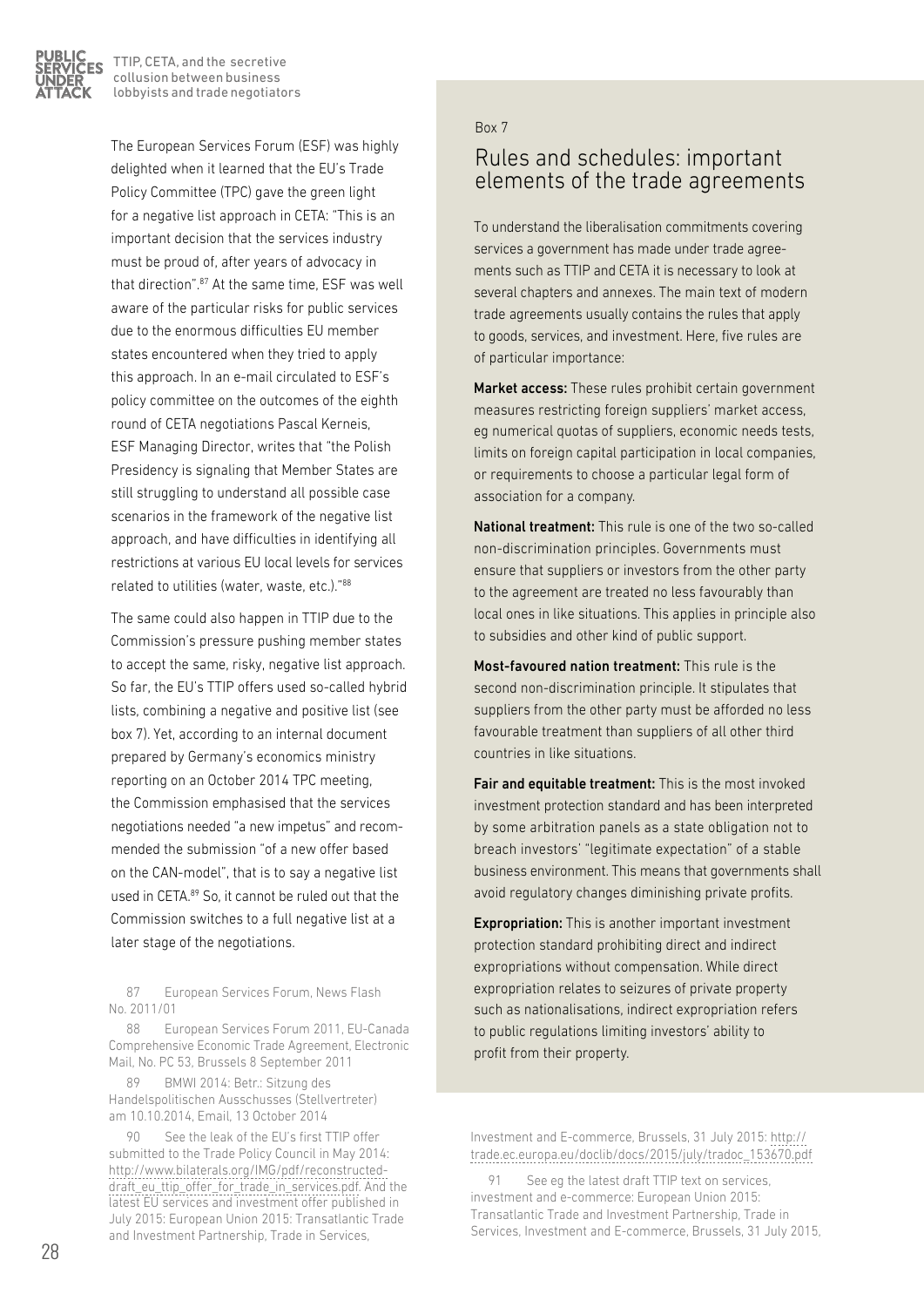The European Services Forum (ESF) was highly delighted when it learned that the EU's Trade Policy Committee (TPC) gave the green light for a negative list approach in CETA: "This is an important decision that the services industry must be proud of, after years of advocacy in that direction".[87] At the same time, ESF was well aware of the particular risks for public services due to the enormous difficulties EU member states encountered when they tried to apply this approach. In an e-mail circulated to ESF's policy committee on the outcomes of the eighth round of CETA negotiations Pascal Kerneis, ESF Managing Director, writes that "the Polish Presidency is signaling that Member States are still struggling to understand all possible case scenarios in the framework of the negative list approach, and have difficulties in identifying all restrictions at various EU local levels for services related to utilities (water, waste, etc.)."[88]

The same could also happen in TTIP due to the Commission's pressure pushing member states to accept the same, risky, negative list approach. So far, the EU's TTIP offers used so-called hybrid lists, combining a negative and positive list (see box 7). Yet, according to an internal document prepared by Germany's economics ministry reporting on an October 2014 TPC meeting, the Commission emphasised that the services negotiations needed "a new impetus" and recommended the submission "of a new offer based on the CAN-model", that is to say a negative list used in CETA.[89] So, it cannot be ruled out that the Commission switches to a full negative list at a later stage of the negotiations.

Box 7

## Rules and schedules: important elements of the trade agreements

To understand the liberalisation commitments covering services a government has made under trade agreements such as TTIP and CETA it is necessary to look at several chapters and annexes. The main text of modern trade agreements usually contains the rules that apply to goods, services, and investment. Here, five rules are of particular importance:

**Market access:** These rules prohibit certain government measures restricting foreign suppliers' market access, eg numerical quotas of suppliers, economic needs tests, limits on foreign capital participation in local companies, or requirements to choose a particular legal form of association for a company.

**National treatment:** This rule is one of the two so-called non-discrimination principles. Governments must ensure that suppliers or investors from the other party to the agreement are treated no less favourably than local ones in like situations. This applies in principle also to subsidies and other kind of public support.

**Most-favoured nation treatment:** This rule is the second non-discrimination principle. It stipulates that suppliers from the other party must be afforded no less favourable treatment than suppliers of all other third countries in like situations.

**Fair and equitable treatment:** This is the most invoked investment protection standard and has been interpreted by some arbitration panels as a state obligation not to breach investors' "legitimate expectation" of a stable business environment. This means that governments shall avoid regulatory changes diminishing private profits.

**Expropriation:** This is another important investment protection standard prohibiting direct and indirect expropriations without compensation. While direct expropriation relates to seizures of private property such as nationalisations, indirect expropriation refers to public regulations limiting investors' ability to profit from their property.

---

87 European Services Forum, News Flash No. 2011/01

88 European Services Forum 2011, EU-Canada Comprehensive Economic Trade Agreement, Electronic Mail, No. PC 53, Brussels 8 September 2011

89 BMWI 2014: Betr.: Sitzung des Handelspolitischen Ausschusses (Stellvertreter) am 10.10.2014, Email, 13 October 2014

90 See the leak of the EU's first TTIP offer submitted to the Trade Policy Council in May 2014: http://www.bilaterals.org/IMG/pdf/reconstructed-draft_eu_ttip_offer_for_trade_in_services.pdf. And the latest EU services and investment offer published in July 2015: European Union 2015: Transatlantic Trade and Investment Partnership, Trade in Services, Investment and E-commerce, Brussels, 31 July 2015: http://trade.ec.europa.eu/doclib/docs/2015/july/tradoc_153670.pdf

91 See eg the latest draft TTIP text on services, investment and e-commerce: European Union 2015: Transatlantic Trade and Investment Partnership, Trade in Services, Investment and E-commerce, Brussels, 31 July 2015,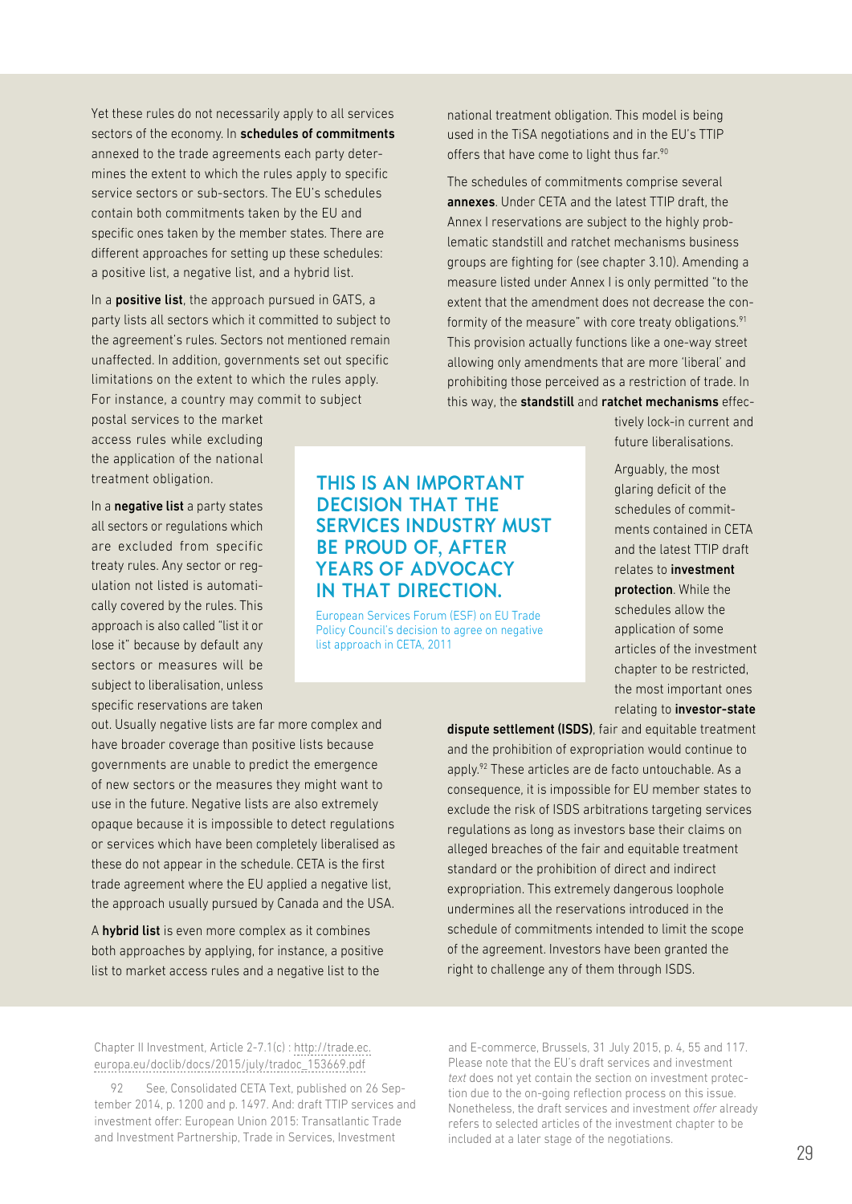Yet these rules do not necessarily apply to all services sectors of the economy. In **schedules of commitments** annexed to the trade agreements each party determines the extent to which the rules apply to specific service sectors or sub-sectors. The EU's schedules contain both commitments taken by the EU and specific ones taken by the member states. There are different approaches for setting up these schedules: a positive list, a negative list, and a hybrid list.

In a **positive list**, the approach pursued in GATS, a party lists all sectors which it committed to subject to the agreement's rules. Sectors not mentioned remain unaffected. In addition, governments set out specific limitations on the extent to which the rules apply. For instance, a country may commit to subject postal services to the market access rules while excluding the application of the national treatment obligation.

In a **negative list** a party states all sectors or regulations which are excluded from specific treaty rules. Any sector or regulation not listed is automatically covered by the rules. This approach is also called "list it or lose it" because by default any sectors or measures will be subject to liberalisation, unless specific reservations are taken out. Usually negative lists are far more complex and have broader coverage than positive lists because governments are unable to predict the emergence of new sectors or the measures they might want to use in the future. Negative lists are also extremely opaque because it is impossible to detect regulations or services which have been completely liberalised as these do not appear in the schedule. CETA is the first trade agreement where the EU applied a negative list, the approach usually pursued by Canada and the USA.

A **hybrid list** is even more complex as it combines both approaches by applying, for instance, a positive list to market access rules and a negative list to the national treatment obligation. This model is being used in the TiSA negotiations and in the EU's TTIP offers that have come to light thus far.[90]

> **THIS IS AN IMPORTANT DECISION THAT THE SERVICES INDUSTRY MUST BE PROUD OF, AFTER YEARS OF ADVOCACY IN THAT DIRECTION.**
>
> European Services Forum (ESF) on EU Trade Policy Council's decision to agree on negative list approach in CETA, 2011

The schedules of commitments comprise several **annexes**. Under CETA and the latest TTIP draft, the Annex I reservations are subject to the highly problematic standstill and ratchet mechanisms business groups are fighting for (see chapter 3.10). Amending a measure listed under Annex I is only permitted "to the extent that the amendment does not decrease the conformity of the measure" with core treaty obligations.[91] This provision actually functions like a one-way street allowing only amendments that are more 'liberal' and prohibiting those perceived as a restriction of trade. In this way, the **standstill** and **ratchet mechanisms** effectively lock-in current and future liberalisations.

Arguably, the most glaring deficit of the schedules of commitments contained in CETA and the latest TTIP draft relates to **investment protection**. While the schedules allow the application of some articles of the investment chapter to be restricted, the most important ones relating to **investor-state dispute settlement (ISDS)**, fair and equitable treatment and the prohibition of expropriation would continue to apply.[92] These articles are de facto untouchable. As a consequence, it is impossible for EU member states to exclude the risk of ISDS arbitrations targeting services regulations as long as investors base their claims on alleged breaches of the fair and equitable treatment standard or the prohibition of direct and indirect expropriation. This extremely dangerous loophole undermines all the reservations introduced in the schedule of commitments intended to limit the scope of the agreement. Investors have been granted the right to challenge any of them through ISDS.

---

Chapter II Investment, Article 2-7.1(c) : http://trade.ec.europa.eu/doclib/docs/2015/july/tradoc_153669.pdf

92 See, Consolidated CETA Text, published on 26 September 2014, p. 1200 and p. 1497. And: draft TTIP services and investment offer: European Union 2015: Transatlantic Trade and Investment Partnership, Trade in Services, Investment and E-commerce, Brussels, 31 July 2015, p. 4, 55 and 117. Please note that the EU's draft services and investment *text* does not yet contain the section on investment protection due to the on-going reflection process on this issue. Nonetheless, the draft services and investment *offer* already refers to selected articles of the investment chapter to be included at a later stage of the negotiations.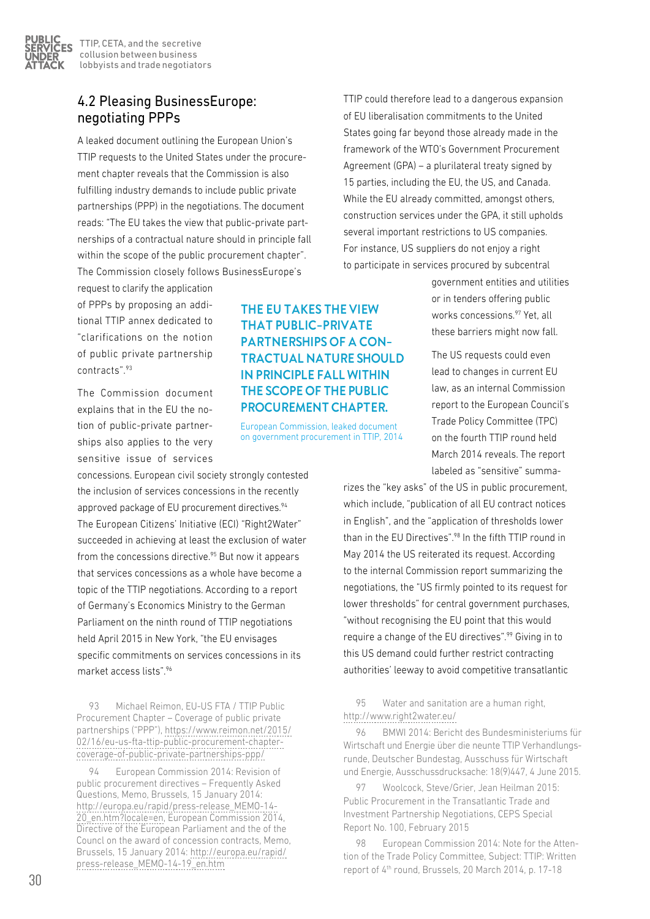## 4.2 Pleasing BusinessEurope: negotiating PPPs

A leaked document outlining the European Union's TTIP requests to the United States under the procurement chapter reveals that the Commission is also fulfilling industry demands to include public private partnerships (PPP) in the negotiations. The document reads: "The EU takes the view that public-private partnerships of a contractual nature should in principle fall within the scope of the public procurement chapter". The Commission closely follows BusinessEurope's request to clarify the application of PPPs by proposing an additional TTIP annex dedicated to "clarifications on the notion of public private partnership contracts".[93]

> **THE EU TAKES THE VIEW THAT PUBLIC-PRIVATE PARTNERSHIPS OF A CONTRACTUAL NATURE SHOULD IN PRINCIPLE FALL WITHIN THE SCOPE OF THE PUBLIC PROCUREMENT CHAPTER.**
>
> European Commission, leaked document on government procurement in TTIP, 2014

The Commission document explains that in the EU the notion of public-private partnerships also applies to the very sensitive issue of services concessions. European civil society strongly contested the inclusion of services concessions in the recently approved package of EU procurement directives.[94] The European Citizens' Initiative (ECI) "Right2Water" succeeded in achieving at least the exclusion of water from the concessions directive.[95] But now it appears that services concessions as a whole have become a topic of the TTIP negotiations. According to a report of Germany's Economics Ministry to the German Parliament on the ninth round of TTIP negotiations held April 2015 in New York, "the EU envisages specific commitments on services concessions in its market access lists".[96]

TTIP could therefore lead to a dangerous expansion of EU liberalisation commitments to the United States going far beyond those already made in the framework of the WTO's Government Procurement Agreement (GPA) – a plurilateral treaty signed by 15 parties, including the EU, the US, and Canada. While the EU already committed, amongst others, construction services under the GPA, it still upholds several important restrictions to US companies. For instance, US suppliers do not enjoy a right to participate in services procured by subcentral government entities and utilities or in tenders offering public works concessions.[97] Yet, all these barriers might now fall.

The US requests could even lead to changes in current EU law, as an internal Commission report to the European Council's Trade Policy Committee (TPC) on the fourth TTIP round held March 2014 reveals. The report labeled as "sensitive" summarizes the "key asks" of the US in public procurement, which include, "publication of all EU contract notices in English", and the "application of thresholds lower than in the EU Directives".[98] In the fifth TTIP round in May 2014 the US reiterated its request. According to the internal Commission report summarizing the negotiations, the "US firmly pointed to its request for lower thresholds" for central government purchases, "without recognising the EU point that this would require a change of the EU directives".[99] Giving in to this US demand could further restrict contracting authorities' leeway to avoid competitive transatlantic

---

93 Michael Reimon, EU-US FTA / TTIP Public Procurement Chapter – Coverage of public private partnerships ("PPP"), https://www.reimon.net/2015/02/16/eu-us-fta-ttip-public-procurement-chapter-coverage-of-public-private-partnerships-ppp/

94 European Commission 2014: Revision of public procurement directives – Frequently Asked Questions, Memo, Brussels, 15 January 2014: http://europa.eu/rapid/press-release_MEMO-14-20_en.htm?locale=en, European Commission 2014, Directive of the European Parliament and the of the Councl on the award of concession contracts, Memo, Brussels, 15 January 2014: http://europa.eu/rapid/press-release_MEMO-14-19_en.htm

95 Water and sanitation are a human right, http://www.right2water.eu/

96 BMWI 2014: Bericht des Bundesministeriums für Wirtschaft und Energie über die neunte TTIP Verhandlungsrunde, Deutscher Bundestag, Ausschuss für Wirtschaft und Energie, Ausschussdrucksache: 18(9)447, 4 June 2015.

97 Woolcock, Steve/Grier, Jean Heilman 2015: Public Procurement in the Transatlantic Trade and Investment Partnership Negotiations, CEPS Special Report No. 100, February 2015

98 European Commission 2014: Note for the Attention of the Trade Policy Committee, Subject: TTIP: Written report of 4th round, Brussels, 20 March 2014, p. 17-18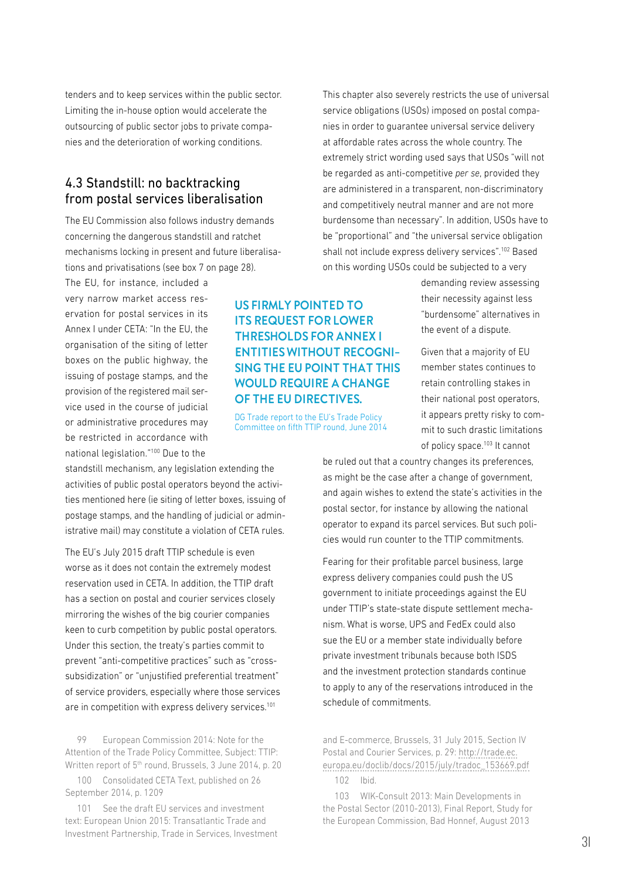tenders and to keep services within the public sector. Limiting the in-house option would accelerate the outsourcing of public sector jobs to private companies and the deterioration of working conditions.

## 4.3 Standstill: no backtracking from postal services liberalisation

The EU Commission also follows industry demands concerning the dangerous standstill and ratchet mechanisms locking in present and future liberalisations and privatisations (see box 7 on page 28).

The EU, for instance, included a very narrow market access reservation for postal services in its Annex I under CETA: "In the EU, the organisation of the siting of letter boxes on the public highway, the issuing of postage stamps, and the provision of the registered mail service used in the course of judicial or administrative procedures may be restricted in accordance with national legislation."[100] Due to the standstill mechanism, any legislation extending the activities of public postal operators beyond the activities mentioned here (ie siting of letter boxes, issuing of postage stamps, and the handling of judicial or administrative mail) may constitute a violation of CETA rules.

The EU's July 2015 draft TTIP schedule is even worse as it does not contain the extremely modest reservation used in CETA. In addition, the TTIP draft has a section on postal and courier services closely mirroring the wishes of the big courier companies keen to curb competition by public postal operators. Under this section, the treaty's parties commit to prevent "anti-competitive practices" such as "cross-subsidization" or "unjustified preferential treatment" of service providers, especially where those services are in competition with express delivery services.[101]

**US FIRMLY POINTED TO ITS REQUEST FOR LOWER THRESHOLDS FOR ANNEX I ENTITIES WITHOUT RECOGNISING THE EU POINT THAT THIS WOULD REQUIRE A CHANGE OF THE EU DIRECTIVES.**

DG Trade report to the EU's Trade Policy Committee on fifth TTIP round, June 2014

This chapter also severely restricts the use of universal service obligations (USOs) imposed on postal companies in order to guarantee universal service delivery at affordable rates across the whole country. The extremely strict wording used says that USOs "will not be regarded as anti-competitive *per se*, provided they are administered in a transparent, non-discriminatory and competitively neutral manner and are not more burdensome than necessary". In addition, USOs have to be "proportional" and "the universal service obligation shall not include express delivery services".[102] Based on this wording USOs could be subjected to a very demanding review assessing their necessity against less "burdensome" alternatives in the event of a dispute.

Given that a majority of EU member states continues to retain controlling stakes in their national post operators, it appears pretty risky to commit to such drastic limitations of policy space.[103] It cannot be ruled out that a country changes its preferences, as might be the case after a change of government, and again wishes to extend the state's activities in the postal sector, for instance by allowing the national operator to expand its parcel services. But such policies would run counter to the TTIP commitments.

Fearing for their profitable parcel business, large express delivery companies could push the US government to initiate proceedings against the EU under TTIP's state-state dispute settlement mechanism. What is worse, UPS and FedEx could also sue the EU or a member state individually before private investment tribunals because both ISDS and the investment protection standards continue to apply to any of the reservations introduced in the schedule of commitments.

99 European Commission 2014: Note for the Attention of the Trade Policy Committee, Subject: TTIP: Written report of 5th round, Brussels, 3 June 2014, p. 20

100 Consolidated CETA Text, published on 26 September 2014, p. 1209

101 See the draft EU services and investment text: European Union 2015: Transatlantic Trade and Investment Partnership, Trade in Services, Investment and E-commerce, Brussels, 31 July 2015, Section IV Postal and Courier Services, p. 29: http://trade.ec.europa.eu/doclib/docs/2015/july/tradoc_153669.pdf

102 Ibid.

103 WIK-Consult 2013: Main Developments in the Postal Sector (2010-2013), Final Report, Study for the European Commission, Bad Honnef, August 2013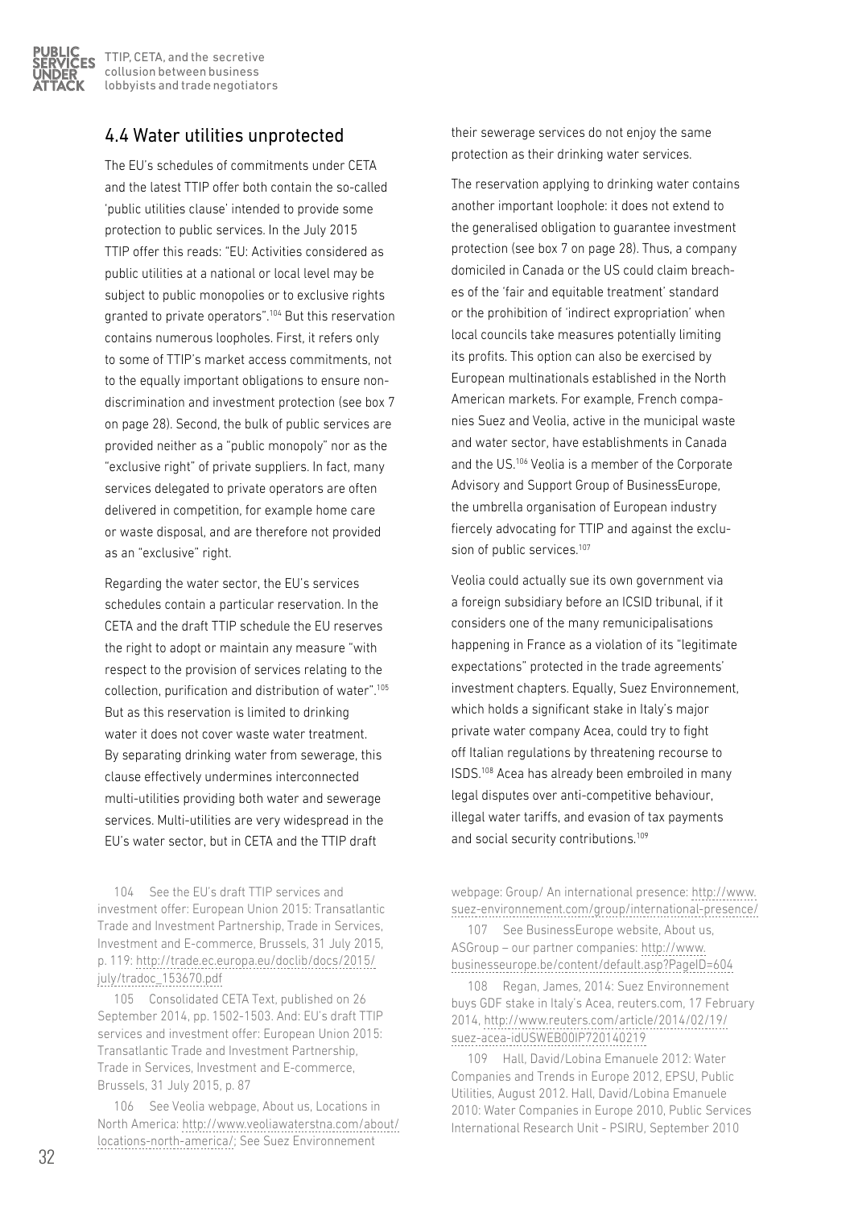## 4.4 Water utilities unprotected

The EU's schedules of commitments under CETA and the latest TTIP offer both contain the so-called 'public utilities clause' intended to provide some protection to public services. In the July 2015 TTIP offer this reads: "EU: Activities considered as public utilities at a national or local level may be subject to public monopolies or to exclusive rights granted to private operators".[104] But this reservation contains numerous loopholes. First, it refers only to some of TTIP's market access commitments, not to the equally important obligations to ensure non-discrimination and investment protection (see box 7 on page 28). Second, the bulk of public services are provided neither as a "public monopoly" nor as the "exclusive right" of private suppliers. In fact, many services delegated to private operators are often delivered in competition, for example home care or waste disposal, and are therefore not provided as an "exclusive" right.

Regarding the water sector, the EU's services schedules contain a particular reservation. In the CETA and the draft TTIP schedule the EU reserves the right to adopt or maintain any measure "with respect to the provision of services relating to the collection, purification and distribution of water".[105] But as this reservation is limited to drinking water it does not cover waste water treatment. By separating drinking water from sewerage, this clause effectively undermines interconnected multi-utilities providing both water and sewerage services. Multi-utilities are very widespread in the EU's water sector, but in CETA and the TTIP draft their sewerage services do not enjoy the same protection as their drinking water services.

The reservation applying to drinking water contains another important loophole: it does not extend to the generalised obligation to guarantee investment protection (see box 7 on page 28). Thus, a company domiciled in Canada or the US could claim breaches of the 'fair and equitable treatment' standard or the prohibition of 'indirect expropriation' when local councils take measures potentially limiting its profits. This option can also be exercised by European multinationals established in the North American markets. For example, French companies Suez and Veolia, active in the municipal waste and water sector, have establishments in Canada and the US.[106] Veolia is a member of the Corporate Advisory and Support Group of BusinessEurope, the umbrella organisation of European industry fiercely advocating for TTIP and against the exclusion of public services.[107]

Veolia could actually sue its own government via a foreign subsidiary before an ICSID tribunal, if it considers one of the many remunicipalisations happening in France as a violation of its "legitimate expectations" protected in the trade agreements' investment chapters. Equally, Suez Environnement, which holds a significant stake in Italy's major private water company Acea, could try to fight off Italian regulations by threatening recourse to ISDS.[108] Acea has already been embroiled in many legal disputes over anti-competitive behaviour, illegal water tariffs, and evasion of tax payments and social security contributions.[109]

---

104 See the EU's draft TTIP services and investment offer: European Union 2015: Transatlantic Trade and Investment Partnership, Trade in Services, Investment and E-commerce, Brussels, 31 July 2015, p. 119: http://trade.ec.europa.eu/doclib/docs/2015/july/tradoc_153670.pdf

105 Consolidated CETA Text, published on 26 September 2014, pp. 1502-1503. And: EU's draft TTIP services and investment offer: European Union 2015: Transatlantic Trade and Investment Partnership, Trade in Services, Investment and E-commerce, Brussels, 31 July 2015, p. 87

106 See Veolia webpage, About us, Locations in North America: http://www.veoliawaterstna.com/about/locations-north-america/; See Suez Environnement webpage: Group/ An international presence: http://www.suez-environnement.com/group/international-presence/

107 See BusinessEurope website, About us, ASGroup – our partner companies: http://www.businesseurope.be/content/default.asp?PageID=604

108 Regan, James, 2014: Suez Environnement buys GDF stake in Italy's Acea, reuters.com, 17 February 2014, http://www.reuters.com/article/2014/02/19/suez-acea-idUSWEB00IP720140219

109 Hall, David/Lobina Emanuele 2012: Water Companies and Trends in Europe 2012, EPSU, Public Utilities, August 2012. Hall, David/Lobina Emanuele 2010: Water Companies in Europe 2010, Public Services International Research Unit - PSIRU, September 2010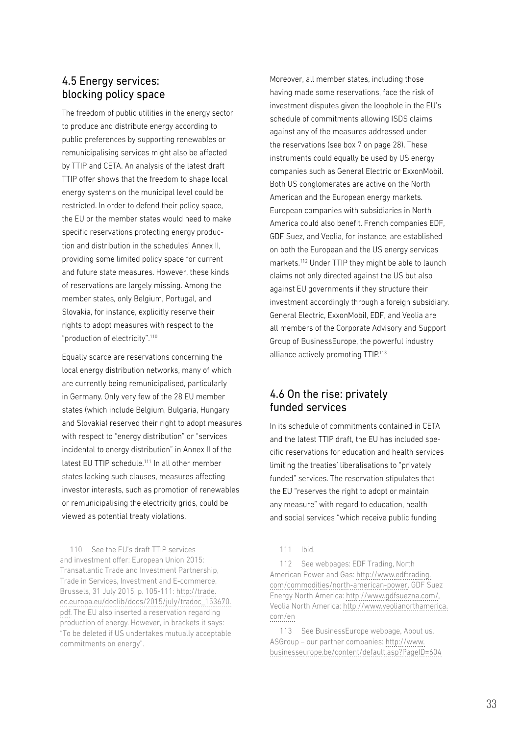## 4.5 Energy services: blocking policy space

The freedom of public utilities in the energy sector to produce and distribute energy according to public preferences by supporting renewables or remunicipalising services might also be affected by TTIP and CETA. An analysis of the latest draft TTIP offer shows that the freedom to shape local energy systems on the municipal level could be restricted. In order to defend their policy space, the EU or the member states would need to make specific reservations protecting energy production and distribution in the schedules' Annex II, providing some limited policy space for current and future state measures. However, these kinds of reservations are largely missing. Among the member states, only Belgium, Portugal, and Slovakia, for instance, explicitly reserve their rights to adopt measures with respect to the "production of electricity".[110]

Equally scarce are reservations concerning the local energy distribution networks, many of which are currently being remunicipalised, particularly in Germany. Only very few of the 28 EU member states (which include Belgium, Bulgaria, Hungary and Slovakia) reserved their right to adopt measures with respect to "energy distribution" or "services incidental to energy distribution" in Annex II of the latest EU TTIP schedule.[111] In all other member states lacking such clauses, measures affecting investor interests, such as promotion of renewables or remunicipalising the electricity grids, could be viewed as potential treaty violations.

Moreover, all member states, including those having made some reservations, face the risk of investment disputes given the loophole in the EU's schedule of commitments allowing ISDS claims against any of the measures addressed under the reservations (see box 7 on page 28). These instruments could equally be used by US energy companies such as General Electric or ExxonMobil. Both US conglomerates are active on the North American and the European energy markets. European companies with subsidiaries in North America could also benefit. French companies EDF, GDF Suez, and Veolia, for instance, are established on both the European and the US energy services markets.[112] Under TTIP they might be able to launch claims not only directed against the US but also against EU governments if they structure their investment accordingly through a foreign subsidiary. General Electric, ExxonMobil, EDF, and Veolia are all members of the Corporate Advisory and Support Group of BusinessEurope, the powerful industry alliance actively promoting TTIP.[113]

## 4.6 On the rise: privately funded services

In its schedule of commitments contained in CETA and the latest TTIP draft, the EU has included specific reservations for education and health services limiting the treaties' liberalisations to "privately funded" services. The reservation stipulates that the EU "reserves the right to adopt or maintain any measure" with regard to education, health and social services "which receive public funding

---

110 See the EU's draft TTIP services and investment offer: European Union 2015: Transatlantic Trade and Investment Partnership, Trade in Services, Investment and E-commerce, Brussels, 31 July 2015, p. 105-111: http://trade.ec.europa.eu/doclib/docs/2015/july/tradoc_153670.pdf. The EU also inserted a reservation regarding production of energy. However, in brackets it says: "To be deleted if US undertakes mutually acceptable commitments on energy".

111 Ibid.

112 See webpages: EDF Trading, North American Power and Gas: http://www.edftrading.com/commodities/north-american-power, GDF Suez Energy North America: http://www.gdfsuezna.com/, Veolia North America: http://www.veolianorthamerica.com/en

113 See BusinessEurope webpage, About us, ASGroup – our partner companies: http://www.businesseurope.be/content/default.asp?PageID=604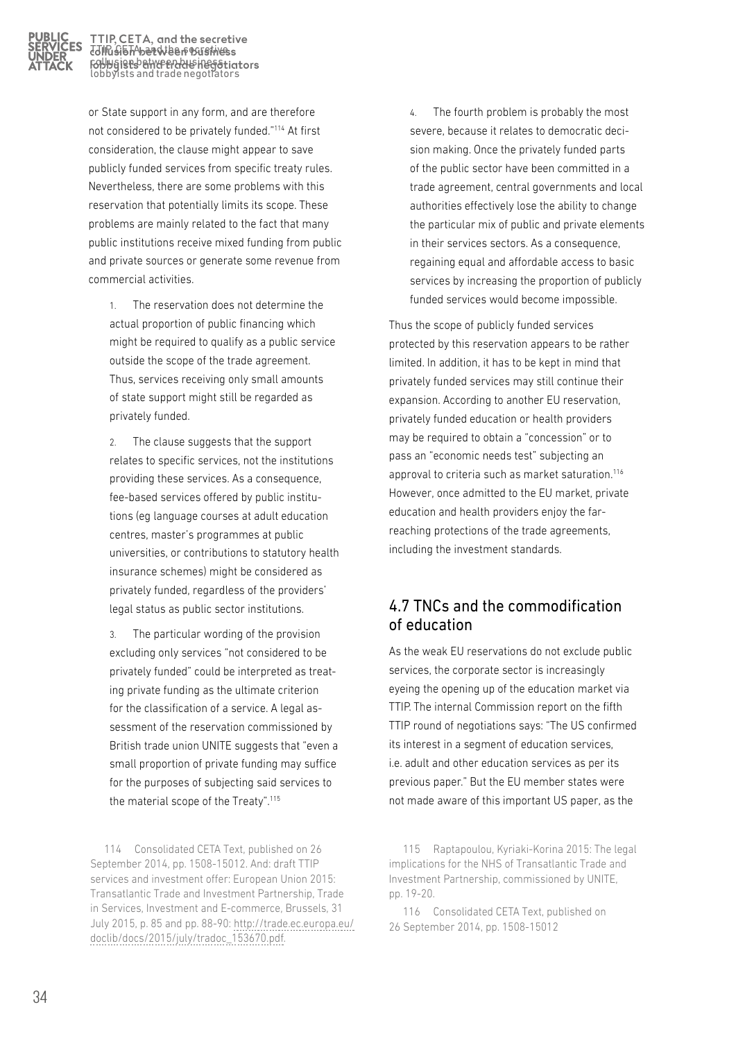or State support in any form, and are therefore not considered to be privately funded."[114] At first consideration, the clause might appear to save publicly funded services from specific treaty rules. Nevertheless, there are some problems with this reservation that potentially limits its scope. These problems are mainly related to the fact that many public institutions receive mixed funding from public and private sources or generate some revenue from commercial activities.

1. The reservation does not determine the actual proportion of public financing which might be required to qualify as a public service outside the scope of the trade agreement. Thus, services receiving only small amounts of state support might still be regarded as privately funded.

2. The clause suggests that the support relates to specific services, not the institutions providing these services. As a consequence, fee-based services offered by public institutions (eg language courses at adult education centres, master's programmes at public universities, or contributions to statutory health insurance schemes) might be considered as privately funded, regardless of the providers' legal status as public sector institutions.

3. The particular wording of the provision excluding only services "not considered to be privately funded" could be interpreted as treating private funding as the ultimate criterion for the classification of a service. A legal assessment of the reservation commissioned by British trade union UNITE suggests that "even a small proportion of private funding may suffice for the purposes of subjecting said services to the material scope of the Treaty".[115]

4. The fourth problem is probably the most severe, because it relates to democratic decision making. Once the privately funded parts of the public sector have been committed in a trade agreement, central governments and local authorities effectively lose the ability to change the particular mix of public and private elements in their services sectors. As a consequence, regaining equal and affordable access to basic services by increasing the proportion of publicly funded services would become impossible.

Thus the scope of publicly funded services protected by this reservation appears to be rather limited. In addition, it has to be kept in mind that privately funded services may still continue their expansion. According to another EU reservation, privately funded education or health providers may be required to obtain a "concession" or to pass an "economic needs test" subjecting an approval to criteria such as market saturation.[116] However, once admitted to the EU market, private education and health providers enjoy the far-reaching protections of the trade agreements, including the investment standards.

## 4.7 TNCs and the commodification of education

As the weak EU reservations do not exclude public services, the corporate sector is increasingly eyeing the opening up of the education market via TTIP. The internal Commission report on the fifth TTIP round of negotiations says: "The US confirmed its interest in a segment of education services, i.e. adult and other education services as per its previous paper." But the EU member states were not made aware of this important US paper, as the

114 Consolidated CETA Text, published on 26 September 2014, pp. 1508-15012. And: draft TTIP services and investment offer: European Union 2015: Transatlantic Trade and Investment Partnership, Trade in Services, Investment and E-commerce, Brussels, 31 July 2015, p. 85 and pp. 88-90: http://trade.ec.europa.eu/doclib/docs/2015/july/tradoc_153670.pdf.

115 Raptapoulou, Kyriaki-Korina 2015: The legal implications for the NHS of Transatlantic Trade and Investment Partnership, commissioned by UNITE, pp. 19-20.

116 Consolidated CETA Text, published on 26 September 2014, pp. 1508-15012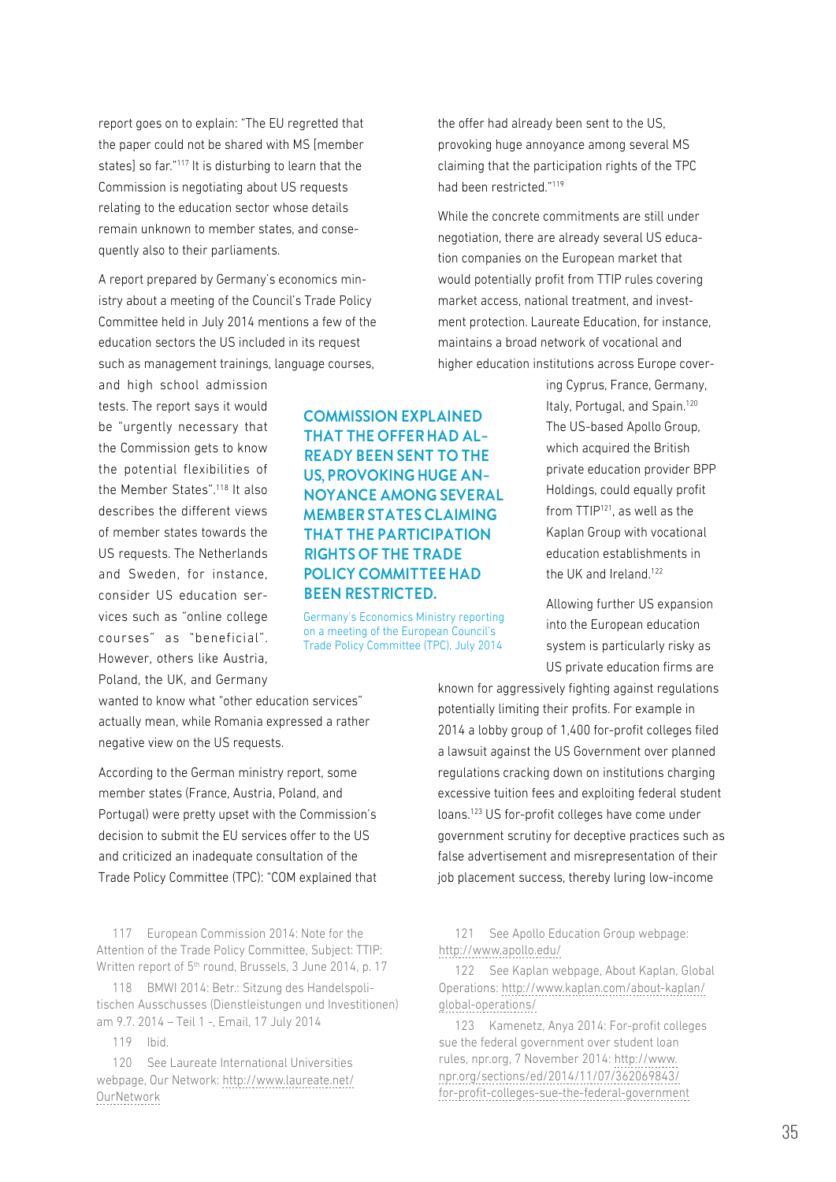report goes on to explain: "The EU regretted that the paper could not be shared with MS [member states] so far."[117] It is disturbing to learn that the Commission is negotiating about US requests relating to the education sector whose details remain unknown to member states, and consequently also to their parliaments.

A report prepared by Germany's economics ministry about a meeting of the Council's Trade Policy Committee held in July 2014 mentions a few of the education sectors the US included in its request such as management trainings, language courses, and high school admission tests. The report says it would be "urgently necessary that the Commission gets to know the potential flexibilities of the Member States".[118] It also describes the different views of member states towards the US requests. The Netherlands and Sweden, for instance, consider US education services such as "online college courses" as "beneficial". However, others like Austria, Poland, the UK, and Germany wanted to know what "other education services" actually mean, while Romania expressed a rather negative view on the US requests.

**COMMISSION EXPLAINED THAT THE OFFER HAD ALREADY BEEN SENT TO THE US, PROVOKING HUGE ANNOYANCE AMONG SEVERAL MEMBER STATES CLAIMING THAT THE PARTICIPATION RIGHTS OF THE TRADE POLICY COMMITTEE HAD BEEN RESTRICTED.**

Germany's Economics Ministry reporting on a meeting of the European Council's Trade Policy Committee (TPC), July 2014

According to the German ministry report, some member states (France, Austria, Poland, and Portugal) were pretty upset with the Commission's decision to submit the EU services offer to the US and criticized an inadequate consultation of the Trade Policy Committee (TPC): "COM explained that the offer had already been sent to the US, provoking huge annoyance among several MS claiming that the participation rights of the TPC had been restricted."[119]

While the concrete commitments are still under negotiation, there are already several US education companies on the European market that would potentially profit from TTIP rules covering market access, national treatment, and investment protection. Laureate Education, for instance, maintains a broad network of vocational and higher education institutions across Europe covering Cyprus, France, Germany, Italy, Portugal, and Spain.[120] The US-based Apollo Group, which acquired the British private education provider BPP Holdings, could equally profit from TTIP[121], as well as the Kaplan Group with vocational education establishments in the UK and Ireland.[122]

Allowing further US expansion into the European education system is particularly risky as US private education firms are known for aggressively fighting against regulations potentially limiting their profits. For example in 2014 a lobby group of 1,400 for-profit colleges filed a lawsuit against the US Government over planned regulations cracking down on institutions charging excessive tuition fees and exploiting federal student loans.[123] US for-profit colleges have come under government scrutiny for deceptive practices such as false advertisement and misrepresentation of their job placement success, thereby luring low-income

117 European Commission 2014: Note for the Attention of the Trade Policy Committee, Subject: TTIP: Written report of 5th round, Brussels, 3 June 2014, p. 17

118 BMWI 2014: Betr.: Sitzung des Handelspolitischen Ausschusses (Dienstleistungen und Investitionen) am 9.7. 2014 – Teil 1 -, Email, 17 July 2014

119 Ibid.

120 See Laureate International Universities webpage, Our Network: http://www.laureate.net/OurNetwork

121 See Apollo Education Group webpage: http://www.apollo.edu/

122 See Kaplan webpage, About Kaplan, Global Operations: http://www.kaplan.com/about-kaplan/global-operations/

123 Kamenetz, Anya 2014: For-profit colleges sue the federal government over student loan rules, npr.org, 7 November 2014: http://www.npr.org/sections/ed/2014/11/07/362069843/for-profit-colleges-sue-the-federal-government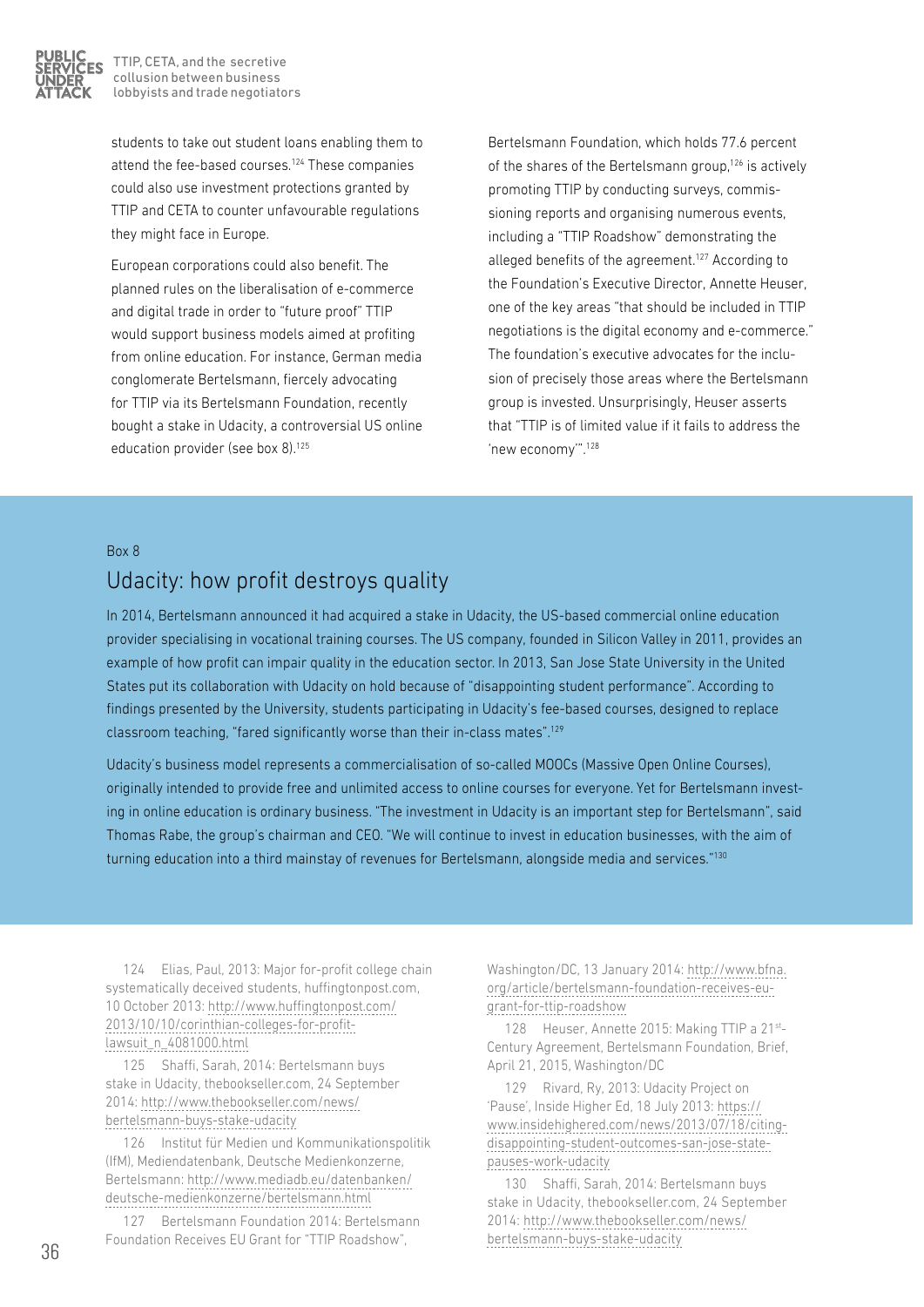students to take out student loans enabling them to attend the fee-based courses.[124] These companies could also use investment protections granted by TTIP and CETA to counter unfavourable regulations they might face in Europe.

European corporations could also benefit. The planned rules on the liberalisation of e-commerce and digital trade in order to "future proof" TTIP would support business models aimed at profiting from online education. For instance, German media conglomerate Bertelsmann, fiercely advocating for TTIP via its Bertelsmann Foundation, recently bought a stake in Udacity, a controversial US online education provider (see box 8).[125]

Bertelsmann Foundation, which holds 77.6 percent of the shares of the Bertelsmann group,[126] is actively promoting TTIP by conducting surveys, commissioning reports and organising numerous events, including a "TTIP Roadshow" demonstrating the alleged benefits of the agreement.[127] According to the Foundation's Executive Director, Annette Heuser, one of the key areas "that should be included in TTIP negotiations is the digital economy and e-commerce." The foundation's executive advocates for the inclusion of precisely those areas where the Bertelsmann group is invested. Unsurprisingly, Heuser asserts that "TTIP is of limited value if it fails to address the 'new economy'".[128]

Box 8

## Udacity: how profit destroys quality

In 2014, Bertelsmann announced it had acquired a stake in Udacity, the US-based commercial online education provider specialising in vocational training courses. The US company, founded in Silicon Valley in 2011, provides an example of how profit can impair quality in the education sector. In 2013, San Jose State University in the United States put its collaboration with Udacity on hold because of "disappointing student performance". According to findings presented by the University, students participating in Udacity's fee-based courses, designed to replace classroom teaching, "fared significantly worse than their in-class mates".[129]

Udacity's business model represents a commercialisation of so-called MOOCs (Massive Open Online Courses), originally intended to provide free and unlimited access to online courses for everyone. Yet for Bertelsmann investing in online education is ordinary business. "The investment in Udacity is an important step for Bertelsmann", said Thomas Rabe, the group's chairman and CEO. "We will continue to invest in education businesses, with the aim of turning education into a third mainstay of revenues for Bertelsmann, alongside media and services."[130]

124 Elias, Paul, 2013: Major for-profit college chain systematically deceived students, huffingtonpost.com, 10 October 2013: http://www.huffingtonpost.com/2013/10/10/corinthian-colleges-for-profit-lawsuit_n_4081000.html

125 Shaffi, Sarah, 2014: Bertelsmann buys stake in Udacity, thebookseller.com, 24 September 2014: http://www.thebookseller.com/news/bertelsmann-buys-stake-udacity

126 Institut für Medien und Kommunikationspolitik (IfM), Mediendatenbank, Deutsche Medienkonzerne, Bertelsmann: http://www.mediadb.eu/datenbanken/deutsche-medienkonzerne/bertelsmann.html

127 Bertelsmann Foundation 2014: Bertelsmann Foundation Receives EU Grant for "TTIP Roadshow", Washington/DC, 13 January 2014: http://www.bfna.org/article/bertelsmann-foundation-receives-eu-grant-for-ttip-roadshow

128 Heuser, Annette 2015: Making TTIP a 21st-Century Agreement, Bertelsmann Foundation, Brief, April 21, 2015, Washington/DC

129 Rivard, Ry, 2013: Udacity Project on 'Pause', Inside Higher Ed, 18 July 2013: https://www.insidehighered.com/news/2013/07/18/citing-disappointing-student-outcomes-san-jose-state-pauses-work-udacity

130 Shaffi, Sarah, 2014: Bertelsmann buys stake in Udacity, thebookseller.com, 24 September 2014: http://www.thebookseller.com/news/bertelsmann-buys-stake-udacity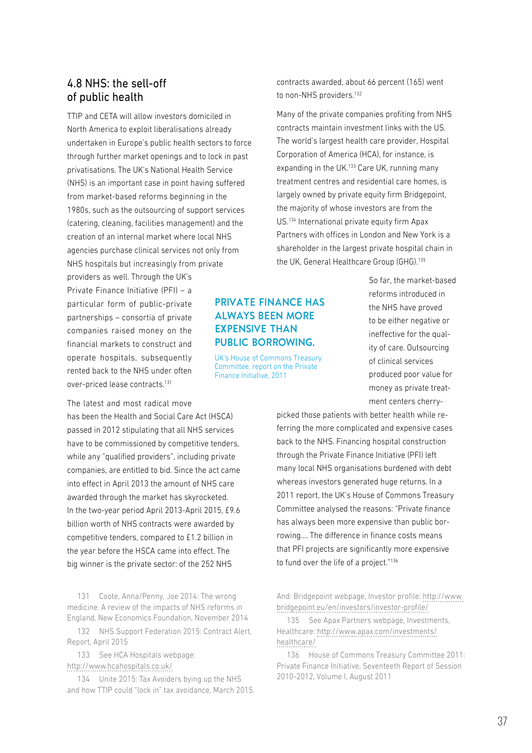## 4.8 NHS: the sell-off of public health

TTIP and CETA will allow investors domiciled in North America to exploit liberalisations already undertaken in Europe's public health sectors to force through further market openings and to lock in past privatisations. The UK's National Health Service (NHS) is an important case in point having suffered from market-based reforms beginning in the 1980s, such as the outsourcing of support services (catering, cleaning, facilities management) and the creation of an internal market where local NHS agencies purchase clinical services not only from NHS hospitals but increasingly from private providers as well. Through the UK's Private Finance Initiative (PFI) – a particular form of public-private partnerships – consortia of private companies raised money on the financial markets to construct and operate hospitals, subsequently rented back to the NHS under often over-priced lease contracts.[131]

The latest and most radical move has been the Health and Social Care Act (HSCA) passed in 2012 stipulating that all NHS services have to be commissioned by competitive tenders, while any "qualified providers", including private companies, are entitled to bid. Since the act came into effect in April 2013 the amount of NHS care awarded through the market has skyrocketed. In the two-year period April 2013-April 2015, £9.6 billion worth of NHS contracts were awarded by competitive tenders, compared to £1.2 billion in the year before the HSCA came into effect. The big winner is the private sector: of the 252 NHS contracts awarded, about 66 percent (165) went to non-NHS providers.[132]

Many of the private companies profiting from NHS contracts maintain investment links with the US. The world's largest health care provider, Hospital Corporation of America (HCA), for instance, is expanding in the UK.[133] Care UK, running many treatment centres and residential care homes, is largely owned by private equity firm Bridgepoint, the majority of whose investors are from the US.[134] International private equity firm Apax Partners with offices in London and New York is a shareholder in the largest private hospital chain in the UK, General Healthcare Group (GHG).[135]

**PRIVATE FINANCE HAS ALWAYS BEEN MORE EXPENSIVE THAN PUBLIC BORROWING.**

UK's House of Commons Treasury Committee, report on the Private Finance Initiative, 2011

So far, the market-based reforms introduced in the NHS have proved to be either negative or ineffective for the quality of care. Outsourcing of clinical services produced poor value for money as private treatment centers cherry-picked those patients with better health while referring the more complicated and expensive cases back to the NHS. Financing hospital construction through the Private Finance Initiative (PFI) left many local NHS organisations burdened with debt whereas investors generated huge returns. In a 2011 report, the UK's House of Commons Treasury Committee analysed the reasons: "Private finance has always been more expensive than public borrowing.... The difference in finance costs means that PFI projects are significantly more expensive to fund over the life of a project."[136]

131 Coote, Anna/Penny, Joe 2014: The wrong medicine. A review of the impacts of NHS reforms in England, New Economics Foundation, November 2014

132 NHS Support Federation 2015: Contract Alert, Report, April 2015

133 See HCA Hospitals webpage: http://www.hcahospitals.co.uk/

134 Unite 2015: Tax Avoiders bying up the NHS and how TTIP could "lock in" tax avoidance, March 2015. And: Bridgepoint webpage, Investor profile: http://www.bridgepoint.eu/en/investors/investor-profile/

135 See Apax Partners webpage, Investments, Healthcare: http://www.apax.com/investments/healthcare/

136 House of Commons Treasury Committee 2011: Private Finance Initiative, Seventeeth Report of Session 2010-2012, Volume I, August 2011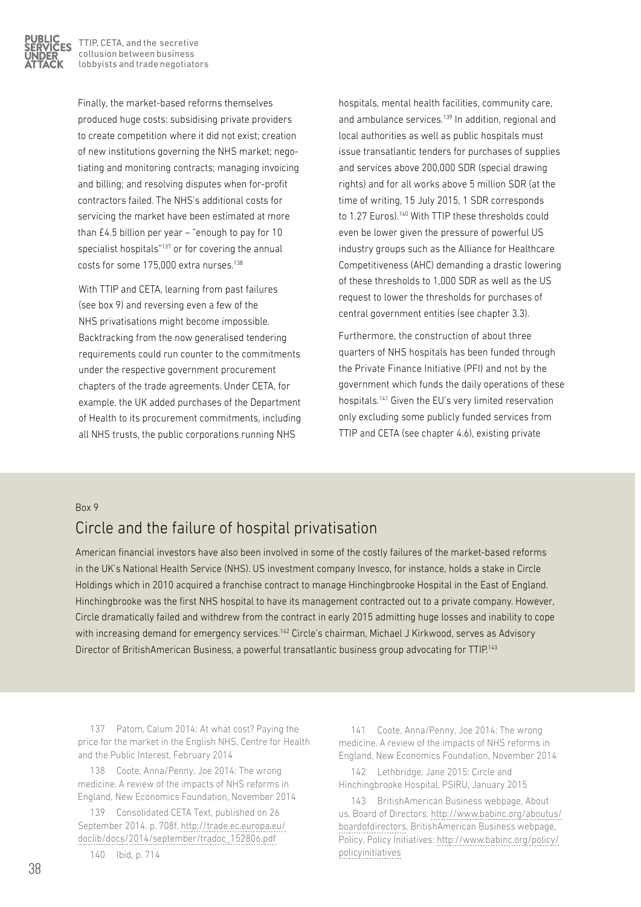Finally, the market-based reforms themselves produced huge costs: subsidising private providers to create competition where it did not exist; creation of new institutions governing the NHS market; negotiating and monitoring contracts; managing invoicing and billing; and resolving disputes when for-profit contractors failed. The NHS's additional costs for servicing the market have been estimated at more than £4.5 billion per year – "enough to pay for 10 specialist hospitals"[137] or for covering the annual costs for some 175,000 extra nurses.[138]

With TTIP and CETA, learning from past failures (see box 9) and reversing even a few of the NHS privatisations might become impossible. Backtracking from the now generalised tendering requirements could run counter to the commitments under the respective government procurement chapters of the trade agreements. Under CETA, for example, the UK added purchases of the Department of Health to its procurement commitments, including all NHS trusts, the public corporations running NHS hospitals, mental health facilities, community care, and ambulance services.[139] In addition, regional and local authorities as well as public hospitals must issue transatlantic tenders for purchases of supplies and services above 200,000 SDR (special drawing rights) and for all works above 5 million SDR (at the time of writing, 15 July 2015, 1 SDR corresponds to 1.27 Euros).[140] With TTIP these thresholds could even be lower given the pressure of powerful US industry groups such as the Alliance for Healthcare Competitiveness (AHC) demanding a drastic lowering of these thresholds to 1,000 SDR as well as the US request to lower the thresholds for purchases of central government entities (see chapter 3.3).

Furthermore, the construction of about three quarters of NHS hospitals has been funded through the Private Finance Initiative (PFI) and not by the government which funds the daily operations of these hospitals.[141] Given the EU's very limited reservation only excluding some publicly funded services from TTIP and CETA (see chapter 4.6), existing private

Box 9

## Circle and the failure of hospital privatisation

American financial investors have also been involved in some of the costly failures of the market-based reforms in the UK's National Health Service (NHS). US investment company Invesco, for instance, holds a stake in Circle Holdings which in 2010 acquired a franchise contract to manage Hinchingbrooke Hospital in the East of England. Hinchingbrooke was the first NHS hospital to have its management contracted out to a private company. However, Circle dramatically failed and withdrew from the contract in early 2015 admitting huge losses and inability to cope with increasing demand for emergency services.[142] Circle's chairman, Michael J Kirkwood, serves as Advisory Director of BritishAmerican Business, a powerful transatlantic business group advocating for TTIP.[143]

137 Patom, Calum 2014: At what cost? Paying the price for the market in the English NHS, Centre for Health and the Public Interest, February 2014

138 Coote, Anna/Penny, Joe 2014: The wrong medicine. A review of the impacts of NHS reforms in England, New Economics Foundation, November 2014

139 Consolidated CETA Text, published on 26 September 2014, p. 708f. http://trade.ec.europa.eu/doclib/docs/2014/september/tradoc_152806.pdf

140 Ibid, p. 714

141 Coote, Anna/Penny, Joe 2014: The wrong medicine. A review of the impacts of NHS reforms in England, New Economics Foundation, November 2014

142 Lethbridge, Jane 2015: Circle and Hinchingbrooke Hospital, PSIRU, January 2015

143 BritishAmerican Business webpage, About us, Board of Directors: http://www.babinc.org/aboutus/boardofdirectors, BritishAmerican Business webpage, Policy, Policy Initiatives: http://www.babinc.org/policy/policyinitiatives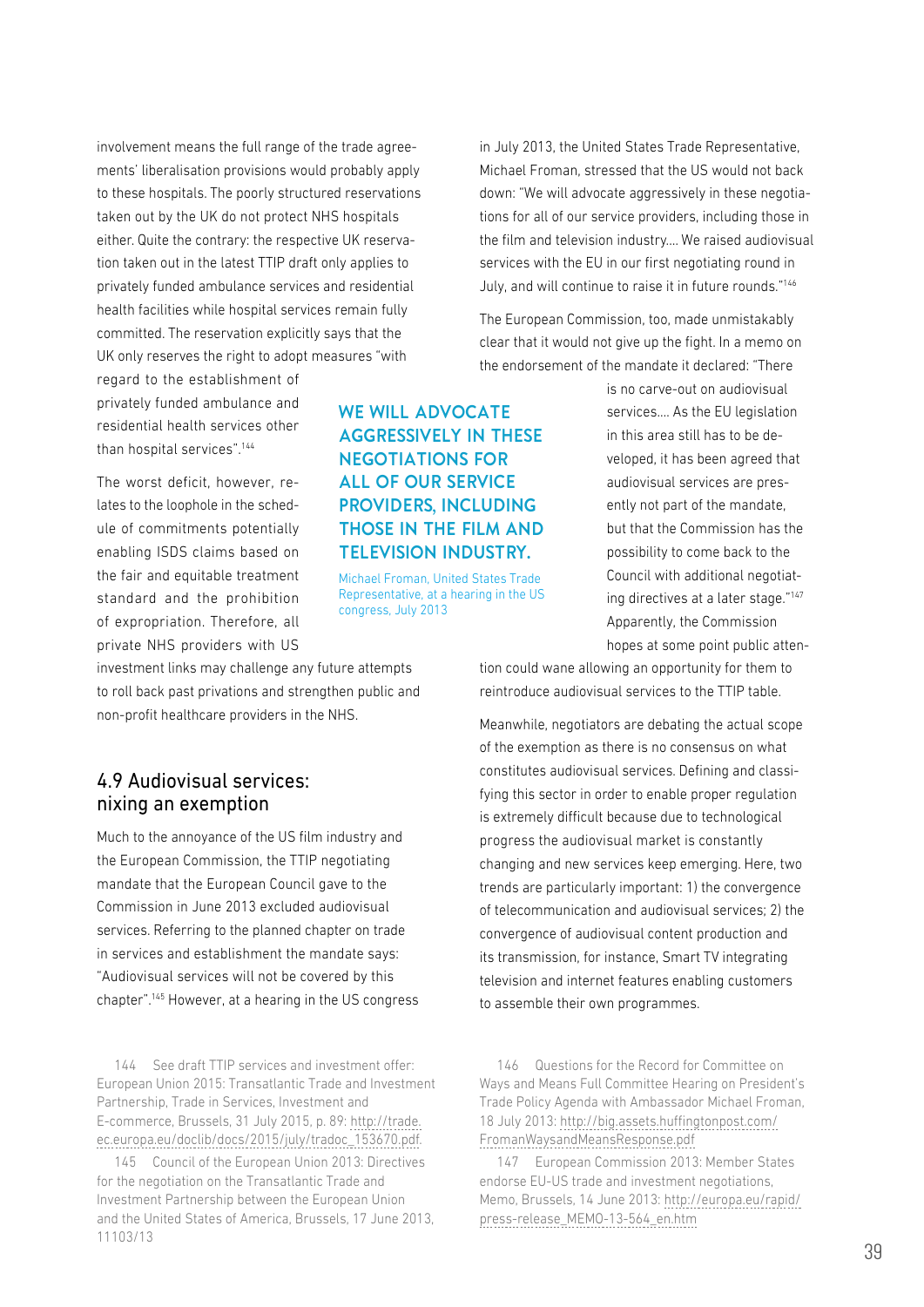involvement means the full range of the trade agreements' liberalisation provisions would probably apply to these hospitals. The poorly structured reservations taken out by the UK do not protect NHS hospitals either. Quite the contrary: the respective UK reservation taken out in the latest TTIP draft only applies to privately funded ambulance services and residential health facilities while hospital services remain fully committed. The reservation explicitly says that the UK only reserves the right to adopt measures "with regard to the establishment of privately funded ambulance and residential health services other than hospital services".[144]

The worst deficit, however, relates to the loophole in the schedule of commitments potentially enabling ISDS claims based on the fair and equitable treatment standard and the prohibition of expropriation. Therefore, all private NHS providers with US investment links may challenge any future attempts to roll back past privations and strengthen public and non-profit healthcare providers in the NHS.

## 4.9 Audiovisual services: nixing an exemption

Much to the annoyance of the US film industry and the European Commission, the TTIP negotiating mandate that the European Council gave to the Commission in June 2013 excluded audiovisual services. Referring to the planned chapter on trade in services and establishment the mandate says: "Audiovisual services will not be covered by this chapter".[145] However, at a hearing in the US congress in July 2013, the United States Trade Representative, Michael Froman, stressed that the US would not back down: "We will advocate aggressively in these negotiations for all of our service providers, including those in the film and television industry.… We raised audiovisual services with the EU in our first negotiating round in July, and will continue to raise it in future rounds."[146]

**WE WILL ADVOCATE AGGRESSIVELY IN THESE NEGOTIATIONS FOR ALL OF OUR SERVICE PROVIDERS, INCLUDING THOSE IN THE FILM AND TELEVISION INDUSTRY.**

Michael Froman, United States Trade Representative, at a hearing in the US congress, July 2013

The European Commission, too, made unmistakably clear that it would not give up the fight. In a memo on the endorsement of the mandate it declared: "There is no carve-out on audiovisual services.… As the EU legislation in this area still has to be developed, it has been agreed that audiovisual services are presently not part of the mandate, but that the Commission has the possibility to come back to the Council with additional negotiating directives at a later stage."[147] Apparently, the Commission hopes at some point public attention could wane allowing an opportunity for them to reintroduce audiovisual services to the TTIP table.

Meanwhile, negotiators are debating the actual scope of the exemption as there is no consensus on what constitutes audiovisual services. Defining and classifying this sector in order to enable proper regulation is extremely difficult because due to technological progress the audiovisual market is constantly changing and new services keep emerging. Here, two trends are particularly important: 1) the convergence of telecommunication and audiovisual services; 2) the convergence of audiovisual content production and its transmission, for instance, Smart TV integrating television and internet features enabling customers to assemble their own programmes.

144 See draft TTIP services and investment offer: European Union 2015: Transatlantic Trade and Investment Partnership, Trade in Services, Investment and E-commerce, Brussels, 31 July 2015, p. 89: http://trade.ec.europa.eu/doclib/docs/2015/july/tradoc_153670.pdf.

145 Council of the European Union 2013: Directives for the negotiation on the Transatlantic Trade and Investment Partnership between the European Union and the United States of America, Brussels, 17 June 2013, 11103/13

146 Questions for the Record for Committee on Ways and Means Full Committee Hearing on President's Trade Policy Agenda with Ambassador Michael Froman, 18 July 2013: http://big.assets.huffingtonpost.com/FromanWaysandMeansResponse.pdf

147 European Commission 2013: Member States endorse EU-US trade and investment negotiations, Memo, Brussels, 14 June 2013: http://europa.eu/rapid/press-release_MEMO-13-564_en.htm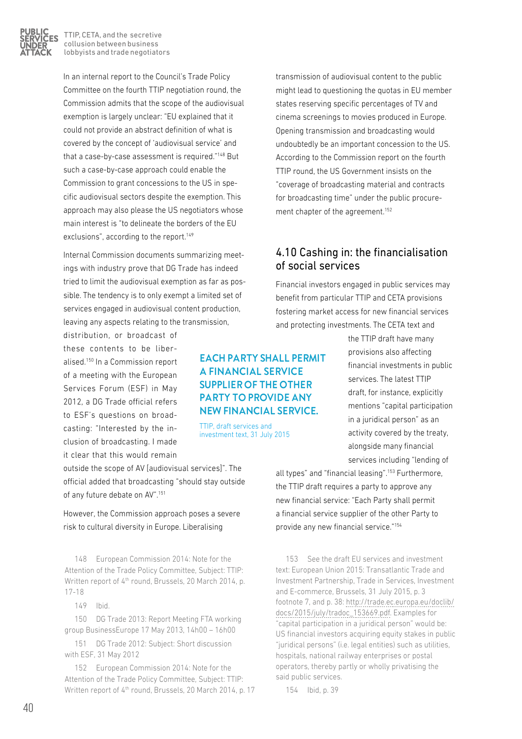In an internal report to the Council's Trade Policy Committee on the fourth TTIP negotiation round, the Commission admits that the scope of the audiovisual exemption is largely unclear: "EU explained that it could not provide an abstract definition of what is covered by the concept of 'audiovisual service' and that a case-by-case assessment is required."[148] But such a case-by-case approach could enable the Commission to grant concessions to the US in specific audiovisual sectors despite the exemption. This approach may also please the US negotiators whose main interest is "to delineate the borders of the EU exclusions", according to the report.[149]

Internal Commission documents summarizing meetings with industry prove that DG Trade has indeed tried to limit the audiovisual exemption as far as possible. The tendency is to only exempt a limited set of services engaged in audiovisual content production, leaving any aspects relating to the transmission, distribution, or broadcast of these contents to be liberalised.[150] In a Commission report of a meeting with the European Services Forum (ESF) in May 2012, a DG Trade official refers to ESF's questions on broadcasting: "Interested by the inclusion of broadcasting. I made it clear that this would remain outside the scope of AV [audiovisual services]". The official added that broadcasting "should stay outside of any future debate on AV".[151]

However, the Commission approach poses a severe risk to cultural diversity in Europe. Liberalising transmission of audiovisual content to the public might lead to questioning the quotas in EU member states reserving specific percentages of TV and cinema screenings to movies produced in Europe. Opening transmission and broadcasting would undoubtedly be an important concession to the US. According to the Commission report on the fourth TTIP round, the US Government insists on the "coverage of broadcasting material and contracts for broadcasting time" under the public procurement chapter of the agreement.[152]

## 4.10 Cashing in: the financialisation of social services

Financial investors engaged in public services may benefit from particular TTIP and CETA provisions fostering market access for new financial services and protecting investments. The CETA text and the TTIP draft have many provisions also affecting financial investments in public services. The latest TTIP draft, for instance, explicitly mentions "capital participation in a juridical person" as an activity covered by the treaty, alongside many financial services including "lending of all types" and "financial leasing".[153] Furthermore, the TTIP draft requires a party to approve any new financial service: "Each Party shall permit a financial service supplier of the other Party to provide any new financial service."[154]

> **EACH PARTY SHALL PERMIT A FINANCIAL SERVICE SUPPLIER OF THE OTHER PARTY TO PROVIDE ANY NEW FINANCIAL SERVICE.**
>
> TTIP, draft services and investment text, 31 July 2015

148 European Commission 2014: Note for the Attention of the Trade Policy Committee, Subject: TTIP: Written report of 4th round, Brussels, 20 March 2014, p. 17-18

149 Ibid.

150 DG Trade 2013: Report Meeting FTA working group BusinessEurope 17 May 2013, 14h00 – 16h00

151 DG Trade 2012: Subject: Short discussion with ESF, 31 May 2012

152 European Commission 2014: Note for the Attention of the Trade Policy Committee, Subject: TTIP: Written report of 4th round, Brussels, 20 March 2014, p. 17

153 See the draft EU services and investment text: European Union 2015: Transatlantic Trade and Investment Partnership, Trade in Services, Investment and E-commerce, Brussels, 31 July 2015, p. 3 footnote 7, and p. 38: http://trade.ec.europa.eu/doclib/docs/2015/july/tradoc_153669.pdf. Examples for "capital participation in a juridical person" would be: US financial investors acquiring equity stakes in public "juridical persons" (i.e. legal entities) such as utilities, hospitals, national railway enterprises or postal operators, thereby partly or wholly privatising the said public services.

154 Ibid, p. 39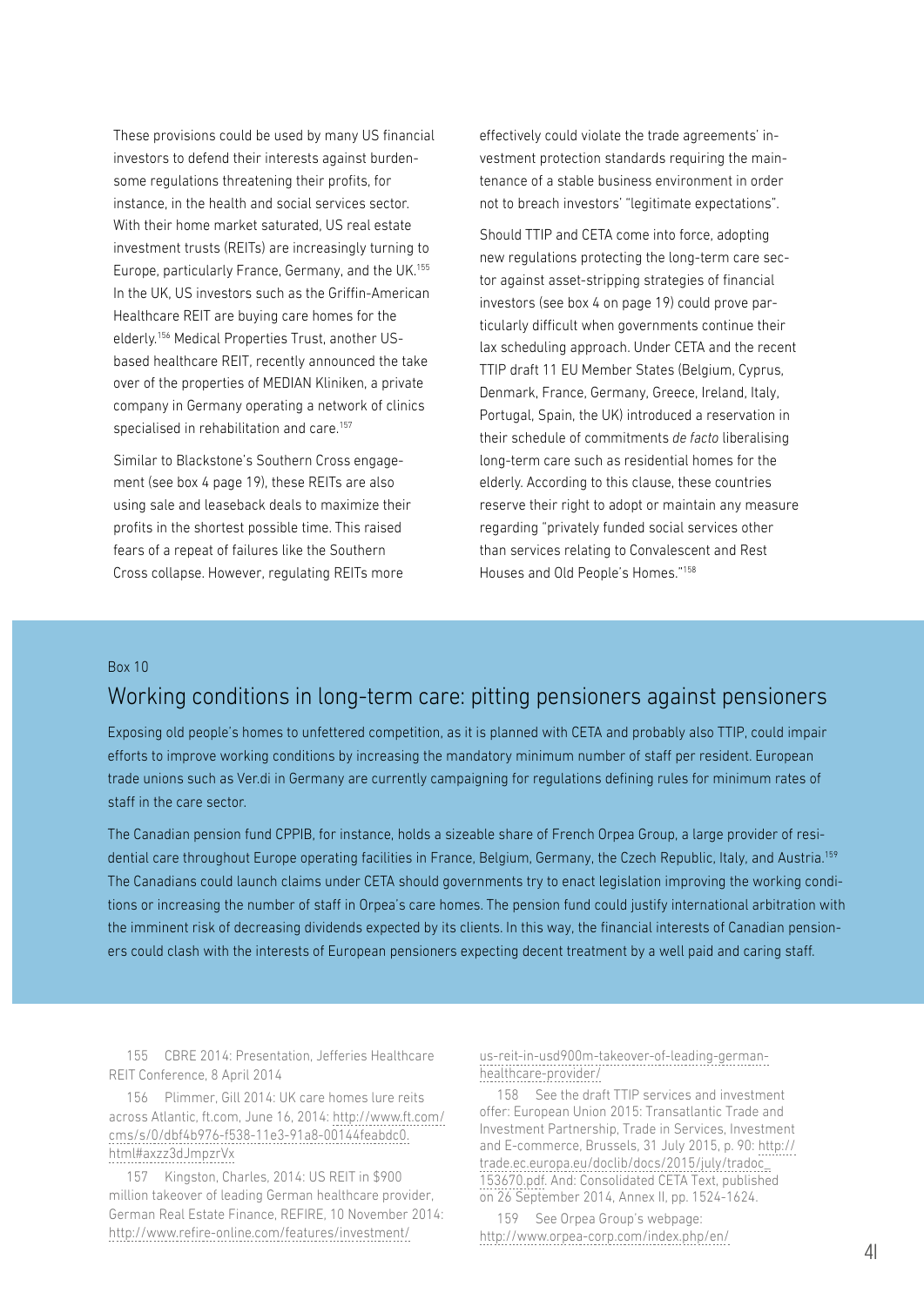These provisions could be used by many US financial investors to defend their interests against burdensome regulations threatening their profits, for instance, in the health and social services sector. With their home market saturated, US real estate investment trusts (REITs) are increasingly turning to Europe, particularly France, Germany, and the UK.[155] In the UK, US investors such as the Griffin-American Healthcare REIT are buying care homes for the elderly.[156] Medical Properties Trust, another US-based healthcare REIT, recently announced the take over of the properties of MEDIAN Kliniken, a private company in Germany operating a network of clinics specialised in rehabilitation and care.[157]

Similar to Blackstone's Southern Cross engagement (see box 4 page 19), these REITs are also using sale and leaseback deals to maximize their profits in the shortest possible time. This raised fears of a repeat of failures like the Southern Cross collapse. However, regulating REITs more effectively could violate the trade agreements' investment protection standards requiring the maintenance of a stable business environment in order not to breach investors' "legitimate expectations".

Should TTIP and CETA come into force, adopting new regulations protecting the long-term care sector against asset-stripping strategies of financial investors (see box 4 on page 19) could prove particularly difficult when governments continue their lax scheduling approach. Under CETA and the recent TTIP draft 11 EU Member States (Belgium, Cyprus, Denmark, France, Germany, Greece, Ireland, Italy, Portugal, Spain, the UK) introduced a reservation in their schedule of commitments *de facto* liberalising long-term care such as residential homes for the elderly. According to this clause, these countries reserve their right to adopt or maintain any measure regarding "privately funded social services other than services relating to Convalescent and Rest Houses and Old People's Homes."[158]

Box 10

## Working conditions in long-term care: pitting pensioners against pensioners

Exposing old people's homes to unfettered competition, as it is planned with CETA and probably also TTIP, could impair efforts to improve working conditions by increasing the mandatory minimum number of staff per resident. European trade unions such as Ver.di in Germany are currently campaigning for regulations defining rules for minimum rates of staff in the care sector.

The Canadian pension fund CPPIB, for instance, holds a sizeable share of French Orpea Group, a large provider of residential care throughout Europe operating facilities in France, Belgium, Germany, the Czech Republic, Italy, and Austria.[159] The Canadians could launch claims under CETA should governments try to enact legislation improving the working conditions or increasing the number of staff in Orpea's care homes. The pension fund could justify international arbitration with the imminent risk of decreasing dividends expected by its clients. In this way, the financial interests of Canadian pensioners could clash with the interests of European pensioners expecting decent treatment by a well paid and caring staff.

155 CBRE 2014: Presentation, Jefferies Healthcare REIT Conference, 8 April 2014

156 Plimmer, Gill 2014: UK care homes lure reits across Atlantic, ft.com, June 16, 2014: http://www.ft.com/cms/s/0/dbf4b976-f538-11e3-91a8-00144feabdc0.html#axzz3dJmpzrVx

157 Kingston, Charles, 2014: US REIT in $900 million takeover of leading German healthcare provider, German Real Estate Finance, REFIRE, 10 November 2014: http://www.refire-online.com/features/investment/us-reit-in-usd900m-takeover-of-leading-german-healthcare-provider/

158 See the draft TTIP services and investment offer: European Union 2015: Transatlantic Trade and Investment Partnership, Trade in Services, Investment and E-commerce, Brussels, 31 July 2015, p. 90: http://trade.ec.europa.eu/doclib/docs/2015/july/tradoc_153670.pdf. And: Consolidated CETA Text, published on 26 September 2014, Annex II, pp. 1524-1624.

159 See Orpea Group's webpage: http://www.orpea-corp.com/index.php/en/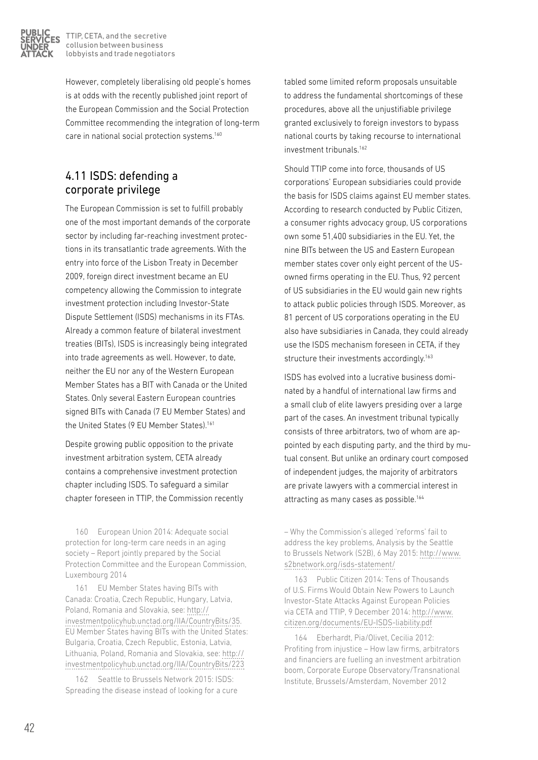However, completely liberalising old people's homes is at odds with the recently published joint report of the European Commission and the Social Protection Committee recommending the integration of long-term care in national social protection systems.[160]

## 4.11 ISDS: defending a corporate privilege

The European Commission is set to fulfill probably one of the most important demands of the corporate sector by including far-reaching investment protections in its transatlantic trade agreements. With the entry into force of the Lisbon Treaty in December 2009, foreign direct investment became an EU competency allowing the Commission to integrate investment protection including Investor-State Dispute Settlement (ISDS) mechanisms in its FTAs. Already a common feature of bilateral investment treaties (BITs), ISDS is increasingly being integrated into trade agreements as well. However, to date, neither the EU nor any of the Western European Member States has a BIT with Canada or the United States. Only several Eastern European countries signed BITs with Canada (7 EU Member States) and the United States (9 EU Member States).[161]

Despite growing public opposition to the private investment arbitration system, CETA already contains a comprehensive investment protection chapter including ISDS. To safeguard a similar chapter foreseen in TTIP, the Commission recently tabled some limited reform proposals unsuitable to address the fundamental shortcomings of these procedures, above all the unjustifiable privilege granted exclusively to foreign investors to bypass national courts by taking recourse to international investment tribunals.[162]

Should TTIP come into force, thousands of US corporations' European subsidiaries could provide the basis for ISDS claims against EU member states. According to research conducted by Public Citizen, a consumer rights advocacy group, US corporations own some 51,400 subsidiaries in the EU. Yet, the nine BITs between the US and Eastern European member states cover only eight percent of the US-owned firms operating in the EU. Thus, 92 percent of US subsidiaries in the EU would gain new rights to attack public policies through ISDS. Moreover, as 81 percent of US corporations operating in the EU also have subsidiaries in Canada, they could already use the ISDS mechanism foreseen in CETA, if they structure their investments accordingly.[163]

ISDS has evolved into a lucrative business dominated by a handful of international law firms and a small club of elite lawyers presiding over a large part of the cases. An investment tribunal typically consists of three arbitrators, two of whom are appointed by each disputing party, and the third by mutual consent. But unlike an ordinary court composed of independent judges, the majority of arbitrators are private lawyers with a commercial interest in attracting as many cases as possible.[164]

---

160 European Union 2014: Adequate social protection for long-term care needs in an aging society – Report jointly prepared by the Social Protection Committee and the European Commission, Luxembourg 2014

161 EU Member States having BITs with Canada: Croatia, Czech Republic, Hungary, Latvia, Poland, Romania and Slovakia, see: http://investmentpolicyhub.unctad.org/IIA/CountryBits/35. EU Member States having BITs with the United States: Bulgaria, Croatia, Czech Republic, Estonia, Latvia, Lithuania, Poland, Romania and Slovakia, see: http://investmentpolicyhub.unctad.org/IIA/CountryBits/223

162 Seattle to Brussels Network 2015: ISDS: Spreading the disease instead of looking for a cure – Why the Commission's alleged 'reforms' fail to address the key problems, Analysis by the Seattle to Brussels Network (S2B), 6 May 2015: http://www.s2bnetwork.org/isds-statement/

163 Public Citizen 2014: Tens of Thousands of U.S. Firms Would Obtain New Powers to Launch Investor-State Attacks Against European Policies via CETA and TTIP, 9 December 2014: http://www.citizen.org/documents/EU-ISDS-liability.pdf

164 Eberhardt, Pia/Olivet, Cecilia 2012: Profiting from injustice – How law firms, arbitrators and financiers are fuelling an investment arbitration boom, Corporate Europe Observatory/Transnational Institute, Brussels/Amsterdam, November 2012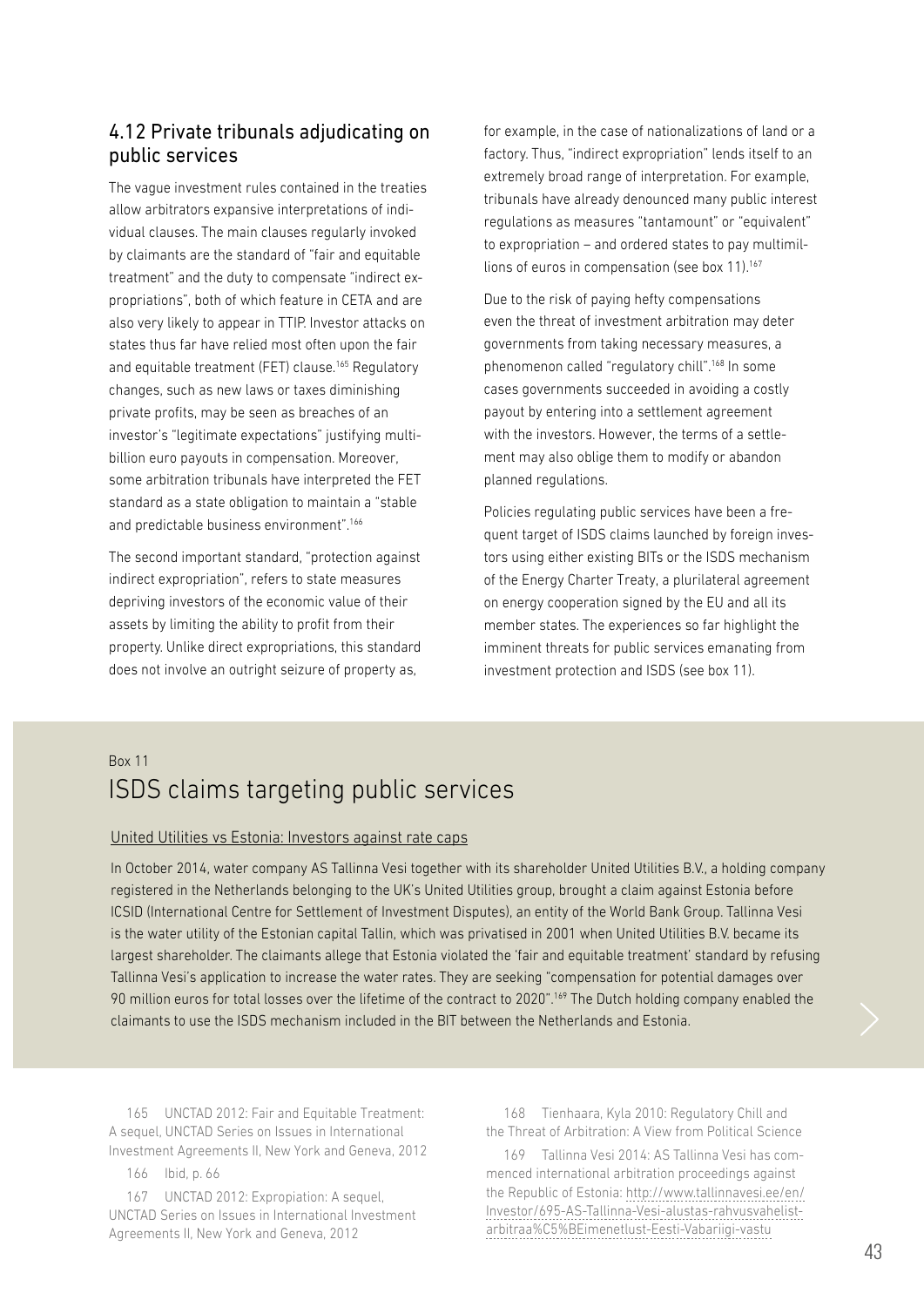## 4.12 Private tribunals adjudicating on public services

The vague investment rules contained in the treaties allow arbitrators expansive interpretations of individual clauses. The main clauses regularly invoked by claimants are the standard of "fair and equitable treatment" and the duty to compensate "indirect expropriations", both of which feature in CETA and are also very likely to appear in TTIP. Investor attacks on states thus far have relied most often upon the fair and equitable treatment (FET) clause.[165] Regulatory changes, such as new laws or taxes diminishing private profits, may be seen as breaches of an investor's "legitimate expectations" justifying multi-billion euro payouts in compensation. Moreover, some arbitration tribunals have interpreted the FET standard as a state obligation to maintain a "stable and predictable business environment".[166]

The second important standard, "protection against indirect expropriation", refers to state measures depriving investors of the economic value of their assets by limiting the ability to profit from their property. Unlike direct expropriations, this standard does not involve an outright seizure of property as, for example, in the case of nationalizations of land or a factory. Thus, "indirect expropriation" lends itself to an extremely broad range of interpretation. For example, tribunals have already denounced many public interest regulations as measures "tantamount" or "equivalent" to expropriation – and ordered states to pay multimillions of euros in compensation (see box 11).[167]

Due to the risk of paying hefty compensations even the threat of investment arbitration may deter governments from taking necessary measures, a phenomenon called "regulatory chill".[168] In some cases governments succeeded in avoiding a costly payout by entering into a settlement agreement with the investors. However, the terms of a settlement may also oblige them to modify or abandon planned regulations.

Policies regulating public services have been a frequent target of ISDS claims launched by foreign investors using either existing BITs or the ISDS mechanism of the Energy Charter Treaty, a plurilateral agreement on energy cooperation signed by the EU and all its member states. The experiences so far highlight the imminent threats for public services emanating from investment protection and ISDS (see box 11).

Box 11

### ISDS claims targeting public services

United Utilities vs Estonia: Investors against rate caps

In October 2014, water company AS Tallinna Vesi together with its shareholder United Utilities B.V., a holding company registered in the Netherlands belonging to the UK's United Utilities group, brought a claim against Estonia before ICSID (International Centre for Settlement of Investment Disputes), an entity of the World Bank Group. Tallinna Vesi is the water utility of the Estonian capital Tallin, which was privatised in 2001 when United Utilities B.V. became its largest shareholder. The claimants allege that Estonia violated the 'fair and equitable treatment' standard by refusing Tallinna Vesi's application to increase the water rates. They are seeking "compensation for potential damages over 90 million euros for total losses over the lifetime of the contract to 2020".[169] The Dutch holding company enabled the claimants to use the ISDS mechanism included in the BIT between the Netherlands and Estonia.

165 UNCTAD 2012: Fair and Equitable Treatment: A sequel, UNCTAD Series on Issues in International Investment Agreements II, New York and Geneva, 2012

166 Ibid, p. 66

167 UNCTAD 2012: Expropiation: A sequel, UNCTAD Series on Issues in International Investment Agreements II, New York and Geneva, 2012

168 Tienhaara, Kyla 2010: Regulatory Chill and the Threat of Arbitration: A View from Political Science

169 Tallinna Vesi 2014: AS Tallinna Vesi has commenced international arbitration proceedings against the Republic of Estonia: http://www.tallinnavesi.ee/en/Investor/695-AS-Tallinna-Vesi-alustas-rahvusvahelist-arbitraa%C5%BEimenetlust-Eesti-Vabariigi-vastu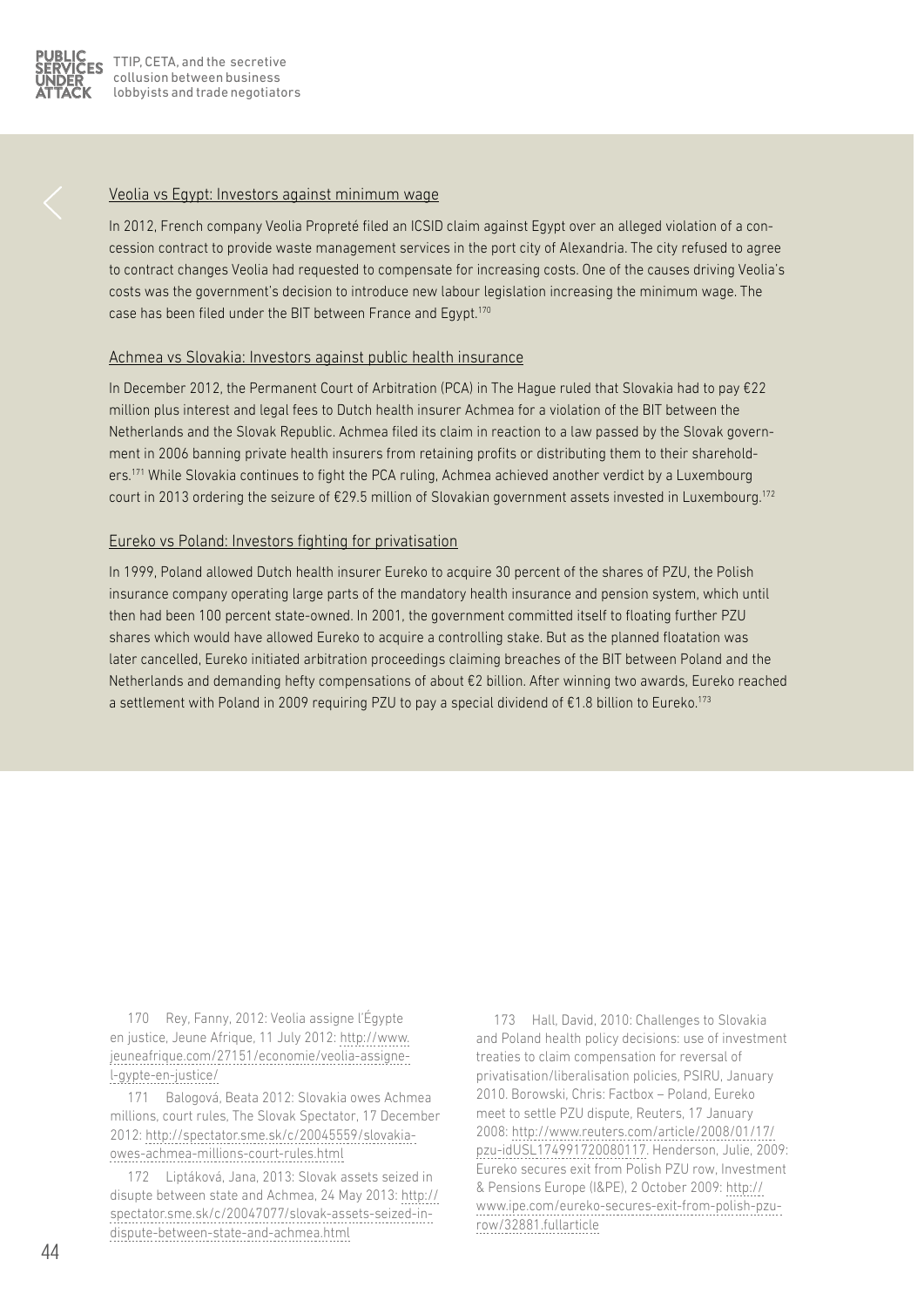### Veolia vs Egypt: Investors against minimum wage

In 2012, French company Veolia Propreté filed an ICSID claim against Egypt over an alleged violation of a concession contract to provide waste management services in the port city of Alexandria. The city refused to agree to contract changes Veolia had requested to compensate for increasing costs. One of the causes driving Veolia's costs was the government's decision to introduce new labour legislation increasing the minimum wage. The case has been filed under the BIT between France and Egypt.[170]

### Achmea vs Slovakia: Investors against public health insurance

In December 2012, the Permanent Court of Arbitration (PCA) in The Hague ruled that Slovakia had to pay €22 million plus interest and legal fees to Dutch health insurer Achmea for a violation of the BIT between the Netherlands and the Slovak Republic. Achmea filed its claim in reaction to a law passed by the Slovak government in 2006 banning private health insurers from retaining profits or distributing them to their shareholders.[171] While Slovakia continues to fight the PCA ruling, Achmea achieved another verdict by a Luxembourg court in 2013 ordering the seizure of €29.5 million of Slovakian government assets invested in Luxembourg.[172]

### Eureko vs Poland: Investors fighting for privatisation

In 1999, Poland allowed Dutch health insurer Eureko to acquire 30 percent of the shares of PZU, the Polish insurance company operating large parts of the mandatory health insurance and pension system, which until then had been 100 percent state-owned. In 2001, the government committed itself to floating further PZU shares which would have allowed Eureko to acquire a controlling stake. But as the planned floatation was later cancelled, Eureko initiated arbitration proceedings claiming breaches of the BIT between Poland and the Netherlands and demanding hefty compensations of about €2 billion. After winning two awards, Eureko reached a settlement with Poland in 2009 requiring PZU to pay a special dividend of €1.8 billion to Eureko.[173]

---

170 Rey, Fanny, 2012: Veolia assigne l'Égypte en justice, Jeune Afrique, 11 July 2012: http://www.jeuneafrique.com/27151/economie/veolia-assigne-l-gypte-en-justice/

171 Balogová, Beata 2012: Slovakia owes Achmea millions, court rules, The Slovak Spectator, 17 December 2012: http://spectator.sme.sk/c/20045559/slovakia-owes-achmea-millions-court-rules.html

172 Liptáková, Jana, 2013: Slovak assets seized in disupte between state and Achmea, 24 May 2013: http://spectator.sme.sk/c/20047077/slovak-assets-seized-in-dispute-between-state-and-achmea.html

173 Hall, David, 2010: Challenges to Slovakia and Poland health policy decisions: use of investment treaties to claim compensation for reversal of privatisation/liberalisation policies, PSIRU, January 2010. Borowski, Chris: Factbox – Poland, Eureko meet to settle PZU dispute, Reuters, 17 January 2008: http://www.reuters.com/article/2008/01/17/pzu-idUSL174991720080117. Henderson, Julie, 2009: Eureko secures exit from Polish PZU row, Investment & Pensions Europe (I&PE), 2 October 2009: http://www.ipe.com/eureko-secures-exit-from-polish-pzu-row/32881.fullarticle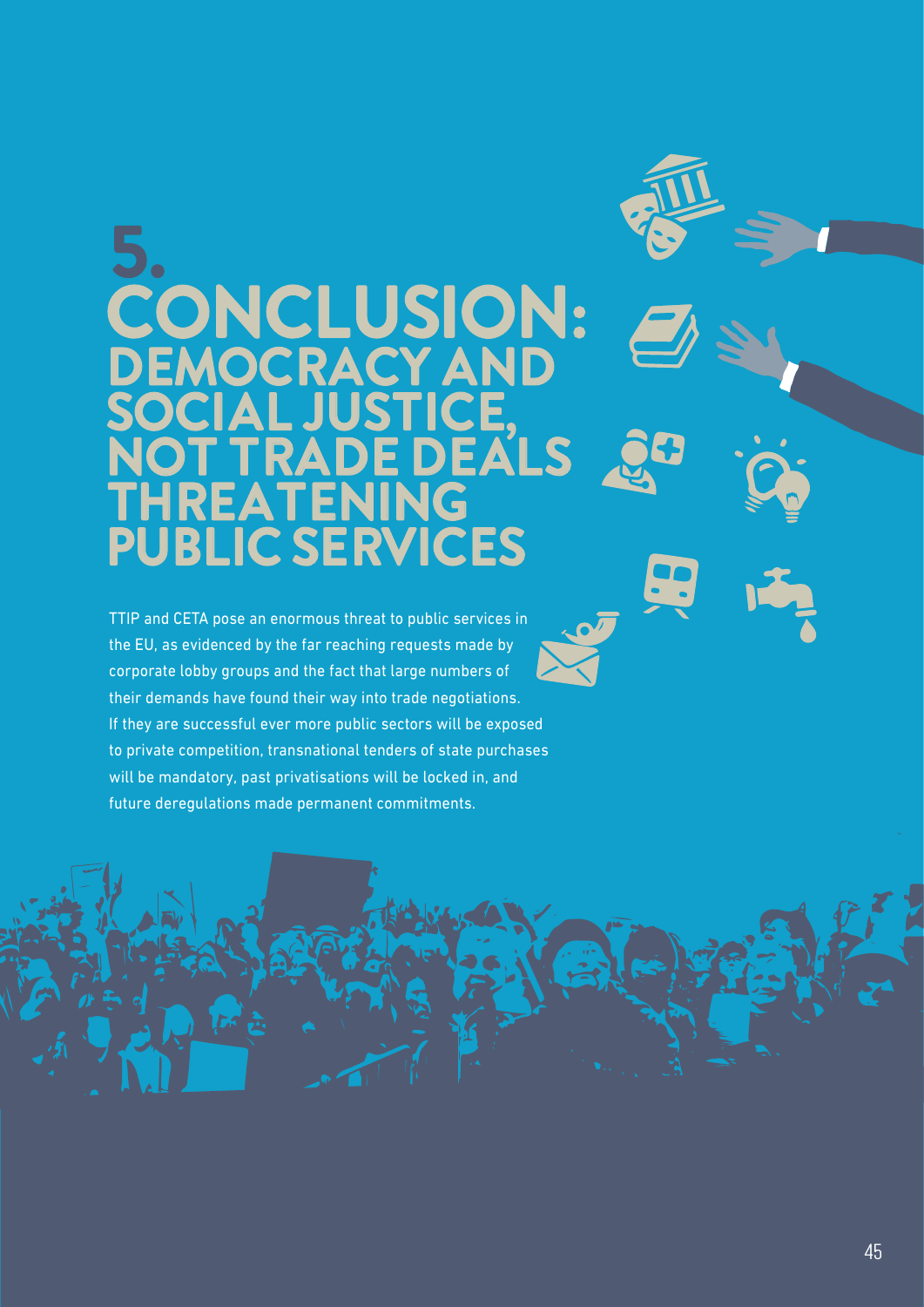# 5. CONCLUSION: DEMOCRACY AND SOCIAL JUSTICE, NOT TRADE DEALS THREATENING PUBLIC SERVICES

TTIP and CETA pose an enormous threat to public services in the EU, as evidenced by the far reaching requests made by corporate lobby groups and the fact that large numbers of their demands have found their way into trade negotiations. If they are successful ever more public sectors will be exposed to private competition, transnational tenders of state purchases will be mandatory, past privatisations will be locked in, and future deregulations made permanent commitments.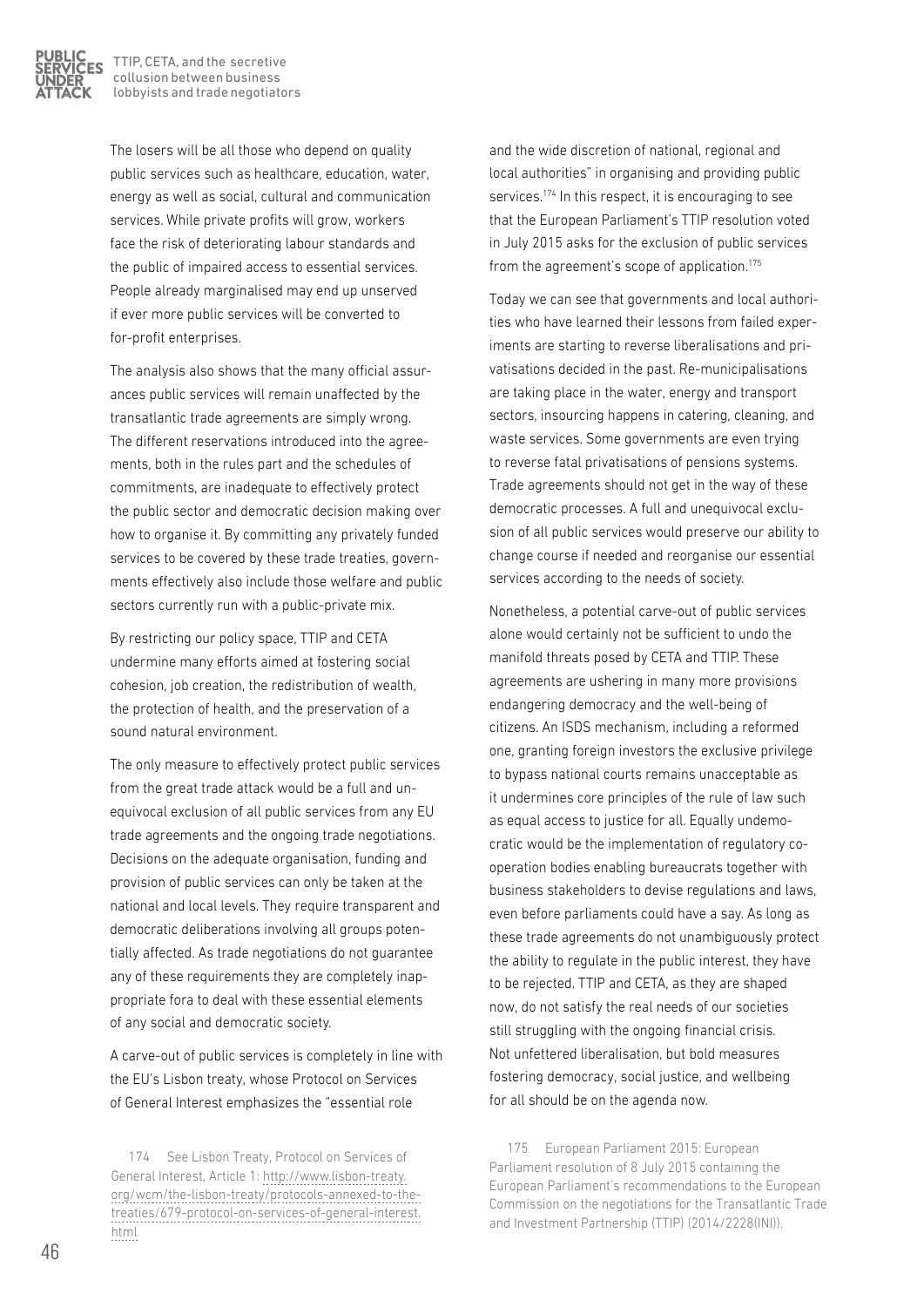The losers will be all those who depend on quality public services such as healthcare, education, water, energy as well as social, cultural and communication services. While private profits will grow, workers face the risk of deteriorating labour standards and the public of impaired access to essential services. People already marginalised may end up unserved if ever more public services will be converted to for-profit enterprises.

The analysis also shows that the many official assurances public services will remain unaffected by the transatlantic trade agreements are simply wrong. The different reservations introduced into the agreements, both in the rules part and the schedules of commitments, are inadequate to effectively protect the public sector and democratic decision making over how to organise it. By committing any privately funded services to be covered by these trade treaties, governments effectively also include those welfare and public sectors currently run with a public-private mix.

By restricting our policy space, TTIP and CETA undermine many efforts aimed at fostering social cohesion, job creation, the redistribution of wealth, the protection of health, and the preservation of a sound natural environment.

The only measure to effectively protect public services from the great trade attack would be a full and unequivocal exclusion of all public services from any EU trade agreements and the ongoing trade negotiations. Decisions on the adequate organisation, funding and provision of public services can only be taken at the national and local levels. They require transparent and democratic deliberations involving all groups potentially affected. As trade negotiations do not guarantee any of these requirements they are completely inappropriate fora to deal with these essential elements of any social and democratic society.

A carve-out of public services is completely in line with the EU's Lisbon treaty, whose Protocol on Services of General Interest emphasizes the "essential role and the wide discretion of national, regional and local authorities" in organising and providing public services.[174] In this respect, it is encouraging to see that the European Parliament's TTIP resolution voted in July 2015 asks for the exclusion of public services from the agreement's scope of application.[175]

Today we can see that governments and local authorities who have learned their lessons from failed experiments are starting to reverse liberalisations and privatisations decided in the past. Re-municipalisations are taking place in the water, energy and transport sectors, insourcing happens in catering, cleaning, and waste services. Some governments are even trying to reverse fatal privatisations of pensions systems. Trade agreements should not get in the way of these democratic processes. A full and unequivocal exclusion of all public services would preserve our ability to change course if needed and reorganise our essential services according to the needs of society.

Nonetheless, a potential carve-out of public services alone would certainly not be sufficient to undo the manifold threats posed by CETA and TTIP. These agreements are ushering in many more provisions endangering democracy and the well-being of citizens. An ISDS mechanism, including a reformed one, granting foreign investors the exclusive privilege to bypass national courts remains unacceptable as it undermines core principles of the rule of law such as equal access to justice for all. Equally undemocratic would be the implementation of regulatory cooperation bodies enabling bureaucrats together with business stakeholders to devise regulations and laws, even before parliaments could have a say. As long as these trade agreements do not unambiguously protect the ability to regulate in the public interest, they have to be rejected. TTIP and CETA, as they are shaped now, do not satisfy the real needs of our societies still struggling with the ongoing financial crisis. Not unfettered liberalisation, but bold measures fostering democracy, social justice, and wellbeing for all should be on the agenda now.

174 See Lisbon Treaty, Protocol on Services of General Interest, Article 1: http://www.lisbon-treaty.org/wcm/the-lisbon-treaty/protocols-annexed-to-the-treaties/679-protocol-on-services-of-general-interest.html

175 European Parliament 2015: European Parliament resolution of 8 July 2015 containing the European Parliament's recommendations to the European Commission on the negotiations for the Transatlantic Trade and Investment Partnership (TTIP) (2014/2228(INI)).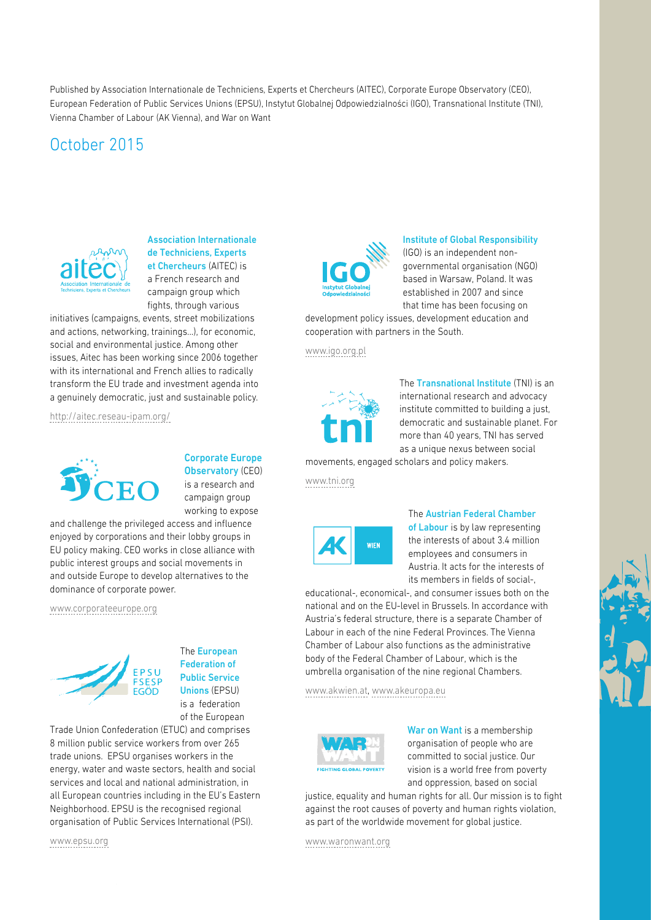Published by Association Internationale de Techniciens, Experts et Chercheurs (AITEC), Corporate Europe Observatory (CEO), European Federation of Public Services Unions (EPSU), Instytut Globalnej Odpowiedzialności (IGO), Transnational Institute (TNI), Vienna Chamber of Labour (AK Vienna), and War on Want

## October 2015

**Association Internationale de Techniciens, Experts et Chercheurs** (AITEC) is a French research and campaign group which fights, through various initiatives (campaigns, events, street mobilizations and actions, networking, trainings...), for economic, social and environmental justice. Among other issues, Aitec has been working since 2006 together with its international and French allies to radically transform the EU trade and investment agenda into a genuinely democratic, just and sustainable policy.

http://aitec.reseau-ipam.org/

**Corporate Europe Observatory** (CEO) is a research and campaign group working to expose and challenge the privileged access and influence enjoyed by corporations and their lobby groups in EU policy making. CEO works in close alliance with public interest groups and social movements in and outside Europe to develop alternatives to the dominance of corporate power.

www.corporateeurope.org

The **European Federation of Public Service Unions** (EPSU) is a federation of the European Trade Union Confederation (ETUC) and comprises 8 million public service workers from over 265 trade unions. EPSU organises workers in the energy, water and waste sectors, health and social services and local and national administration, in all European countries including in the EU's Eastern Neighborhood. EPSU is the recognised regional organisation of Public Services International (PSI).

www.epsu.org

**Institute of Global Responsibility** (IGO) is an independent non-governmental organisation (NGO) based in Warsaw, Poland. It was established in 2007 and since that time has been focusing on development policy issues, development education and cooperation with partners in the South.

www.igo.org.pl

The **Transnational Institute** (TNI) is an international research and advocacy institute committed to building a just, democratic and sustainable planet. For more than 40 years, TNI has served as a unique nexus between social movements, engaged scholars and policy makers.

www.tni.org

The **Austrian Federal Chamber of Labour** is by law representing the interests of about 3.4 million employees and consumers in Austria. It acts for the interests of its members in fields of social-, educational-, economical-, and consumer issues both on the national and on the EU-level in Brussels. In accordance with Austria's federal structure, there is a separate Chamber of Labour in each of the nine Federal Provinces. The Vienna Chamber of Labour also functions as the administrative body of the Federal Chamber of Labour, which is the umbrella organisation of the nine regional Chambers.

www.akwien.at, www.akeuropa.eu

**War on Want** is a membership organisation of people who are committed to social justice. Our vision is a world free from poverty and oppression, based on social justice, equality and human rights for all. Our mission is to fight against the root causes of poverty and human rights violation, as part of the worldwide movement for global justice.

www.waronwant.org